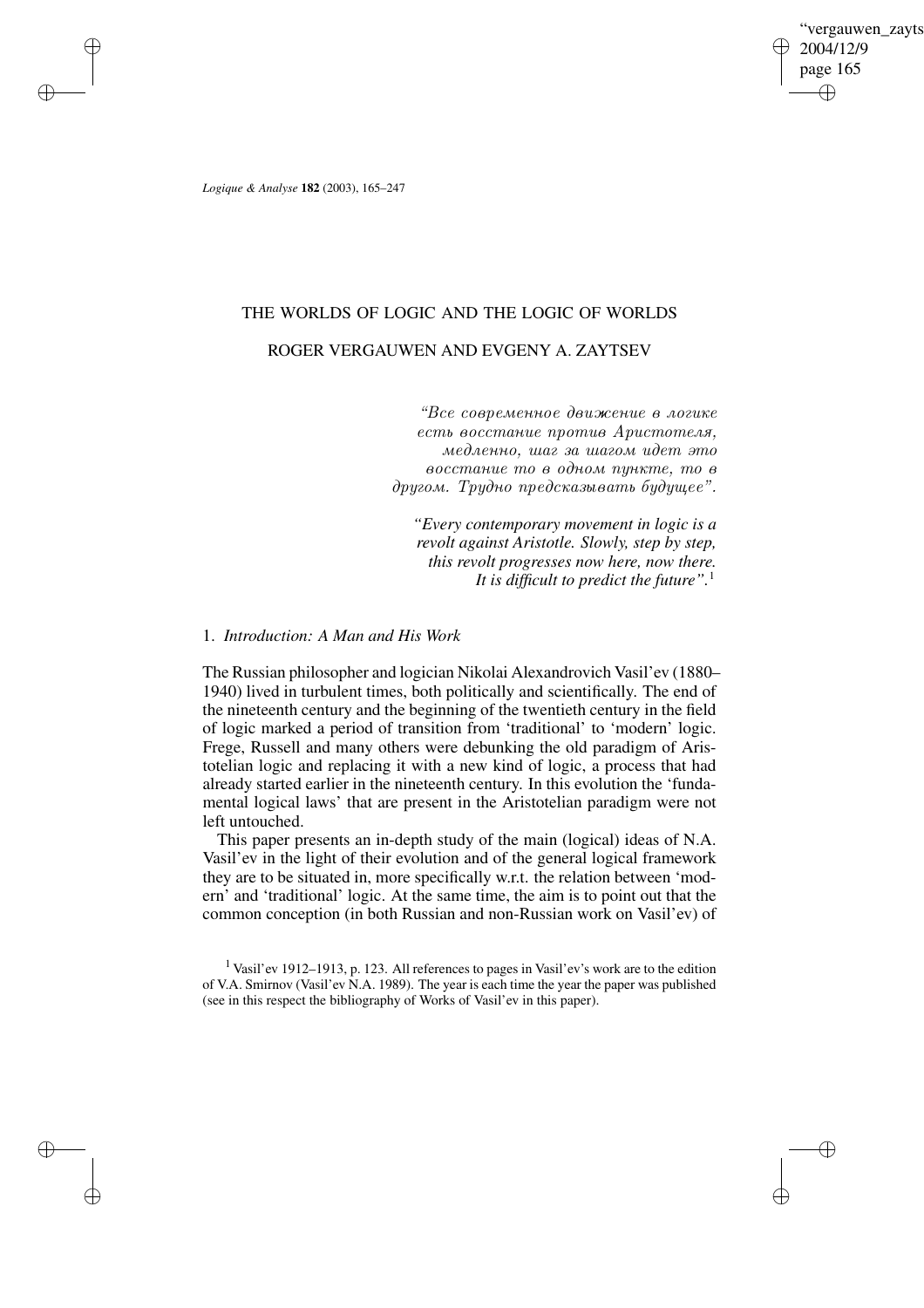# THE WORLDS OF LOGIC AND THE LOGIC OF WORLDS

## ROGER VERGAUWEN AND EVGENY A. ZAYTSEV

> *"Все современное движение в логике есть восстание против Аристотеля, медленно, шаг за шагом идет это восстание то в одном пункте, то в другом. Трудно предсказывать будущее".*
>
> *"Every contemporary movement in logic is a revolt against Aristotle. Slowly, step by step, this revolt progresses now here, now there. It is difficult to predict the future".*[1]

### 1. *Introduction: A Man and His Work*

The Russian philosopher and logician Nikolai Alexandrovich Vasil'ev (1880–1940) lived in turbulent times, both politically and scientifically. The end of the nineteenth century and the beginning of the twentieth century in the field of logic marked a period of transition from 'traditional' to 'modern' logic. Frege, Russell and many others were debunking the old paradigm of Aristotelian logic and replacing it with a new kind of logic, a process that had already started earlier in the nineteenth century. In this evolution the 'fundamental logical laws' that are present in the Aristotelian paradigm were not left untouched.

This paper presents an in-depth study of the main (logical) ideas of N.A. Vasil'ev in the light of their evolution and of the general logical framework they are to be situated in, more specifically w.r.t. the relation between 'modern' and 'traditional' logic. At the same time, the aim is to point out that the common conception (in both Russian and non-Russian work on Vasil'ev) of

[1] Vasil'ev 1912–1913, p. 123. All references to pages in Vasil'ev's work are to the edition of V.A. Smirnov (Vasil'ev N.A. 1989). The year is each time the year the paper was published (see in this respect the bibliography of Works of Vasil'ev in this paper).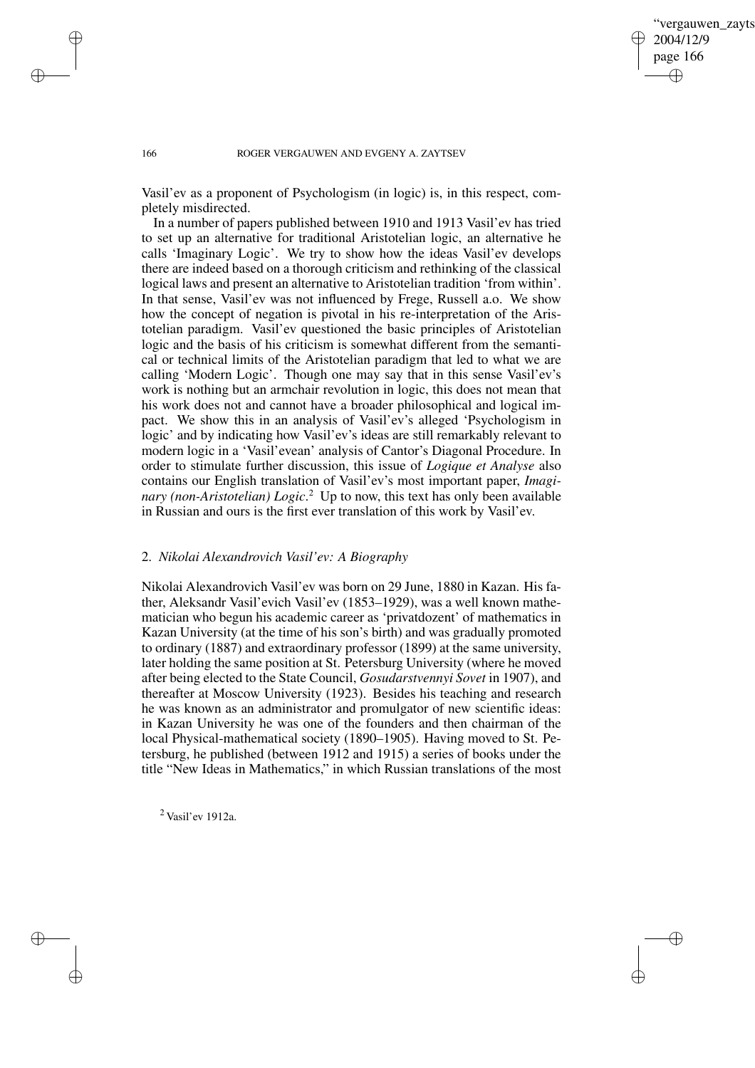Vasil'ev as a proponent of Psychologism (in logic) is, in this respect, completely misdirected.

In a number of papers published between 1910 and 1913 Vasil'ev has tried to set up an alternative for traditional Aristotelian logic, an alternative he calls 'Imaginary Logic'. We try to show how the ideas Vasil'ev develops there are indeed based on a thorough criticism and rethinking of the classical logical laws and present an alternative to Aristotelian tradition 'from within'. In that sense, Vasil'ev was not influenced by Frege, Russell a.o. We show how the concept of negation is pivotal in his re-interpretation of the Aristotelian paradigm. Vasil'ev questioned the basic principles of Aristotelian logic and the basis of his criticism is somewhat different from the semantical or technical limits of the Aristotelian paradigm that led to what we are calling 'Modern Logic'. Though one may say that in this sense Vasil'ev's work is nothing but an armchair revolution in logic, this does not mean that his work does not and cannot have a broader philosophical and logical impact. We show this in an analysis of Vasil'ev's alleged 'Psychologism in logic' and by indicating how Vasil'ev's ideas are still remarkably relevant to modern logic in a 'Vasil'evean' analysis of Cantor's Diagonal Procedure. In order to stimulate further discussion, this issue of *Logique et Analyse* also contains our English translation of Vasil'ev's most important paper, *Imaginary (non-Aristotelian) Logic*.[2] Up to now, this text has only been available in Russian and ours is the first ever translation of this work by Vasil'ev.

## 2. *Nikolai Alexandrovich Vasil'ev: A Biography*

Nikolai Alexandrovich Vasil'ev was born on 29 June, 1880 in Kazan. His father, Aleksandr Vasil'evich Vasil'ev (1853–1929), was a well known mathematician who begun his academic career as 'privatdozent' of mathematics in Kazan University (at the time of his son's birth) and was gradually promoted to ordinary (1887) and extraordinary professor (1899) at the same university, later holding the same position at St. Petersburg University (where he moved after being elected to the State Council, *Gosudarstvennyi Sovet* in 1907), and thereafter at Moscow University (1923). Besides his teaching and research he was known as an administrator and promulgator of new scientific ideas: in Kazan University he was one of the founders and then chairman of the local Physical-mathematical society (1890–1905). Having moved to St. Petersburg, he published (between 1912 and 1915) a series of books under the title "New Ideas in Mathematics," in which Russian translations of the most

[2] Vasil'ev 1912a.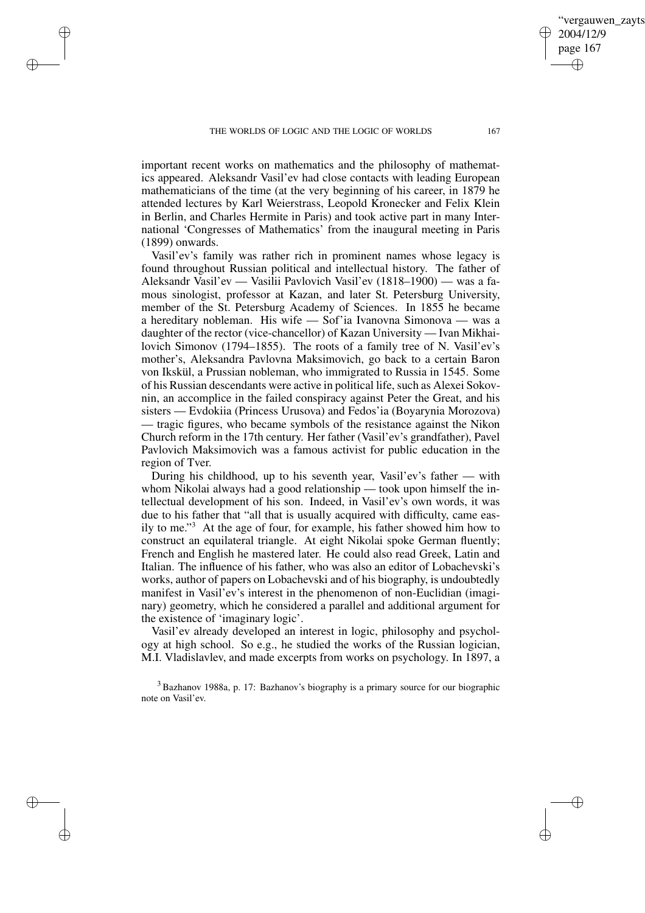important recent works on mathematics and the philosophy of mathematics appeared. Aleksandr Vasil'ev had close contacts with leading European mathematicians of the time (at the very beginning of his career, in 1879 he attended lectures by Karl Weierstrass, Leopold Kronecker and Felix Klein in Berlin, and Charles Hermite in Paris) and took active part in many International 'Congresses of Mathematics' from the inaugural meeting in Paris (1899) onwards.

Vasil'ev's family was rather rich in prominent names whose legacy is found throughout Russian political and intellectual history. The father of Aleksandr Vasil'ev — Vasilii Pavlovich Vasil'ev (1818–1900) — was a famous sinologist, professor at Kazan, and later St. Petersburg University, member of the St. Petersburg Academy of Sciences. In 1855 he became a hereditary nobleman. His wife — Sof'ia Ivanovna Simonova — was a daughter of the rector (vice-chancellor) of Kazan University — Ivan Mikhailovich Simonov (1794–1855). The roots of a family tree of N. Vasil'ev's mother's, Aleksandra Pavlovna Maksimovich, go back to a certain Baron von Ikskül, a Prussian nobleman, who immigrated to Russia in 1545. Some of his Russian descendants were active in political life, such as Alexei Sokovnin, an accomplice in the failed conspiracy against Peter the Great, and his sisters — Evdokiia (Princess Urusova) and Fedos'ia (Boyarynia Morozova) — tragic figures, who became symbols of the resistance against the Nikon Church reform in the 17th century. Her father (Vasil'ev's grandfather), Pavel Pavlovich Maksimovich was a famous activist for public education in the region of Tver.

During his childhood, up to his seventh year, Vasil'ev's father — with whom Nikolai always had a good relationship — took upon himself the intellectual development of his son. Indeed, in Vasil'ev's own words, it was due to his father that "all that is usually acquired with difficulty, came easily to me."[3] At the age of four, for example, his father showed him how to construct an equilateral triangle. At eight Nikolai spoke German fluently; French and English he mastered later. He could also read Greek, Latin and Italian. The influence of his father, who was also an editor of Lobachevski's works, author of papers on Lobachevski and of his biography, is undoubtedly manifest in Vasil'ev's interest in the phenomenon of non-Euclidian (imaginary) geometry, which he considered a parallel and additional argument for the existence of 'imaginary logic'.

Vasil'ev already developed an interest in logic, philosophy and psychology at high school. So e.g., he studied the works of the Russian logician, M.I. Vladislavlev, and made excerpts from works on psychology. In 1897, a

[3] Bazhanov 1988a, p. 17: Bazhanov's biography is a primary source for our biographic note on Vasil'ev.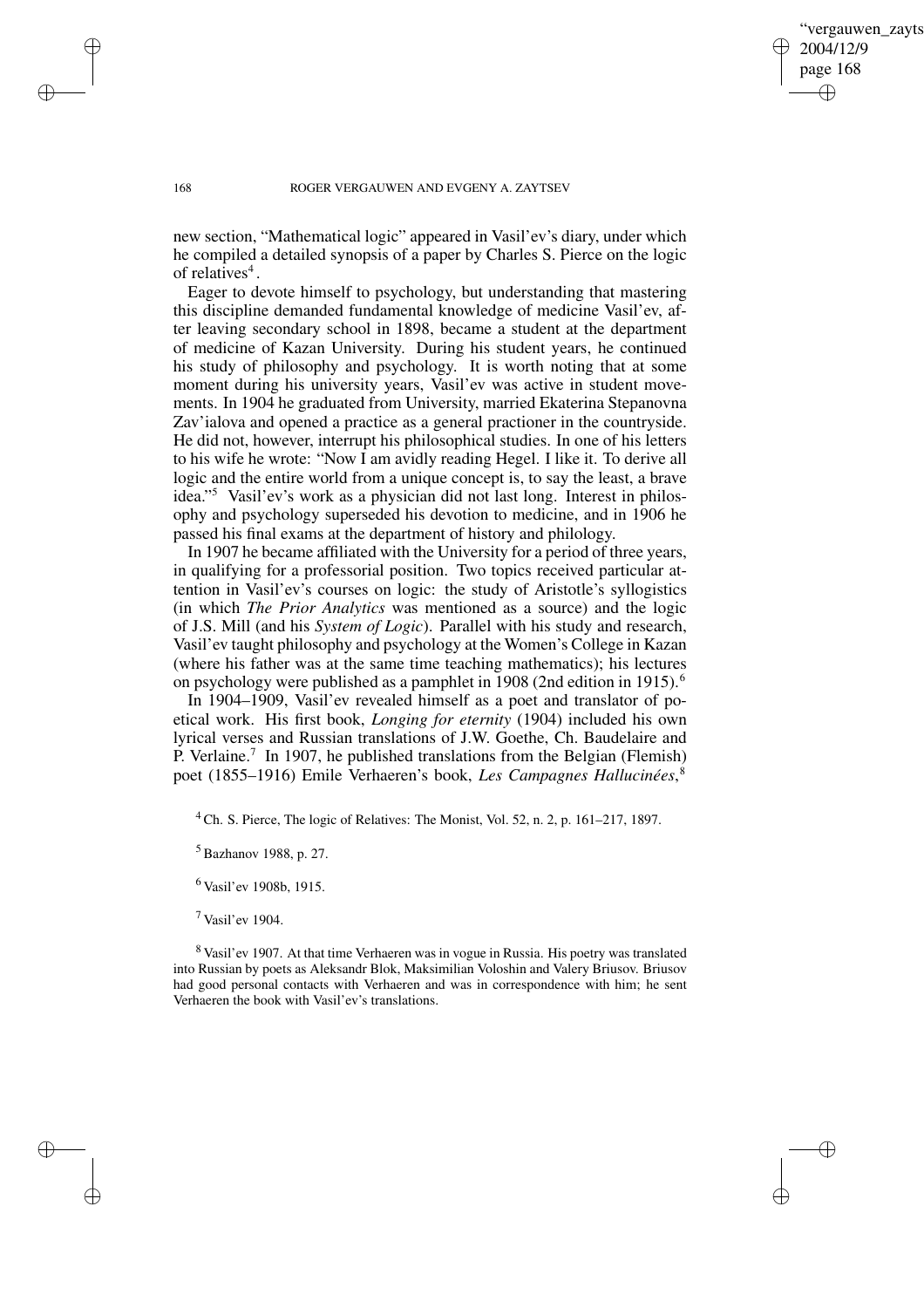new section, "Mathematical logic" appeared in Vasil'ev's diary, under which he compiled a detailed synopsis of a paper by Charles S. Pierce on the logic of relatives[4].

Eager to devote himself to psychology, but understanding that mastering this discipline demanded fundamental knowledge of medicine Vasil'ev, after leaving secondary school in 1898, became a student at the department of medicine of Kazan University. During his student years, he continued his study of philosophy and psychology. It is worth noting that at some moment during his university years, Vasil'ev was active in student movements. In 1904 he graduated from University, married Ekaterina Stepanovna Zav'ialova and opened a practice as a general practioner in the countryside. He did not, however, interrupt his philosophical studies. In one of his letters to his wife he wrote: "Now I am avidly reading Hegel. I like it. To derive all logic and the entire world from a unique concept is, to say the least, a brave idea."[5] Vasil'ev's work as a physician did not last long. Interest in philosophy and psychology superseded his devotion to medicine, and in 1906 he passed his final exams at the department of history and philology.

In 1907 he became affiliated with the University for a period of three years, in qualifying for a professorial position. Two topics received particular attention in Vasil'ev's courses on logic: the study of Aristotle's syllogistics (in which *The Prior Analytics* was mentioned as a source) and the logic of J.S. Mill (and his *System of Logic*). Parallel with his study and research, Vasil'ev taught philosophy and psychology at the Women's College in Kazan (where his father was at the same time teaching mathematics); his lectures on psychology were published as a pamphlet in 1908 (2nd edition in 1915).[6]

In 1904–1909, Vasil'ev revealed himself as a poet and translator of poetical work. His first book, *Longing for eternity* (1904) included his own lyrical verses and Russian translations of J.W. Goethe, Ch. Baudelaire and P. Verlaine.[7] In 1907, he published translations from the Belgian (Flemish) poet (1855–1916) Emile Verhaeren's book, *Les Campagnes Hallucinées*,[8]

[4] Ch. S. Pierce, The logic of Relatives: The Monist, Vol. 52, n. 2, p. 161–217, 1897.

[5] Bazhanov 1988, p. 27.

[6] Vasil'ev 1908b, 1915.

[7] Vasil'ev 1904.

[8] Vasil'ev 1907. At that time Verhaeren was in vogue in Russia. His poetry was translated into Russian by poets as Aleksandr Blok, Maksimilian Voloshin and Valery Briusov. Briusov had good personal contacts with Verhaeren and was in correspondence with him; he sent Verhaeren the book with Vasil'ev's translations.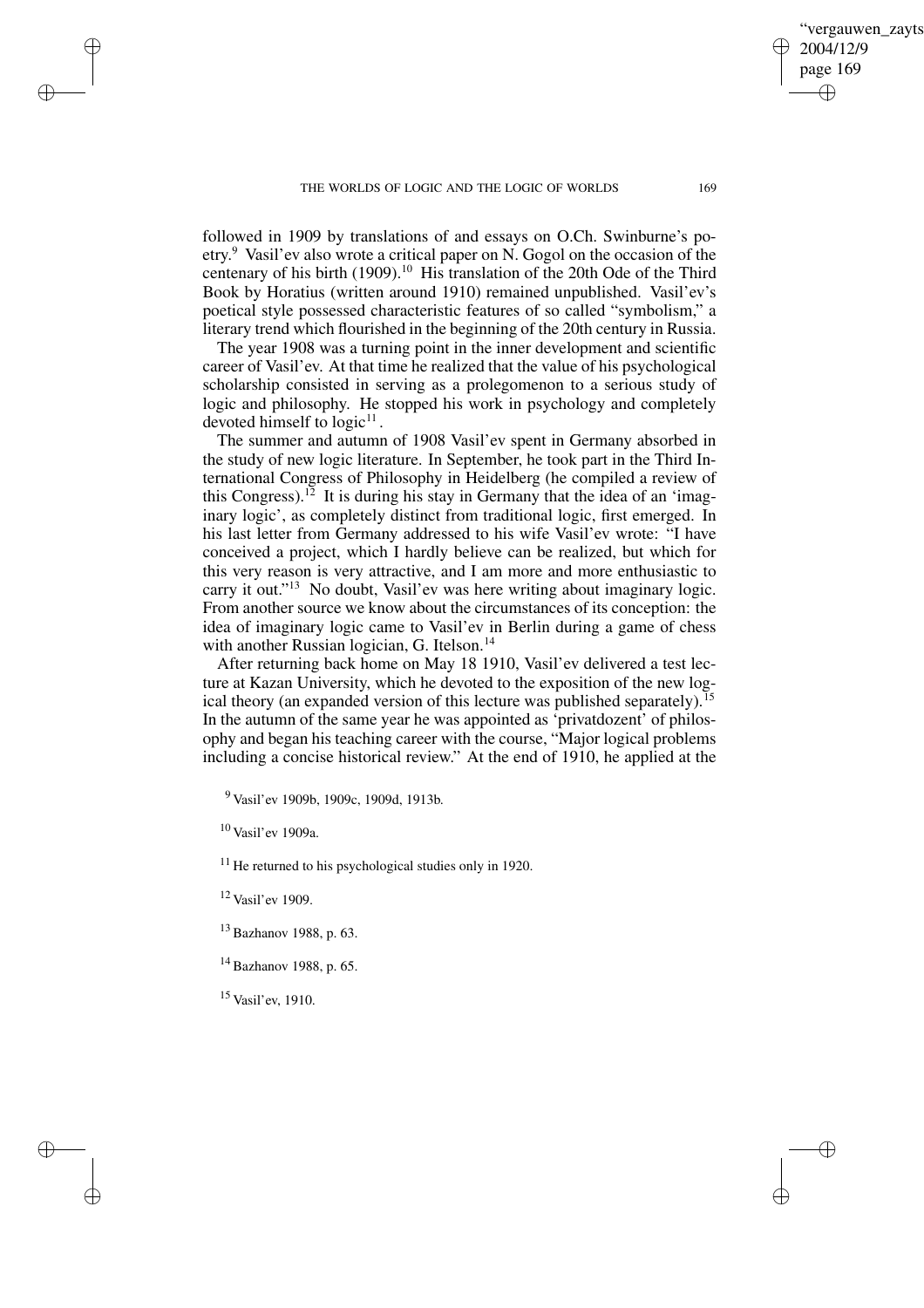followed in 1909 by translations of and essays on O.Ch. Swinburne's poetry.[9] Vasil'ev also wrote a critical paper on N. Gogol on the occasion of the centenary of his birth (1909).[10] His translation of the 20th Ode of the Third Book by Horatius (written around 1910) remained unpublished. Vasil'ev's poetical style possessed characteristic features of so called "symbolism," a literary trend which flourished in the beginning of the 20th century in Russia.

The year 1908 was a turning point in the inner development and scientific career of Vasil'ev. At that time he realized that the value of his psychological scholarship consisted in serving as a prolegomenon to a serious study of logic and philosophy. He stopped his work in psychology and completely devoted himself to logic[11].

The summer and autumn of 1908 Vasil'ev spent in Germany absorbed in the study of new logic literature. In September, he took part in the Third International Congress of Philosophy in Heidelberg (he compiled a review of this Congress).[12] It is during his stay in Germany that the idea of an 'imaginary logic', as completely distinct from traditional logic, first emerged. In his last letter from Germany addressed to his wife Vasil'ev wrote: "I have conceived a project, which I hardly believe can be realized, but which for this very reason is very attractive, and I am more and more enthusiastic to carry it out."[13] No doubt, Vasil'ev was here writing about imaginary logic. From another source we know about the circumstances of its conception: the idea of imaginary logic came to Vasil'ev in Berlin during a game of chess with another Russian logician, G. Itelson.[14]

After returning back home on May 18 1910, Vasil'ev delivered a test lecture at Kazan University, which he devoted to the exposition of the new logical theory (an expanded version of this lecture was published separately).[15] In the autumn of the same year he was appointed as 'privatdozent' of philosophy and began his teaching career with the course, "Major logical problems including a concise historical review." At the end of 1910, he applied at the

[9] Vasil'ev 1909b, 1909c, 1909d, 1913b.

[10] Vasil'ev 1909a.

[11] He returned to his psychological studies only in 1920.

[12] Vasil'ev 1909.

[13] Bazhanov 1988, p. 63.

[14] Bazhanov 1988, p. 65.

[15] Vasil'ev, 1910.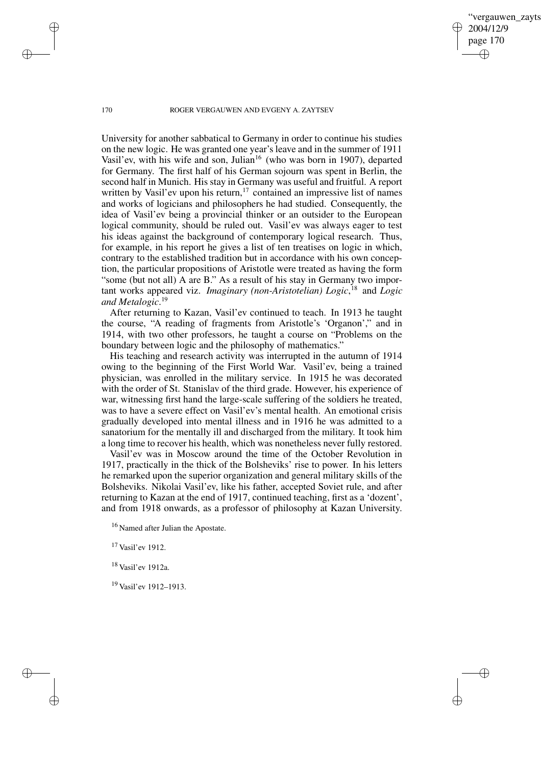University for another sabbatical to Germany in order to continue his studies on the new logic. He was granted one year's leave and in the summer of 1911 Vasil'ev, with his wife and son, Julian[16] (who was born in 1907), departed for Germany. The first half of his German sojourn was spent in Berlin, the second half in Munich. His stay in Germany was useful and fruitful. A report written by Vasil'ev upon his return,[17] contained an impressive list of names and works of logicians and philosophers he had studied. Consequently, the idea of Vasil'ev being a provincial thinker or an outsider to the European logical community, should be ruled out. Vasil'ev was always eager to test his ideas against the background of contemporary logical research. Thus, for example, in his report he gives a list of ten treatises on logic in which, contrary to the established tradition but in accordance with his own conception, the particular propositions of Aristotle were treated as having the form "some (but not all) A are B." As a result of his stay in Germany two important works appeared viz. *Imaginary (non-Aristotelian) Logic*,[18] and *Logic and Metalogic*.[19]

After returning to Kazan, Vasil'ev continued to teach. In 1913 he taught the course, "A reading of fragments from Aristotle's 'Organon'," and in 1914, with two other professors, he taught a course on "Problems on the boundary between logic and the philosophy of mathematics."

His teaching and research activity was interrupted in the autumn of 1914 owing to the beginning of the First World War. Vasil'ev, being a trained physician, was enrolled in the military service. In 1915 he was decorated with the order of St. Stanislav of the third grade. However, his experience of war, witnessing first hand the large-scale suffering of the soldiers he treated, was to have a severe effect on Vasil'ev's mental health. An emotional crisis gradually developed into mental illness and in 1916 he was admitted to a sanatorium for the mentally ill and discharged from the military. It took him a long time to recover his health, which was nonetheless never fully restored.

Vasil'ev was in Moscow around the time of the October Revolution in 1917, practically in the thick of the Bolsheviks' rise to power. In his letters he remarked upon the superior organization and general military skills of the Bolsheviks. Nikolai Vasil'ev, like his father, accepted Soviet rule, and after returning to Kazan at the end of 1917, continued teaching, first as a 'dozent', and from 1918 onwards, as a professor of philosophy at Kazan University.

[16] Named after Julian the Apostate.

[17] Vasil'ev 1912.

[18] Vasil'ev 1912a.

[19] Vasil'ev 1912–1913.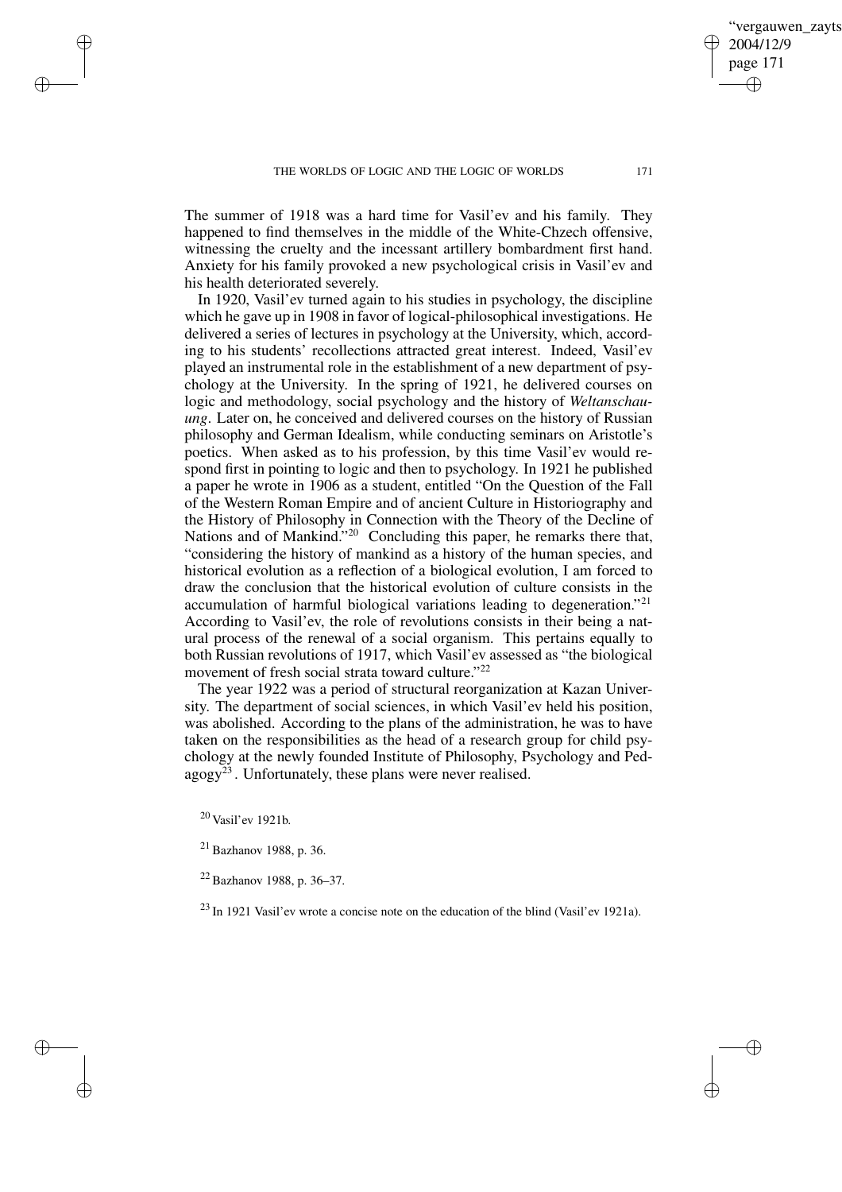The summer of 1918 was a hard time for Vasil'ev and his family. They happened to find themselves in the middle of the White-Chzech offensive, witnessing the cruelty and the incessant artillery bombardment first hand. Anxiety for his family provoked a new psychological crisis in Vasil'ev and his health deteriorated severely.

In 1920, Vasil'ev turned again to his studies in psychology, the discipline which he gave up in 1908 in favor of logical-philosophical investigations. He delivered a series of lectures in psychology at the University, which, according to his students' recollections attracted great interest. Indeed, Vasil'ev played an instrumental role in the establishment of a new department of psychology at the University. In the spring of 1921, he delivered courses on logic and methodology, social psychology and the history of *Weltanschauung*. Later on, he conceived and delivered courses on the history of Russian philosophy and German Idealism, while conducting seminars on Aristotle's poetics. When asked as to his profession, by this time Vasil'ev would respond first in pointing to logic and then to psychology. In 1921 he published a paper he wrote in 1906 as a student, entitled "On the Question of the Fall of the Western Roman Empire and of ancient Culture in Historiography and the History of Philosophy in Connection with the Theory of the Decline of Nations and of Mankind."[20] Concluding this paper, he remarks there that, "considering the history of mankind as a history of the human species, and historical evolution as a reflection of a biological evolution, I am forced to draw the conclusion that the historical evolution of culture consists in the accumulation of harmful biological variations leading to degeneration."[21] According to Vasil'ev, the role of revolutions consists in their being a natural process of the renewal of a social organism. This pertains equally to both Russian revolutions of 1917, which Vasil'ev assessed as "the biological movement of fresh social strata toward culture."[22]

The year 1922 was a period of structural reorganization at Kazan University. The department of social sciences, in which Vasil'ev held his position, was abolished. According to the plans of the administration, he was to have taken on the responsibilities as the head of a research group for child psychology at the newly founded Institute of Philosophy, Psychology and Pedagogy[23]. Unfortunately, these plans were never realised.

[20] Vasil'ev 1921b.

[21] Bazhanov 1988, p. 36.

[22] Bazhanov 1988, p. 36–37.

[23] In 1921 Vasil'ev wrote a concise note on the education of the blind (Vasil'ev 1921a).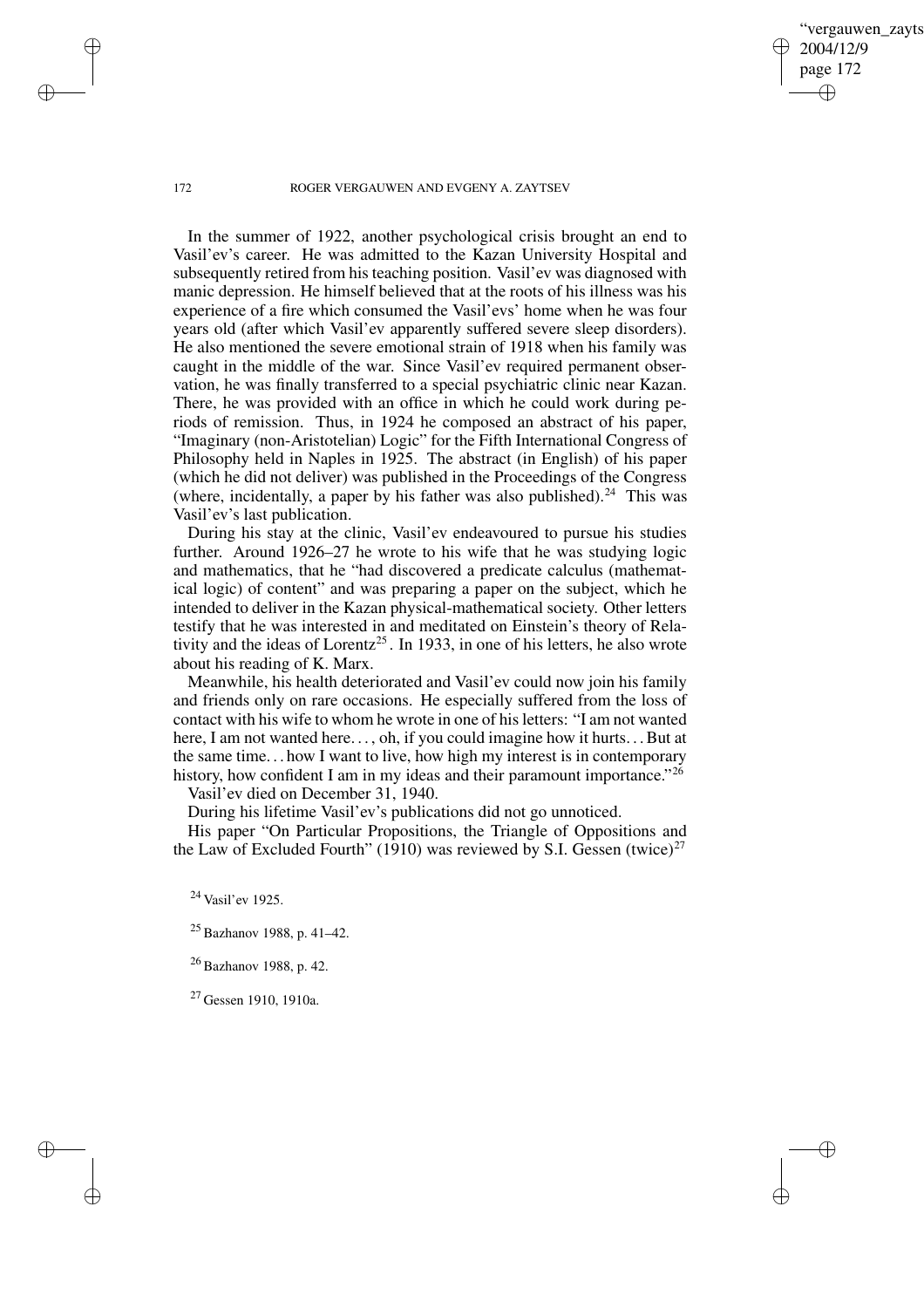In the summer of 1922, another psychological crisis brought an end to Vasil'ev's career. He was admitted to the Kazan University Hospital and subsequently retired from his teaching position. Vasil'ev was diagnosed with manic depression. He himself believed that at the roots of his illness was his experience of a fire which consumed the Vasil'evs' home when he was four years old (after which Vasil'ev apparently suffered severe sleep disorders). He also mentioned the severe emotional strain of 1918 when his family was caught in the middle of the war. Since Vasil'ev required permanent observation, he was finally transferred to a special psychiatric clinic near Kazan. There, he was provided with an office in which he could work during periods of remission. Thus, in 1924 he composed an abstract of his paper, "Imaginary (non-Aristotelian) Logic" for the Fifth International Congress of Philosophy held in Naples in 1925. The abstract (in English) of his paper (which he did not deliver) was published in the Proceedings of the Congress (where, incidentally, a paper by his father was also published).[24] This was Vasil'ev's last publication.

During his stay at the clinic, Vasil'ev endeavoured to pursue his studies further. Around 1926–27 he wrote to his wife that he was studying logic and mathematics, that he "had discovered a predicate calculus (mathematical logic) of content" and was preparing a paper on the subject, which he intended to deliver in the Kazan physical-mathematical society. Other letters testify that he was interested in and meditated on Einstein's theory of Relativity and the ideas of Lorentz[25]. In 1933, in one of his letters, he also wrote about his reading of K. Marx.

Meanwhile, his health deteriorated and Vasil'ev could now join his family and friends only on rare occasions. He especially suffered from the loss of contact with his wife to whom he wrote in one of his letters: "I am not wanted here, I am not wanted here…, oh, if you could imagine how it hurts… But at the same time… how I want to live, how high my interest is in contemporary history, how confident I am in my ideas and their paramount importance."[26]

Vasil'ev died on December 31, 1940.

During his lifetime Vasil'ev's publications did not go unnoticed.

His paper "On Particular Propositions, the Triangle of Oppositions and the Law of Excluded Fourth" (1910) was reviewed by S.I. Gessen (twice)[27]

[24] Vasil'ev 1925.

[25] Bazhanov 1988, p. 41–42.

[26] Bazhanov 1988, p. 42.

[27] Gessen 1910, 1910a.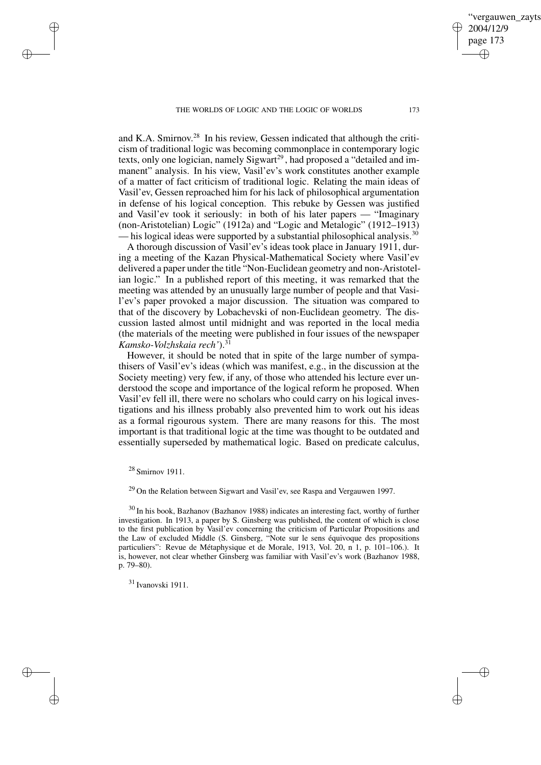and K.A. Smirnov.[28] In his review, Gessen indicated that although the criticism of traditional logic was becoming commonplace in contemporary logic texts, only one logician, namely Sigwart[29], had proposed a "detailed and immanent" analysis. In his view, Vasil'ev's work constitutes another example of a matter of fact criticism of traditional logic. Relating the main ideas of Vasil'ev, Gessen reproached him for his lack of philosophical argumentation in defense of his logical conception. This rebuke by Gessen was justified and Vasil'ev took it seriously: in both of his later papers — "Imaginary (non-Aristotelian) Logic" (1912a) and "Logic and Metalogic" (1912–1913) — his logical ideas were supported by a substantial philosophical analysis.[30]

A thorough discussion of Vasil'ev's ideas took place in January 1911, during a meeting of the Kazan Physical-Mathematical Society where Vasil'ev delivered a paper under the title "Non-Euclidean geometry and non-Aristotelian logic." In a published report of this meeting, it was remarked that the meeting was attended by an unusually large number of people and that Vasil'ev's paper provoked a major discussion. The situation was compared to that of the discovery by Lobachevski of non-Euclidean geometry. The discussion lasted almost until midnight and was reported in the local media (the materials of the meeting were published in four issues of the newspaper *Kamsko-Volzhskaia rech'*).[31]

However, it should be noted that in spite of the large number of sympathisers of Vasil'ev's ideas (which was manifest, e.g., in the discussion at the Society meeting) very few, if any, of those who attended his lecture ever understood the scope and importance of the logical reform he proposed. When Vasil'ev fell ill, there were no scholars who could carry on his logical investigations and his illness probably also prevented him to work out his ideas as a formal rigourous system. There are many reasons for this. The most important is that traditional logic at the time was thought to be outdated and essentially superseded by mathematical logic. Based on predicate calculus,

[28] Smirnov 1911.

[29] On the Relation between Sigwart and Vasil'ev, see Raspa and Vergauwen 1997.

[30] In his book, Bazhanov (Bazhanov 1988) indicates an interesting fact, worthy of further investigation. In 1913, a paper by S. Ginsberg was published, the content of which is close to the first publication by Vasil'ev concerning the criticism of Particular Propositions and the Law of excluded Middle (S. Ginsberg, "Note sur le sens équivoque des propositions particuliers": Revue de Métaphysique et de Morale, 1913, Vol. 20, n 1, p. 101–106.). It is, however, not clear whether Ginsberg was familiar with Vasil'ev's work (Bazhanov 1988, p. 79–80).

[31] Ivanovski 1911.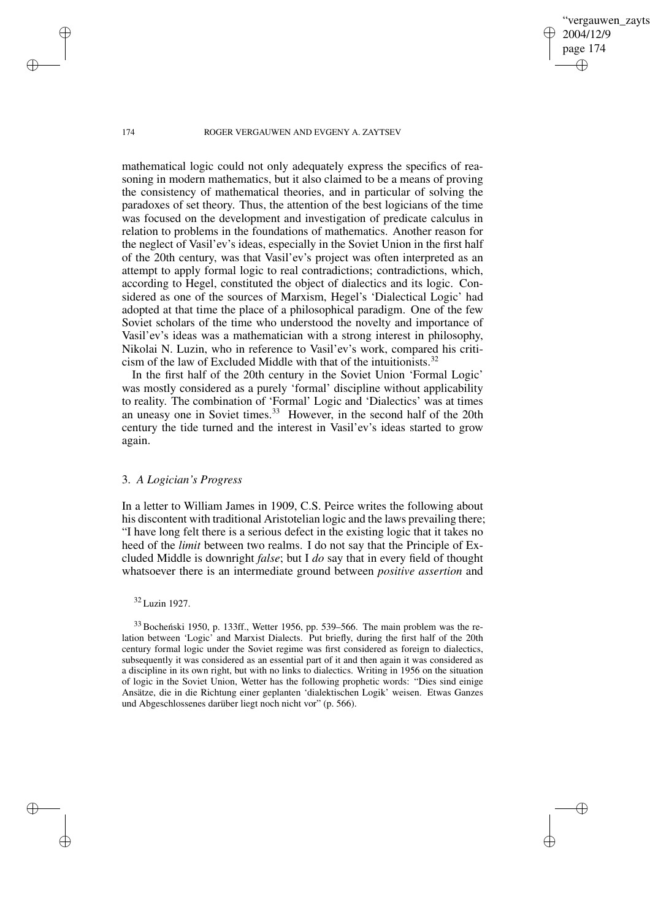mathematical logic could not only adequately express the specifics of reasoning in modern mathematics, but it also claimed to be a means of proving the consistency of mathematical theories, and in particular of solving the paradoxes of set theory. Thus, the attention of the best logicians of the time was focused on the development and investigation of predicate calculus in relation to problems in the foundations of mathematics. Another reason for the neglect of Vasil'ev's ideas, especially in the Soviet Union in the first half of the 20th century, was that Vasil'ev's project was often interpreted as an attempt to apply formal logic to real contradictions; contradictions, which, according to Hegel, constituted the object of dialectics and its logic. Considered as one of the sources of Marxism, Hegel's 'Dialectical Logic' had adopted at that time the place of a philosophical paradigm. One of the few Soviet scholars of the time who understood the novelty and importance of Vasil'ev's ideas was a mathematician with a strong interest in philosophy, Nikolai N. Luzin, who in reference to Vasil'ev's work, compared his criticism of the law of Excluded Middle with that of the intuitionists.[32]

In the first half of the 20th century in the Soviet Union 'Formal Logic' was mostly considered as a purely 'formal' discipline without applicability to reality. The combination of 'Formal' Logic and 'Dialectics' was at times an uneasy one in Soviet times.[33] However, in the second half of the 20th century the tide turned and the interest in Vasil'ev's ideas started to grow again.

## 3. *A Logician's Progress*

In a letter to William James in 1909, C.S. Peirce writes the following about his discontent with traditional Aristotelian logic and the laws prevailing there; "I have long felt there is a serious defect in the existing logic that it takes no heed of the *limit* between two realms. I do not say that the Principle of Excluded Middle is downright *false*; but I *do* say that in every field of thought whatsoever there is an intermediate ground between *positive assertion* and

[32] Luzin 1927.

[33] Bocheński 1950, p. 133ff., Wetter 1956, pp. 539–566. The main problem was the relation between 'Logic' and Marxist Dialects. Put briefly, during the first half of the 20th century formal logic under the Soviet regime was first considered as foreign to dialectics, subsequently it was considered as an essential part of it and then again it was considered as a discipline in its own right, but with no links to dialectics. Writing in 1956 on the situation of logic in the Soviet Union, Wetter has the following prophetic words: "Dies sind einige Ansätze, die in die Richtung einer geplanten 'dialektischen Logik' weisen. Etwas Ganzes und Abgeschlossenes darüber liegt noch nicht vor" (p. 566).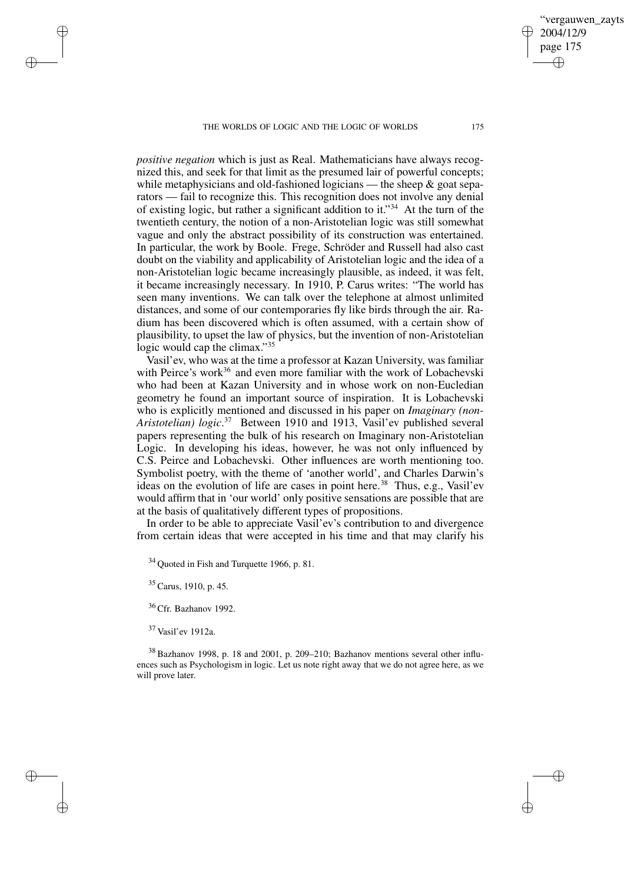*positive negation* which is just as Real. Mathematicians have always recognized this, and seek for that limit as the presumed lair of powerful concepts; while metaphysicians and old-fashioned logicians — the sheep & goat separators — fail to recognize this. This recognition does not involve any denial of existing logic, but rather a significant addition to it."[34] At the turn of the twentieth century, the notion of a non-Aristotelian logic was still somewhat vague and only the abstract possibility of its construction was entertained. In particular, the work by Boole. Frege, Schröder and Russell had also cast doubt on the viability and applicability of Aristotelian logic and the idea of a non-Aristotelian logic became increasingly plausible, as indeed, it was felt, it became increasingly necessary. In 1910, P. Carus writes: "The world has seen many inventions. We can talk over the telephone at almost unlimited distances, and some of our contemporaries fly like birds through the air. Radium has been discovered which is often assumed, with a certain show of plausibility, to upset the law of physics, but the invention of non-Aristotelian logic would cap the climax."[35]

Vasil'ev, who was at the time a professor at Kazan University, was familiar with Peirce's work[36] and even more familiar with the work of Lobachevski who had been at Kazan University and in whose work on non-Eucledian geometry he found an important source of inspiration. It is Lobachevski who is explicitly mentioned and discussed in his paper on *Imaginary (non-Aristotelian) logic*.[37] Between 1910 and 1913, Vasil'ev published several papers representing the bulk of his research on Imaginary non-Aristotelian Logic. In developing his ideas, however, he was not only influenced by C.S. Peirce and Lobachevski. Other influences are worth mentioning too. Symbolist poetry, with the theme of 'another world', and Charles Darwin's ideas on the evolution of life are cases in point here.[38] Thus, e.g., Vasil'ev would affirm that in 'our world' only positive sensations are possible that are at the basis of qualitatively different types of propositions.

In order to be able to appreciate Vasil'ev's contribution to and divergence from certain ideas that were accepted in his time and that may clarify his

[34] Quoted in Fish and Turquette 1966, p. 81.

[35] Carus, 1910, p. 45.

[36] Cfr. Bazhanov 1992.

[37] Vasil'ev 1912a.

[38] Bazhanov 1998, p. 18 and 2001, p. 209–210; Bazhanov mentions several other influences such as Psychologism in logic. Let us note right away that we do not agree here, as we will prove later.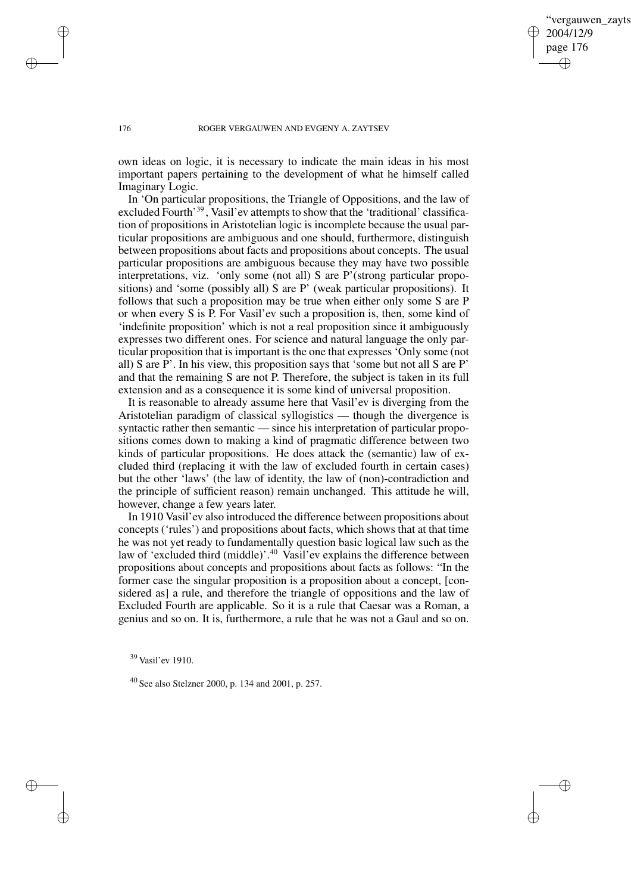own ideas on logic, it is necessary to indicate the main ideas in his most important papers pertaining to the development of what he himself called Imaginary Logic.

In 'On particular propositions, the Triangle of Oppositions, and the law of excluded Fourth'[39], Vasil'ev attempts to show that the 'traditional' classification of propositions in Aristotelian logic is incomplete because the usual particular propositions are ambiguous and one should, furthermore, distinguish between propositions about facts and propositions about concepts. The usual particular propositions are ambiguous because they may have two possible interpretations, viz. 'only some (not all) S are P'(strong particular propositions) and 'some (possibly all) S are P' (weak particular propositions). It follows that such a proposition may be true when either only some S are P or when every S is P. For Vasil'ev such a proposition is, then, some kind of 'indefinite proposition' which is not a real proposition since it ambiguously expresses two different ones. For science and natural language the only particular proposition that is important is the one that expresses 'Only some (not all) S are P'. In his view, this proposition says that 'some but not all S are P' and that the remaining S are not P. Therefore, the subject is taken in its full extension and as a consequence it is some kind of universal proposition.

It is reasonable to already assume here that Vasil'ev is diverging from the Aristotelian paradigm of classical syllogistics — though the divergence is syntactic rather then semantic — since his interpretation of particular propositions comes down to making a kind of pragmatic difference between two kinds of particular propositions. He does attack the (semantic) law of excluded third (replacing it with the law of excluded fourth in certain cases) but the other 'laws' (the law of identity, the law of (non)-contradiction and the principle of sufficient reason) remain unchanged. This attitude he will, however, change a few years later.

In 1910 Vasil'ev also introduced the difference between propositions about concepts ('rules') and propositions about facts, which shows that at that time he was not yet ready to fundamentally question basic logical law such as the law of 'excluded third (middle)'.[40] Vasil'ev explains the difference between propositions about concepts and propositions about facts as follows: "In the former case the singular proposition is a proposition about a concept, [considered as] a rule, and therefore the triangle of oppositions and the law of Excluded Fourth are applicable. So it is a rule that Caesar was a Roman, a genius and so on. It is, furthermore, a rule that he was not a Gaul and so on.

[39] Vasil'ev 1910.

[40] See also Stelzner 2000, p. 134 and 2001, p. 257.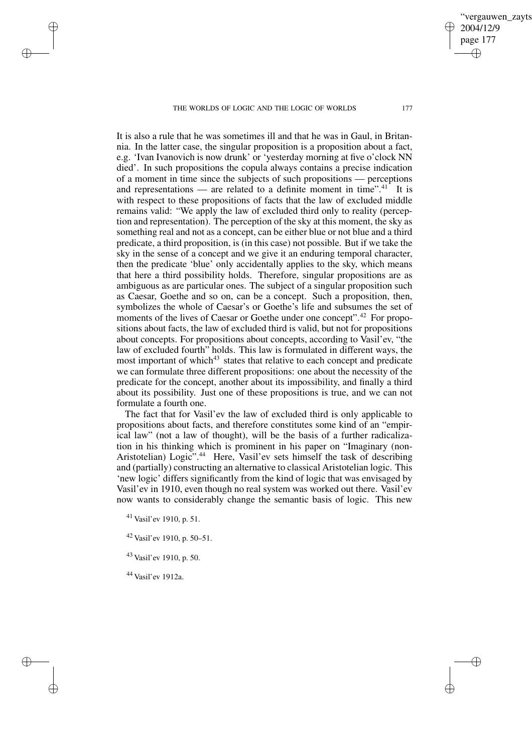It is also a rule that he was sometimes ill and that he was in Gaul, in Britannia. In the latter case, the singular proposition is a proposition about a fact, e.g. 'Ivan Ivanovich is now drunk' or 'yesterday morning at five o'clock NN died'. In such propositions the copula always contains a precise indication of a moment in time since the subjects of such propositions — perceptions and representations — are related to a definite moment in time".[41] It is with respect to these propositions of facts that the law of excluded middle remains valid: "We apply the law of excluded third only to reality (perception and representation). The perception of the sky at this moment, the sky as something real and not as a concept, can be either blue or not blue and a third predicate, a third proposition, is (in this case) not possible. But if we take the sky in the sense of a concept and we give it an enduring temporal character, then the predicate 'blue' only accidentally applies to the sky, which means that here a third possibility holds. Therefore, singular propositions are as ambiguous as are particular ones. The subject of a singular proposition such as Caesar, Goethe and so on, can be a concept. Such a proposition, then, symbolizes the whole of Caesar's or Goethe's life and subsumes the set of moments of the lives of Caesar or Goethe under one concept".[42] For propositions about facts, the law of excluded third is valid, but not for propositions about concepts. For propositions about concepts, according to Vasil'ev, "the law of excluded fourth" holds. This law is formulated in different ways, the most important of which[43] states that relative to each concept and predicate we can formulate three different propositions: one about the necessity of the predicate for the concept, another about its impossibility, and finally a third about its possibility. Just one of these propositions is true, and we can not formulate a fourth one.

The fact that for Vasil'ev the law of excluded third is only applicable to propositions about facts, and therefore constitutes some kind of an "empirical law" (not a law of thought), will be the basis of a further radicalization in his thinking which is prominent in his paper on "Imaginary (non-Aristotelian) Logic".[44] Here, Vasil'ev sets himself the task of describing and (partially) constructing an alternative to classical Aristotelian logic. This 'new logic' differs significantly from the kind of logic that was envisaged by Vasil'ev in 1910, even though no real system was worked out there. Vasil'ev now wants to considerably change the semantic basis of logic. This new

[41] Vasil'ev 1910, p. 51.

[42] Vasil'ev 1910, p. 50–51.

[43] Vasil'ev 1910, p. 50.

[44] Vasil'ev 1912a.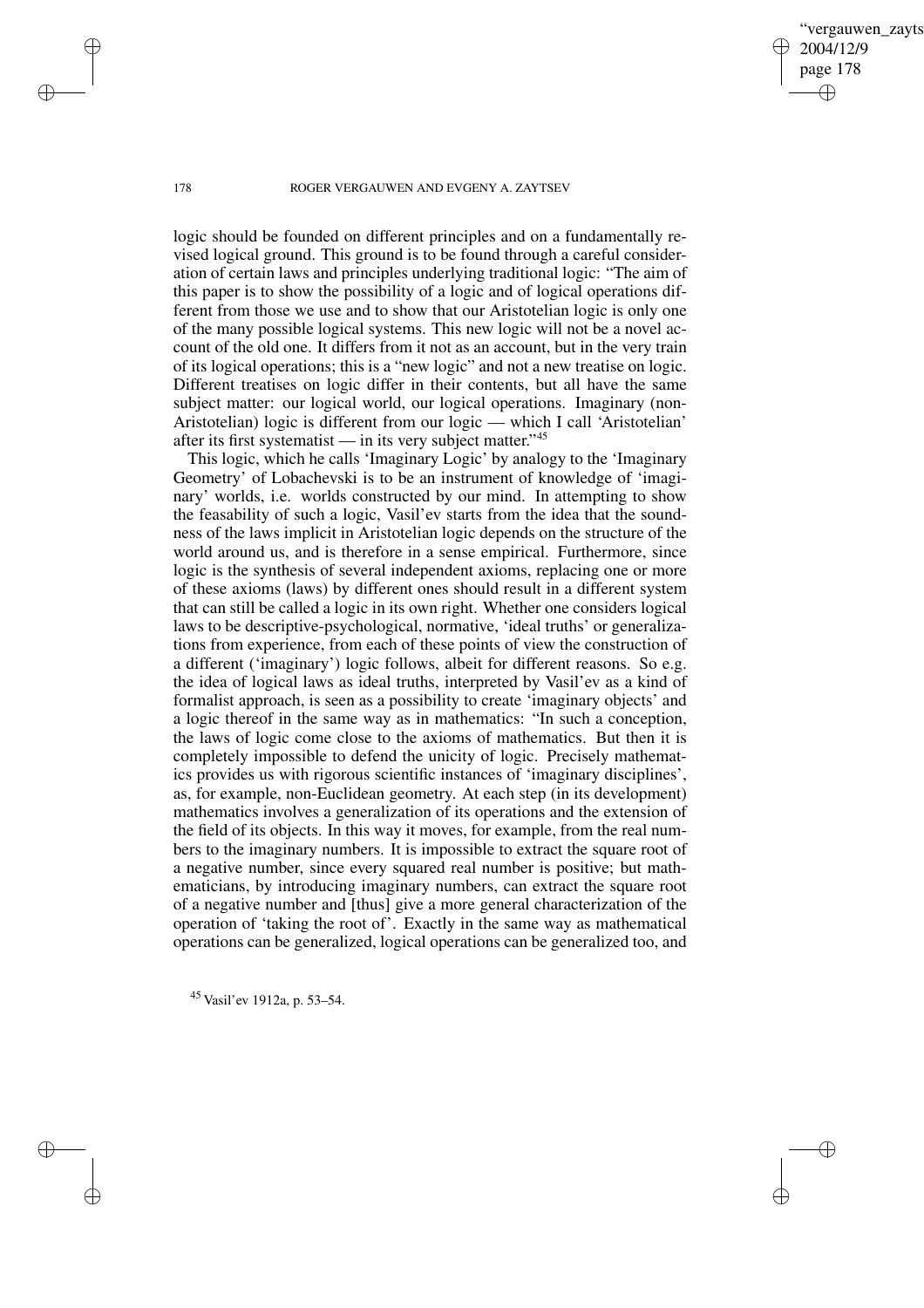logic should be founded on different principles and on a fundamentally revised logical ground. This ground is to be found through a careful consideration of certain laws and principles underlying traditional logic: "The aim of this paper is to show the possibility of a logic and of logical operations different from those we use and to show that our Aristotelian logic is only one of the many possible logical systems. This new logic will not be a novel account of the old one. It differs from it not as an account, but in the very train of its logical operations; this is a "new logic" and not a new treatise on logic. Different treatises on logic differ in their contents, but all have the same subject matter: our logical world, our logical operations. Imaginary (non-Aristotelian) logic is different from our logic — which I call 'Aristotelian' after its first systematist — in its very subject matter."[45]

This logic, which he calls 'Imaginary Logic' by analogy to the 'Imaginary Geometry' of Lobachevski is to be an instrument of knowledge of 'imaginary' worlds, i.e. worlds constructed by our mind. In attempting to show the feasability of such a logic, Vasil'ev starts from the idea that the soundness of the laws implicit in Aristotelian logic depends on the structure of the world around us, and is therefore in a sense empirical. Furthermore, since logic is the synthesis of several independent axioms, replacing one or more of these axioms (laws) by different ones should result in a different system that can still be called a logic in its own right. Whether one considers logical laws to be descriptive-psychological, normative, 'ideal truths' or generalizations from experience, from each of these points of view the construction of a different ('imaginary') logic follows, albeit for different reasons. So e.g. the idea of logical laws as ideal truths, interpreted by Vasil'ev as a kind of formalist approach, is seen as a possibility to create 'imaginary objects' and a logic thereof in the same way as in mathematics: "In such a conception, the laws of logic come close to the axioms of mathematics. But then it is completely impossible to defend the unicity of logic. Precisely mathematics provides us with rigorous scientific instances of 'imaginary disciplines', as, for example, non-Euclidean geometry. At each step (in its development) mathematics involves a generalization of its operations and the extension of the field of its objects. In this way it moves, for example, from the real numbers to the imaginary numbers. It is impossible to extract the square root of a negative number, since every squared real number is positive; but mathematicians, by introducing imaginary numbers, can extract the square root of a negative number and [thus] give a more general characterization of the operation of 'taking the root of'. Exactly in the same way as mathematical operations can be generalized, logical operations can be generalized too, and

[45] Vasil'ev 1912a, p. 53–54.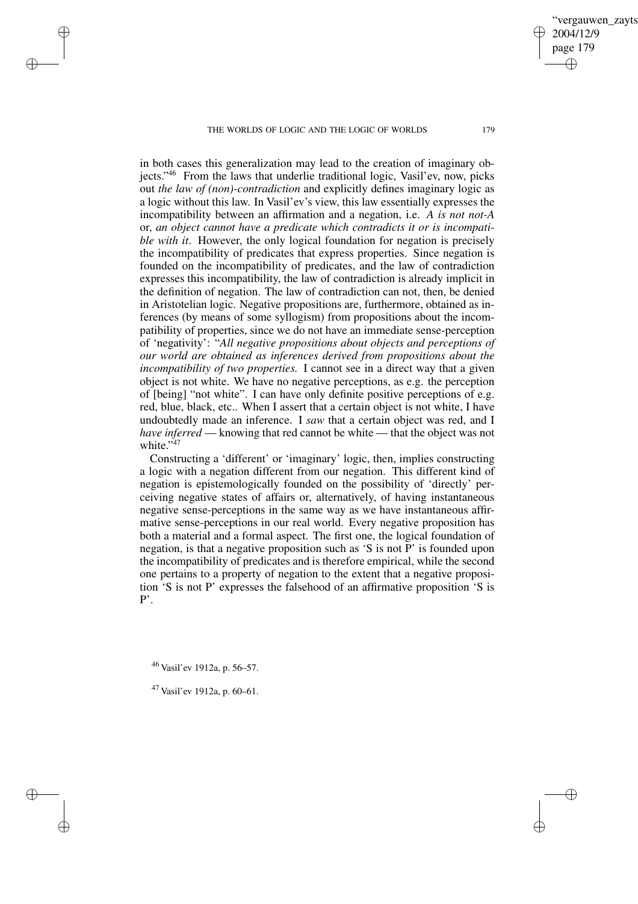in both cases this generalization may lead to the creation of imaginary objects."[46] From the laws that underlie traditional logic, Vasil'ev, now, picks out *the law of (non)-contradiction* and explicitly defines imaginary logic as a logic without this law. In Vasil'ev's view, this law essentially expresses the incompatibility between an affirmation and a negation, i.e. *A is not not-A* or, *an object cannot have a predicate which contradicts it or is incompatible with it*. However, the only logical foundation for negation is precisely the incompatibility of predicates that express properties. Since negation is founded on the incompatibility of predicates, and the law of contradiction expresses this incompatibility, the law of contradiction is already implicit in the definition of negation. The law of contradiction can not, then, be denied in Aristotelian logic. Negative propositions are, furthermore, obtained as inferences (by means of some syllogism) from propositions about the incompatibility of properties, since we do not have an immediate sense-perception of 'negativity': "*All negative propositions about objects and perceptions of our world are obtained as inferences derived from propositions about the incompatibility of two properties.* I cannot see in a direct way that a given object is not white. We have no negative perceptions, as e.g. the perception of [being] "not white". I can have only definite positive perceptions of e.g. red, blue, black, etc.. When I assert that a certain object is not white, I have undoubtedly made an inference. I *saw* that a certain object was red, and I *have inferred* — knowing that red cannot be white — that the object was not white."[47]

Constructing a 'different' or 'imaginary' logic, then, implies constructing a logic with a negation different from our negation. This different kind of negation is epistemologically founded on the possibility of 'directly' perceiving negative states of affairs or, alternatively, of having instantaneous negative sense-perceptions in the same way as we have instantaneous affirmative sense-perceptions in our real world. Every negative proposition has both a material and a formal aspect. The first one, the logical foundation of negation, is that a negative proposition such as 'S is not P' is founded upon the incompatibility of predicates and is therefore empirical, while the second one pertains to a property of negation to the extent that a negative proposition 'S is not P' expresses the falsehood of an affirmative proposition 'S is P'.

[46] Vasil'ev 1912a, p. 56–57.

[47] Vasil'ev 1912a, p. 60–61.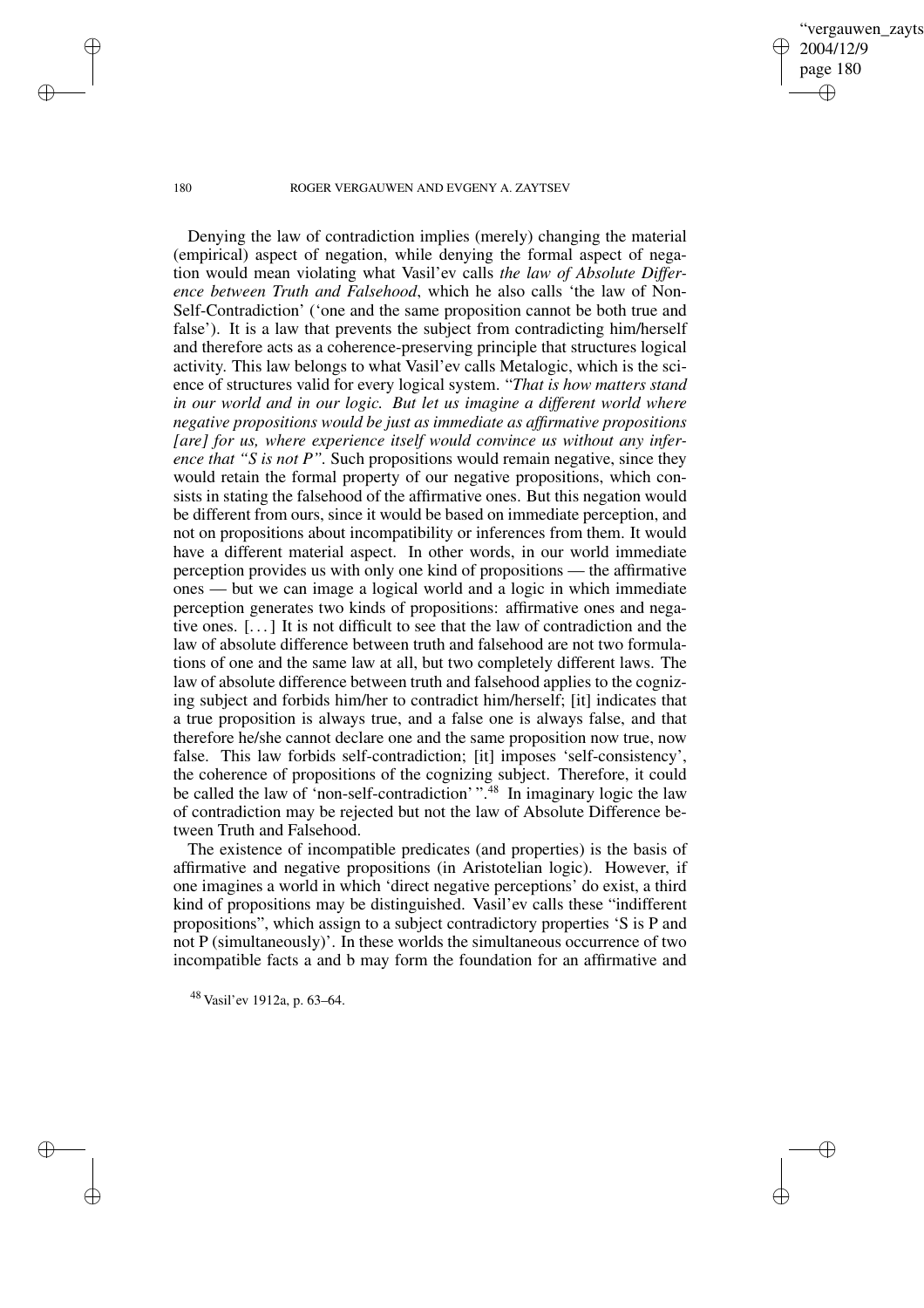Denying the law of contradiction implies (merely) changing the material (empirical) aspect of negation, while denying the formal aspect of negation would mean violating what Vasil'ev calls *the law of Absolute Difference between Truth and Falsehood*, which he also calls 'the law of Non-Self-Contradiction' ('one and the same proposition cannot be both true and false'). It is a law that prevents the subject from contradicting him/herself and therefore acts as a coherence-preserving principle that structures logical activity. This law belongs to what Vasil'ev calls Metalogic, which is the science of structures valid for every logical system. "*That is how matters stand in our world and in our logic. But let us imagine a different world where negative propositions would be just as immediate as affirmative propositions [are] for us, where experience itself would convince us without any inference that "S is not P"*. Such propositions would remain negative, since they would retain the formal property of our negative propositions, which consists in stating the falsehood of the affirmative ones. But this negation would be different from ours, since it would be based on immediate perception, and not on propositions about incompatibility or inferences from them. It would have a different material aspect. In other words, in our world immediate perception provides us with only one kind of propositions — the affirmative ones — but we can image a logical world and a logic in which immediate perception generates two kinds of propositions: affirmative ones and negative ones. [...] It is not difficult to see that the law of contradiction and the law of absolute difference between truth and falsehood are not two formulations of one and the same law at all, but two completely different laws. The law of absolute difference between truth and falsehood applies to the cognizing subject and forbids him/her to contradict him/herself; [it] indicates that a true proposition is always true, and a false one is always false, and that therefore he/she cannot declare one and the same proposition now true, now false. This law forbids self-contradiction; [it] imposes 'self-consistency', the coherence of propositions of the cognizing subject. Therefore, it could be called the law of 'non-self-contradiction' ".[48] In imaginary logic the law of contradiction may be rejected but not the law of Absolute Difference between Truth and Falsehood.

The existence of incompatible predicates (and properties) is the basis of affirmative and negative propositions (in Aristotelian logic). However, if one imagines a world in which 'direct negative perceptions' do exist, a third kind of propositions may be distinguished. Vasil'ev calls these "indifferent propositions", which assign to a subject contradictory properties 'S is P and not P (simultaneously)'. In these worlds the simultaneous occurrence of two incompatible facts a and b may form the foundation for an affirmative and

[48] Vasil'ev 1912a, p. 63–64.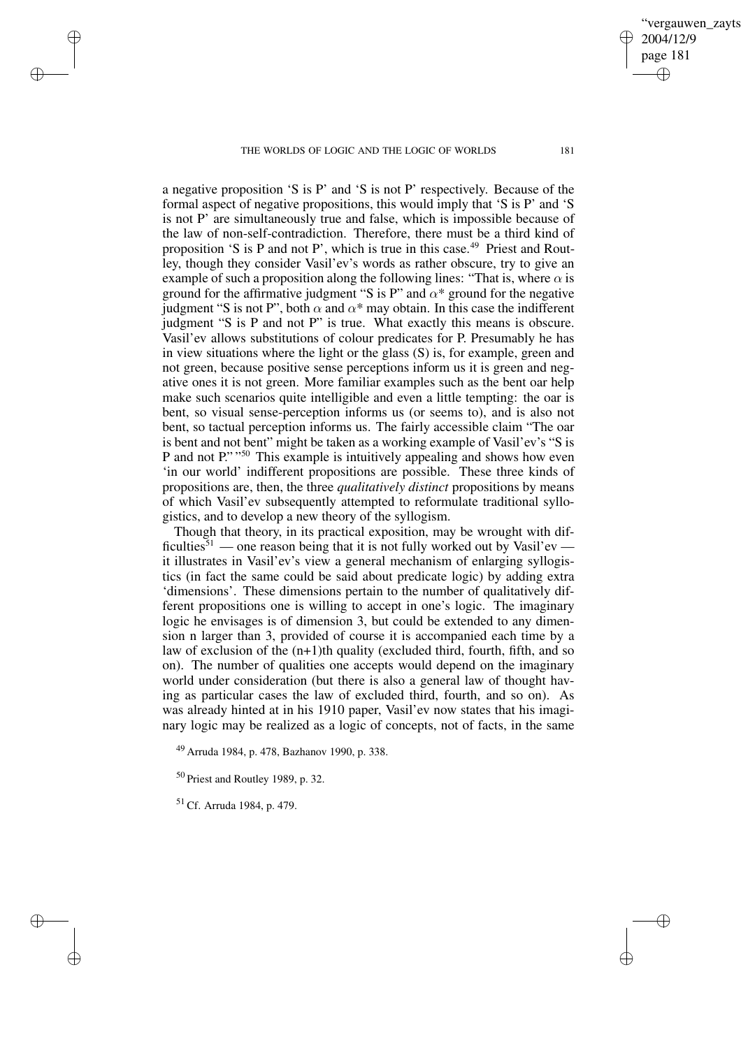a negative proposition 'S is P' and 'S is not P' respectively. Because of the formal aspect of negative propositions, this would imply that 'S is P' and 'S is not P' are simultaneously true and false, which is impossible because of the law of non-self-contradiction. Therefore, there must be a third kind of proposition 'S is P and not P', which is true in this case.[49] Priest and Routley, though they consider Vasil'ev's words as rather obscure, try to give an example of such a proposition along the following lines: "That is, where $\alpha$ is ground for the affirmative judgment "S is P" and $\alpha$* ground for the negative judgment "S is not P", both $\alpha$ and $\alpha$* may obtain. In this case the indifferent judgment "S is P and not P" is true. What exactly this means is obscure. Vasil'ev allows substitutions of colour predicates for P. Presumably he has in view situations where the light or the glass (S) is, for example, green and not green, because positive sense perceptions inform us it is green and negative ones it is not green. More familiar examples such as the bent oar help make such scenarios quite intelligible and even a little tempting: the oar is bent, so visual sense-perception informs us (or seems to), and is also not bent, so tactual perception informs us. The fairly accessible claim "The oar is bent and not bent" might be taken as a working example of Vasil'ev's "S is P and not P." "[50] This example is intuitively appealing and shows how even 'in our world' indifferent propositions are possible. These three kinds of propositions are, then, the three *qualitatively distinct* propositions by means of which Vasil'ev subsequently attempted to reformulate traditional syllogistics, and to develop a new theory of the syllogism.

Though that theory, in its practical exposition, may be wrought with difficulties[51] — one reason being that it is not fully worked out by Vasil'ev — it illustrates in Vasil'ev's view a general mechanism of enlarging syllogistics (in fact the same could be said about predicate logic) by adding extra 'dimensions'. These dimensions pertain to the number of qualitatively different propositions one is willing to accept in one's logic. The imaginary logic he envisages is of dimension 3, but could be extended to any dimension n larger than 3, provided of course it is accompanied each time by a law of exclusion of the (n+1)th quality (excluded third, fourth, fifth, and so on). The number of qualities one accepts would depend on the imaginary world under consideration (but there is also a general law of thought having as particular cases the law of excluded third, fourth, and so on). As was already hinted at in his 1910 paper, Vasil'ev now states that his imaginary logic may be realized as a logic of concepts, not of facts, in the same

[49] Arruda 1984, p. 478, Bazhanov 1990, p. 338.

[50] Priest and Routley 1989, p. 32.

[51] Cf. Arruda 1984, p. 479.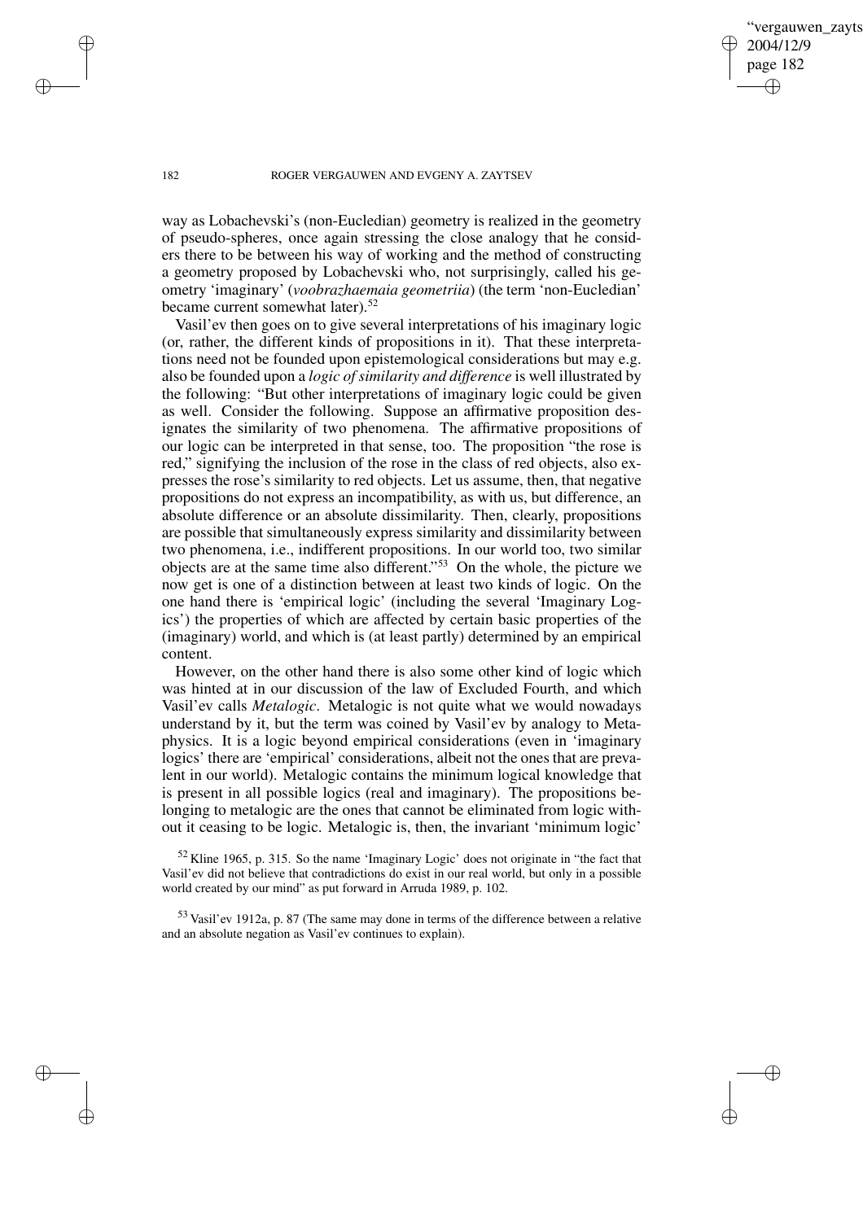way as Lobachevski's (non-Eucledian) geometry is realized in the geometry of pseudo-spheres, once again stressing the close analogy that he considers there to be between his way of working and the method of constructing a geometry proposed by Lobachevski who, not surprisingly, called his geometry 'imaginary' (*voobrazhaemaia geometriia*) (the term 'non-Euclidean' became current somewhat later).[52]

Vasil'ev then goes on to give several interpretations of his imaginary logic (or, rather, the different kinds of propositions in it). That these interpretations need not be founded upon epistemological considerations but may e.g. also be founded upon a *logic of similarity and difference* is well illustrated by the following: "But other interpretations of imaginary logic could be given as well. Consider the following. Suppose an affirmative proposition designates the similarity of two phenomena. The affirmative propositions of our logic can be interpreted in that sense, too. The proposition "the rose is red," signifying the inclusion of the rose in the class of red objects, also expresses the rose's similarity to red objects. Let us assume, then, that negative propositions do not express an incompatibility, as with us, but difference, an absolute difference or an absolute dissimilarity. Then, clearly, propositions are possible that simultaneously express similarity and dissimilarity between two phenomena, i.e., indifferent propositions. In our world too, two similar objects are at the same time also different."[53] On the whole, the picture we now get is one of a distinction between at least two kinds of logic. On the one hand there is 'empirical logic' (including the several 'Imaginary Logics') the properties of which are affected by certain basic properties of the (imaginary) world, and which is (at least partly) determined by an empirical content.

However, on the other hand there is also some other kind of logic which was hinted at in our discussion of the law of Excluded Fourth, and which Vasil'ev calls *Metalogic*. Metalogic is not quite what we would nowadays understand by it, but the term was coined by Vasil'ev by analogy to Metaphysics. It is a logic beyond empirical considerations (even in 'imaginary logics' there are 'empirical' considerations, albeit not the ones that are prevalent in our world). Metalogic contains the minimum logical knowledge that is present in all possible logics (real and imaginary). The propositions belonging to metalogic are the ones that cannot be eliminated from logic without it ceasing to be logic. Metalogic is, then, the invariant 'minimum logic'

[52] Kline 1965, p. 315. So the name 'Imaginary Logic' does not originate in "the fact that Vasil'ev did not believe that contradictions do exist in our real world, but only in a possible world created by our mind" as put forward in Arruda 1989, p. 102.

[53] Vasil'ev 1912a, p. 87 (The same may done in terms of the difference between a relative and an absolute negation as Vasil'ev continues to explain).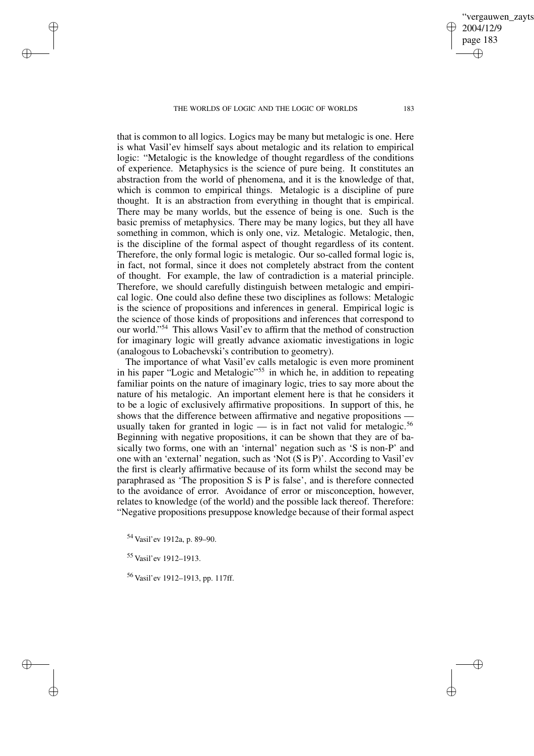that is common to all logics. Logics may be many but metalogic is one. Here is what Vasil'ev himself says about metalogic and its relation to empirical logic: "Metalogic is the knowledge of thought regardless of the conditions of experience. Metaphysics is the science of pure being. It constitutes an abstraction from the world of phenomena, and it is the knowledge of that, which is common to empirical things. Metalogic is a discipline of pure thought. It is an abstraction from everything in thought that is empirical. There may be many worlds, but the essence of being is one. Such is the basic premiss of metaphysics. There may be many logics, but they all have something in common, which is only one, viz. Metalogic. Metalogic, then, is the discipline of the formal aspect of thought regardless of its content. Therefore, the only formal logic is metalogic. Our so-called formal logic is, in fact, not formal, since it does not completely abstract from the content of thought. For example, the law of contradiction is a material principle. Therefore, we should carefully distinguish between metalogic and empirical logic. One could also define these two disciplines as follows: Metalogic is the science of propositions and inferences in general. Empirical logic is the science of those kinds of propositions and inferences that correspond to our world."[54] This allows Vasil'ev to affirm that the method of construction for imaginary logic will greatly advance axiomatic investigations in logic (analogous to Lobachevski's contribution to geometry).

The importance of what Vasil'ev calls metalogic is even more prominent in his paper "Logic and Metalogic"[55] in which he, in addition to repeating familiar points on the nature of imaginary logic, tries to say more about the nature of his metalogic. An important element here is that he considers it to be a logic of exclusively affirmative propositions. In support of this, he shows that the difference between affirmative and negative propositions — usually taken for granted in logic — is in fact not valid for metalogic.[56] Beginning with negative propositions, it can be shown that they are of basically two forms, one with an 'internal' negation such as 'S is non-P' and one with an 'external' negation, such as 'Not (S is P)'. According to Vasil'ev the first is clearly affirmative because of its form whilst the second may be paraphrased as 'The proposition S is P is false', and is therefore connected to the avoidance of error. Avoidance of error or misconception, however, relates to knowledge (of the world) and the possible lack thereof. Therefore: "Negative propositions presuppose knowledge because of their formal aspect

[54] Vasil'ev 1912a, p. 89–90.

[55] Vasil'ev 1912–1913.

[56] Vasil'ev 1912–1913, pp. 117ff.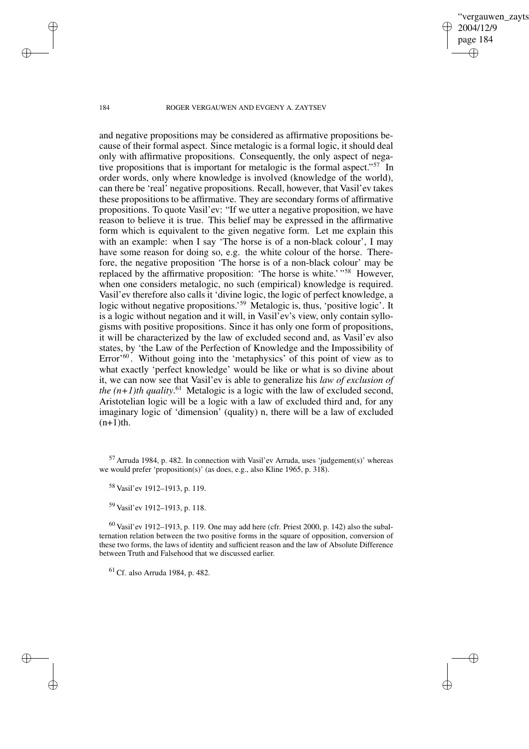and negative propositions may be considered as affirmative propositions because of their formal aspect. Since metalogic is a formal logic, it should deal only with affirmative propositions. Consequently, the only aspect of negative propositions that is important for metalogic is the formal aspect."[57] In order words, only where knowledge is involved (knowledge of the world), can there be 'real' negative propositions. Recall, however, that Vasil'ev takes these propositions to be affirmative. They are secondary forms of affirmative propositions. To quote Vasil'ev: "If we utter a negative proposition, we have reason to believe it is true. This belief may be expressed in the affirmative form which is equivalent to the given negative form. Let me explain this with an example: when I say 'The horse is of a non-black colour', I may have some reason for doing so, e.g. the white colour of the horse. Therefore, the negative proposition 'The horse is of a non-black colour' may be replaced by the affirmative proposition: 'The horse is white.' "[58] However, when one considers metalogic, no such (empirical) knowledge is required. Vasil'ev therefore also calls it 'divine logic, the logic of perfect knowledge, a logic without negative propositions.'[59] Metalogic is, thus, 'positive logic'. It is a logic without negation and it will, in Vasil'ev's view, only contain syllogisms with positive propositions. Since it has only one form of propositions, it will be characterized by the law of excluded second and, as Vasil'ev also states, by 'the Law of the Perfection of Knowledge and the Impossibility of Error'[60]. Without going into the 'metaphysics' of this point of view as to what exactly 'perfect knowledge' would be like or what is so divine about it, we can now see that Vasil'ev is able to generalize his *law of exclusion of the (n+1)th quality*.[61] Metalogic is a logic with the law of excluded second, Aristotelian logic will be a logic with a law of excluded third and, for any imaginary logic of 'dimension' (quality) n, there will be a law of excluded (n+1)th.

[57] Arruda 1984, p. 482. In connection with Vasil'ev Arruda, uses 'judgement(s)' whereas we would prefer 'proposition(s)' (as does, e.g., also Kline 1965, p. 318).

[58] Vasil'ev 1912–1913, p. 119.

[59] Vasil'ev 1912–1913, p. 118.

[60] Vasil'ev 1912–1913, p. 119. One may add here (cfr. Priest 2000, p. 142) also the subalternation relation between the two positive forms in the square of opposition, conversion of these two forms, the laws of identity and sufficient reason and the law of Absolute Difference between Truth and Falsehood that we discussed earlier.

[61] Cf. also Arruda 1984, p. 482.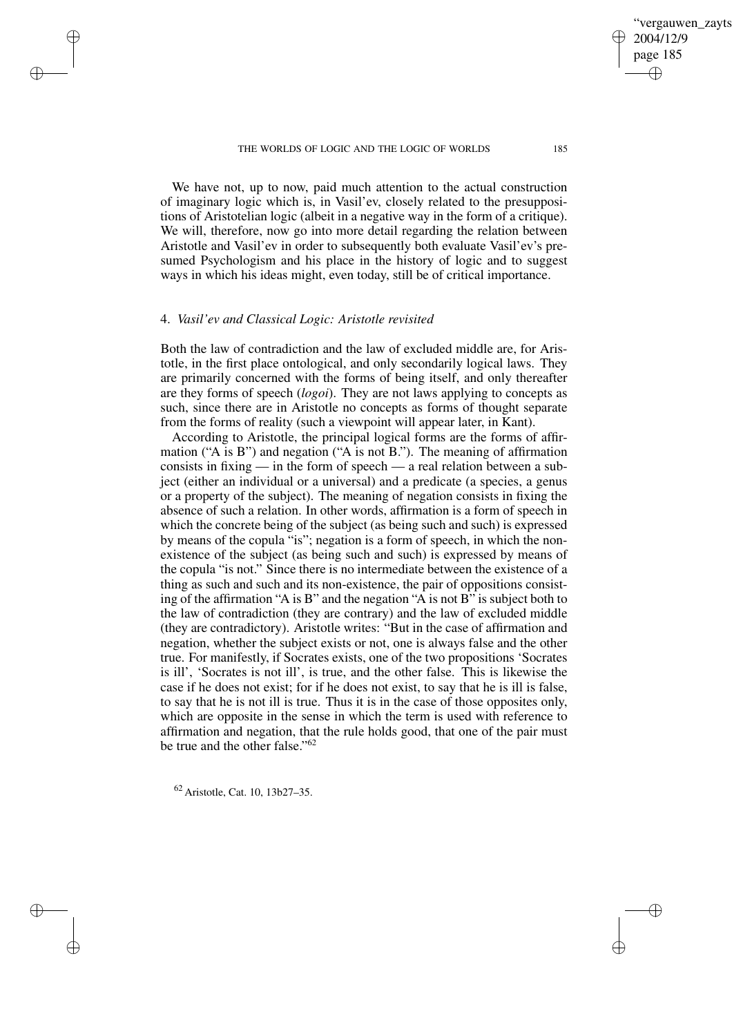We have not, up to now, paid much attention to the actual construction of imaginary logic which is, in Vasil'ev, closely related to the presuppositions of Aristotelian logic (albeit in a negative way in the form of a critique). We will, therefore, now go into more detail regarding the relation between Aristotle and Vasil'ev in order to subsequently both evaluate Vasil'ev's presumed Psychologism and his place in the history of logic and to suggest ways in which his ideas might, even today, still be of critical importance.

## 4. *Vasil'ev and Classical Logic: Aristotle revisited*

Both the law of contradiction and the law of excluded middle are, for Aristotle, in the first place ontological, and only secondarily logical laws. They are primarily concerned with the forms of being itself, and only thereafter are they forms of speech (*logoi*). They are not laws applying to concepts as such, since there are in Aristotle no concepts as forms of thought separate from the forms of reality (such a viewpoint will appear later, in Kant).

According to Aristotle, the principal logical forms are the forms of affirmation ("A is B") and negation ("A is not B."). The meaning of affirmation consists in fixing — in the form of speech — a real relation between a subject (either an individual or a universal) and a predicate (a species, a genus or a property of the subject). The meaning of negation consists in fixing the absence of such a relation. In other words, affirmation is a form of speech in which the concrete being of the subject (as being such and such) is expressed by means of the copula "is"; negation is a form of speech, in which the non-existence of the subject (as being such and such) is expressed by means of the copula "is not." Since there is no intermediate between the existence of a thing as such and such and its non-existence, the pair of oppositions consisting of the affirmation "A is B" and the negation "A is not B" is subject both to the law of contradiction (they are contrary) and the law of excluded middle (they are contradictory). Aristotle writes: "But in the case of affirmation and negation, whether the subject exists or not, one is always false and the other true. For manifestly, if Socrates exists, one of the two propositions 'Socrates is ill', 'Socrates is not ill', is true, and the other false. This is likewise the case if he does not exist; for if he does not exist, to say that he is ill is false, to say that he is not ill is true. Thus it is in the case of those opposites only, which are opposite in the sense in which the term is used with reference to affirmation and negation, that the rule holds good, that one of the pair must be true and the other false."[62]

[62] Aristotle, Cat. 10, 13b27–35.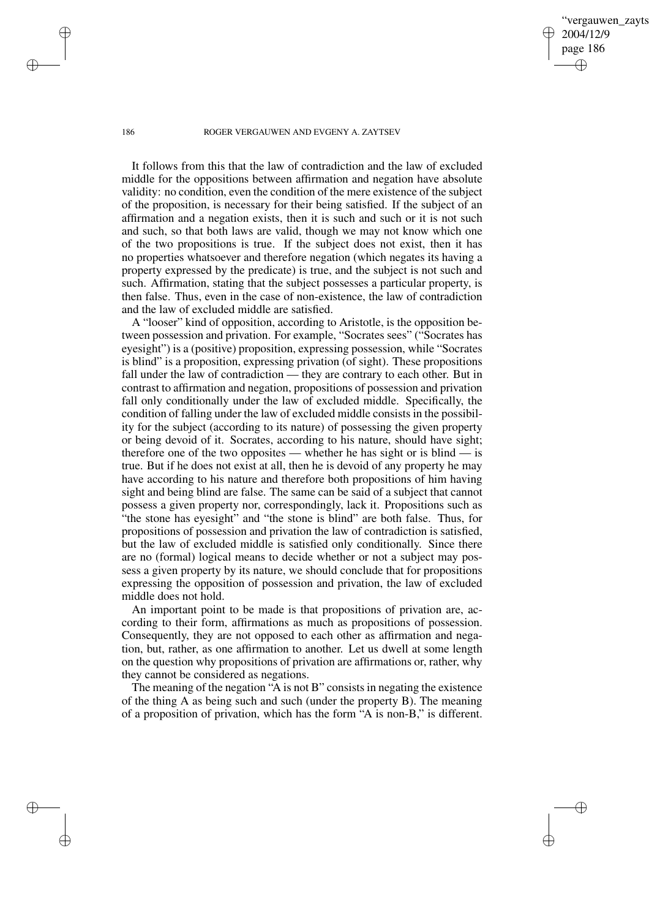It follows from this that the law of contradiction and the law of excluded middle for the oppositions between affirmation and negation have absolute validity: no condition, even the condition of the mere existence of the subject of the proposition, is necessary for their being satisfied. If the subject of an affirmation and a negation exists, then it is such and such or it is not such and such, so that both laws are valid, though we may not know which one of the two propositions is true. If the subject does not exist, then it has no properties whatsoever and therefore negation (which negates its having a property expressed by the predicate) is true, and the subject is not such and such. Affirmation, stating that the subject possesses a particular property, is then false. Thus, even in the case of non-existence, the law of contradiction and the law of excluded middle are satisfied.

A "looser" kind of opposition, according to Aristotle, is the opposition between possession and privation. For example, "Socrates sees" ("Socrates has eyesight") is a (positive) proposition, expressing possession, while "Socrates is blind" is a proposition, expressing privation (of sight). These propositions fall under the law of contradiction — they are contrary to each other. But in contrast to affirmation and negation, propositions of possession and privation fall only conditionally under the law of excluded middle. Specifically, the condition of falling under the law of excluded middle consists in the possibility for the subject (according to its nature) of possessing the given property or being devoid of it. Socrates, according to his nature, should have sight; therefore one of the two opposites — whether he has sight or is blind — is true. But if he does not exist at all, then he is devoid of any property he may have according to his nature and therefore both propositions of him having sight and being blind are false. The same can be said of a subject that cannot possess a given property nor, correspondingly, lack it. Propositions such as "the stone has eyesight" and "the stone is blind" are both false. Thus, for propositions of possession and privation the law of contradiction is satisfied, but the law of excluded middle is satisfied only conditionally. Since there are no (formal) logical means to decide whether or not a subject may possess a given property by its nature, we should conclude that for propositions expressing the opposition of possession and privation, the law of excluded middle does not hold.

An important point to be made is that propositions of privation are, according to their form, affirmations as much as propositions of possession. Consequently, they are not opposed to each other as affirmation and negation, but, rather, as one affirmation to another. Let us dwell at some length on the question why propositions of privation are affirmations or, rather, why they cannot be considered as negations.

The meaning of the negation "A is not B" consists in negating the existence of the thing A as being such and such (under the property B). The meaning of a proposition of privation, which has the form "A is non-B," is different.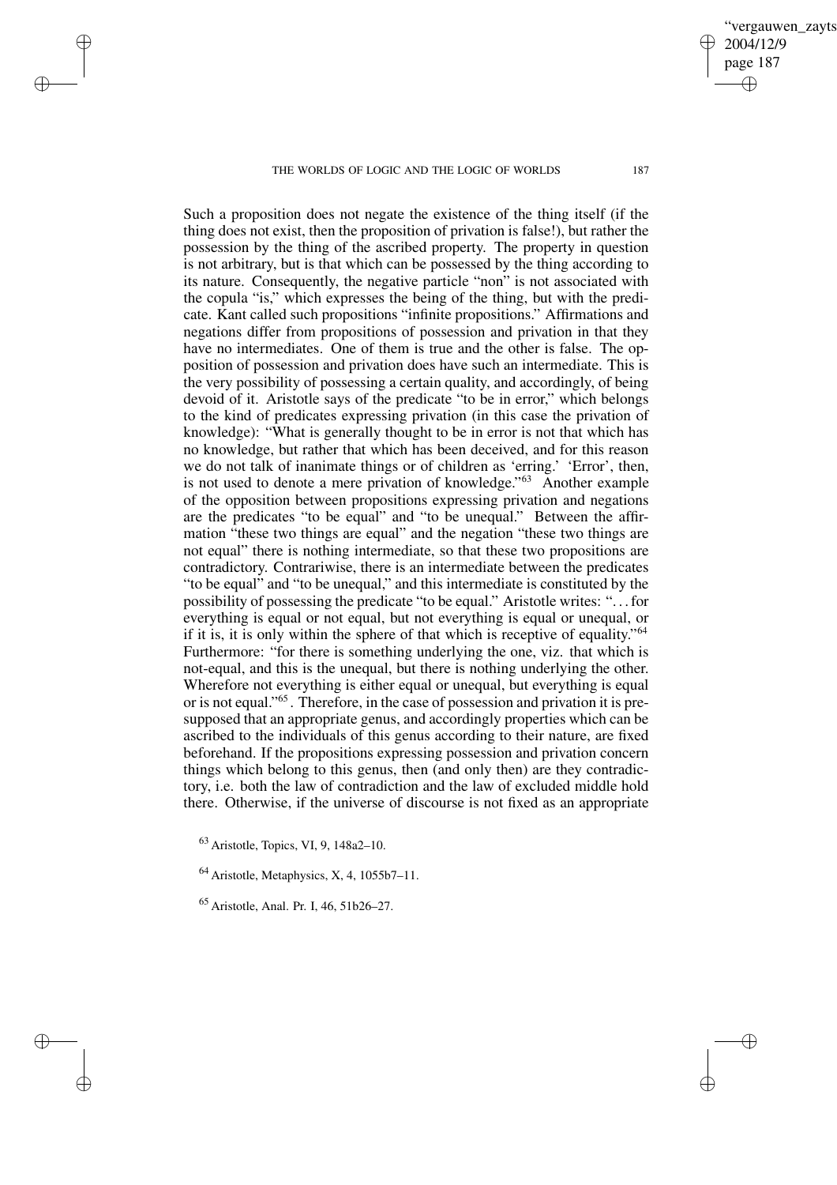Such a proposition does not negate the existence of the thing itself (if the thing does not exist, then the proposition of privation is false!), but rather the possession by the thing of the ascribed property. The property in question is not arbitrary, but is that which can be possessed by the thing according to its nature. Consequently, the negative particle "non" is not associated with the copula "is," which expresses the being of the thing, but with the predicate. Kant called such propositions "infinite propositions." Affirmations and negations differ from propositions of possession and privation in that they have no intermediates. One of them is true and the other is false. The opposition of possession and privation does have such an intermediate. This is the very possibility of possessing a certain quality, and accordingly, of being devoid of it. Aristotle says of the predicate "to be in error," which belongs to the kind of predicates expressing privation (in this case the privation of knowledge): "What is generally thought to be in error is not that which has no knowledge, but rather that which has been deceived, and for this reason we do not talk of inanimate things or of children as 'erring.' 'Error', then, is not used to denote a mere privation of knowledge."[63] Another example of the opposition between propositions expressing privation and negations are the predicates "to be equal" and "to be unequal." Between the affirmation "these two things are equal" and the negation "these two things are not equal" there is nothing intermediate, so that these two propositions are contradictory. Contrariwise, there is an intermediate between the predicates "to be equal" and "to be unequal," and this intermediate is constituted by the possibility of possessing the predicate "to be equal." Aristotle writes: "...for everything is equal or not equal, but not everything is equal or unequal, or if it is, it is only within the sphere of that which is receptive of equality."[64] Furthermore: "for there is something underlying the one, viz. that which is not-equal, and this is the unequal, but there is nothing underlying the other. Wherefore not everything is either equal or unequal, but everything is equal or is not equal."[65]. Therefore, in the case of possession and privation it is presupposed that an appropriate genus, and accordingly properties which can be ascribed to the individuals of this genus according to their nature, are fixed beforehand. If the propositions expressing possession and privation concern things which belong to this genus, then (and only then) are they contradictory, i.e. both the law of contradiction and the law of excluded middle hold there. Otherwise, if the universe of discourse is not fixed as an appropriate

[63] Aristotle, Topics, VI, 9, 148a2–10.

[64] Aristotle, Metaphysics, X, 4, 1055b7–11.

[65] Aristotle, Anal. Pr. I, 46, 51b26–27.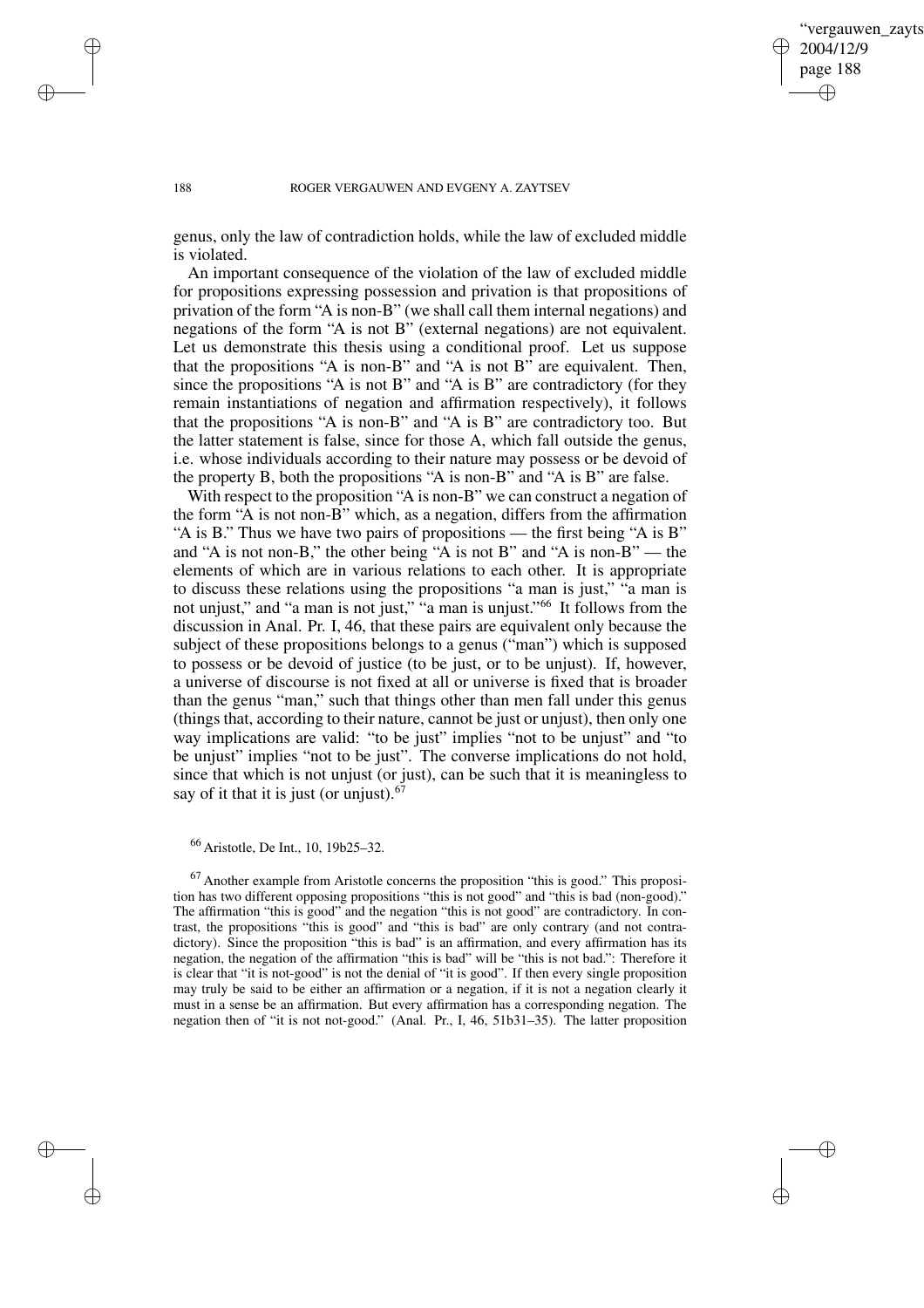genus, only the law of contradiction holds, while the law of excluded middle is violated.

An important consequence of the violation of the law of excluded middle for propositions expressing possession and privation is that propositions of privation of the form "A is non-B" (we shall call them internal negations) and negations of the form "A is not B" (external negations) are not equivalent. Let us demonstrate this thesis using a conditional proof. Let us suppose that the propositions "A is non-B" and "A is not B" are equivalent. Then, since the propositions "A is not B" and "A is B" are contradictory (for they remain instantiations of negation and affirmation respectively), it follows that the propositions "A is non-B" and "A is B" are contradictory too. But the latter statement is false, since for those A, which fall outside the genus, i.e. whose individuals according to their nature may possess or be devoid of the property B, both the propositions "A is non-B" and "A is B" are false.

With respect to the proposition "A is non-B" we can construct a negation of the form "A is not non-B" which, as a negation, differs from the affirmation "A is B." Thus we have two pairs of propositions — the first being "A is B" and "A is not non-B," the other being "A is not B" and "A is non-B" — the elements of which are in various relations to each other. It is appropriate to discuss these relations using the propositions "a man is just," "a man is not unjust," and "a man is not just," "a man is unjust."[66] It follows from the discussion in Anal. Pr. I, 46, that these pairs are equivalent only because the subject of these propositions belongs to a genus ("man") which is supposed to possess or be devoid of justice (to be just, or to be unjust). If, however, a universe of discourse is not fixed at all or universe is fixed that is broader than the genus "man," such that things other than men fall under this genus (things that, according to their nature, cannot be just or unjust), then only one way implications are valid: "to be just" implies "not to be unjust" and "to be unjust" implies "not to be just". The converse implications do not hold, since that which is not unjust (or just), can be such that it is meaningless to say of it that it is just (or unjust).[67]

[66] Aristotle, De Int., 10, 19b25–32.

[67] Another example from Aristotle concerns the proposition "this is good." This proposition has two different opposing propositions "this is not good" and "this is bad (non-good)." The affirmation "this is good" and the negation "this is not good" are contradictory. In contrast, the propositions "this is good" and "this is bad" are only contrary (and not contradictory). Since the proposition "this is bad" is an affirmation, and every affirmation has its negation, the negation of the affirmation "this is bad" will be "this is not bad.": Therefore it is clear that "it is not-good" is not the denial of "it is good". If then every single proposition may truly be said to be either an affirmation or a negation, if it is not a negation clearly it must in a sense be an affirmation. But every affirmation has a corresponding negation. The negation then of "it is not not-good." (Anal. Pr., I, 46, 51b31–35). The latter proposition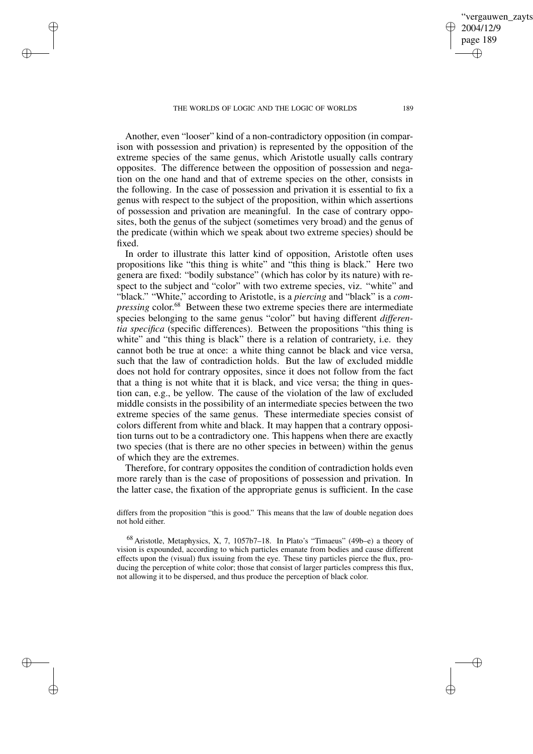Another, even "looser" kind of a non-contradictory opposition (in comparison with possession and privation) is represented by the opposition of the extreme species of the same genus, which Aristotle usually calls contrary opposites. The difference between the opposition of possession and negation on the one hand and that of extreme species on the other, consists in the following. In the case of possession and privation it is essential to fix a genus with respect to the subject of the proposition, within which assertions of possession and privation are meaningful. In the case of contrary opposites, both the genus of the subject (sometimes very broad) and the genus of the predicate (within which we speak about two extreme species) should be fixed.

In order to illustrate this latter kind of opposition, Aristotle often uses propositions like "this thing is white" and "this thing is black." Here two genera are fixed: "bodily substance" (which has color by its nature) with respect to the subject and "color" with two extreme species, viz. "white" and "black." "White," according to Aristotle, is a *piercing* and "black" is a *compressing* color.[68] Between these two extreme species there are intermediate species belonging to the same genus "color" but having different *differentia specifica* (specific differences). Between the propositions "this thing is white" and "this thing is black" there is a relation of contrariety, i.e. they cannot both be true at once: a white thing cannot be black and vice versa, such that the law of contradiction holds. But the law of excluded middle does not hold for contrary opposites, since it does not follow from the fact that a thing is not white that it is black, and vice versa; the thing in question can, e.g., be yellow. The cause of the violation of the law of excluded middle consists in the possibility of an intermediate species between the two extreme species of the same genus. These intermediate species consist of colors different from white and black. It may happen that a contrary opposition turns out to be a contradictory one. This happens when there are exactly two species (that is there are no other species in between) within the genus of which they are the extremes.

Therefore, for contrary opposites the condition of contradiction holds even more rarely than is the case of propositions of possession and privation. In the latter case, the fixation of the appropriate genus is sufficient. In the case

differs from the proposition "this is good." This means that the law of double negation does not hold either.

[68] Aristotle, Metaphysics, X, 7, 1057b7–18. In Plato's "Timaeus" (49b–e) a theory of vision is expounded, according to which particles emanate from bodies and cause different effects upon the (visual) flux issuing from the eye. These tiny particles pierce the flux, producing the perception of white color; those that consist of larger particles compress this flux, not allowing it to be dispersed, and thus produce the perception of black color.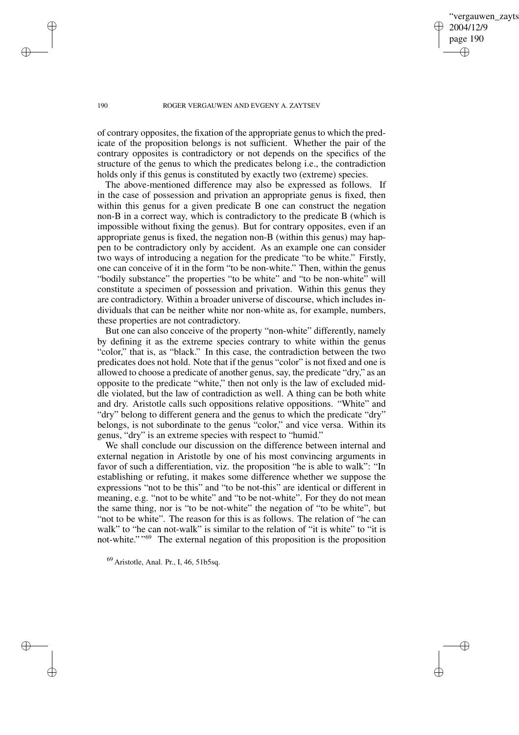of contrary opposites, the fixation of the appropriate genus to which the predicate of the proposition belongs is not sufficient. Whether the pair of the contrary opposites is contradictory or not depends on the specifics of the structure of the genus to which the predicates belong i.e., the contradiction holds only if this genus is constituted by exactly two (extreme) species.

The above-mentioned difference may also be expressed as follows. If in the case of possession and privation an appropriate genus is fixed, then within this genus for a given predicate B one can construct the negation non-B in a correct way, which is contradictory to the predicate B (which is impossible without fixing the genus). But for contrary opposites, even if an appropriate genus is fixed, the negation non-B (within this genus) may happen to be contradictory only by accident. As an example one can consider two ways of introducing a negation for the predicate "to be white." Firstly, one can conceive of it in the form "to be non-white." Then, within the genus "bodily substance" the properties "to be white" and "to be non-white" will constitute a specimen of possession and privation. Within this genus they are contradictory. Within a broader universe of discourse, which includes individuals that can be neither white nor non-white as, for example, numbers, these properties are not contradictory.

But one can also conceive of the property "non-white" differently, namely by defining it as the extreme species contrary to white within the genus "color," that is, as "black." In this case, the contradiction between the two predicates does not hold. Note that if the genus "color" is not fixed and one is allowed to choose a predicate of another genus, say, the predicate "dry," as an opposite to the predicate "white," then not only is the law of excluded middle violated, but the law of contradiction as well. A thing can be both white and dry. Aristotle calls such oppositions relative oppositions. "White" and "dry" belong to different genera and the genus to which the predicate "dry" belongs, is not subordinate to the genus "color," and vice versa. Within its genus, "dry" is an extreme species with respect to "humid."

We shall conclude our discussion on the difference between internal and external negation in Aristotle by one of his most convincing arguments in favor of such a differentiation, viz. the proposition "he is able to walk": "In establishing or refuting, it makes some difference whether we suppose the expressions "not to be this" and "to be not-this" are identical or different in meaning, e.g. "not to be white" and "to be not-white". For they do not mean the same thing, nor is "to be not-white" the negation of "to be white", but "not to be white". The reason for this is as follows. The relation of "he can walk" to "he can not-walk" is similar to the relation of "it is white" to "it is not-white." "[69] The external negation of this proposition is the proposition

[69] Aristotle, Anal. Pr., I, 46, 51b5sq.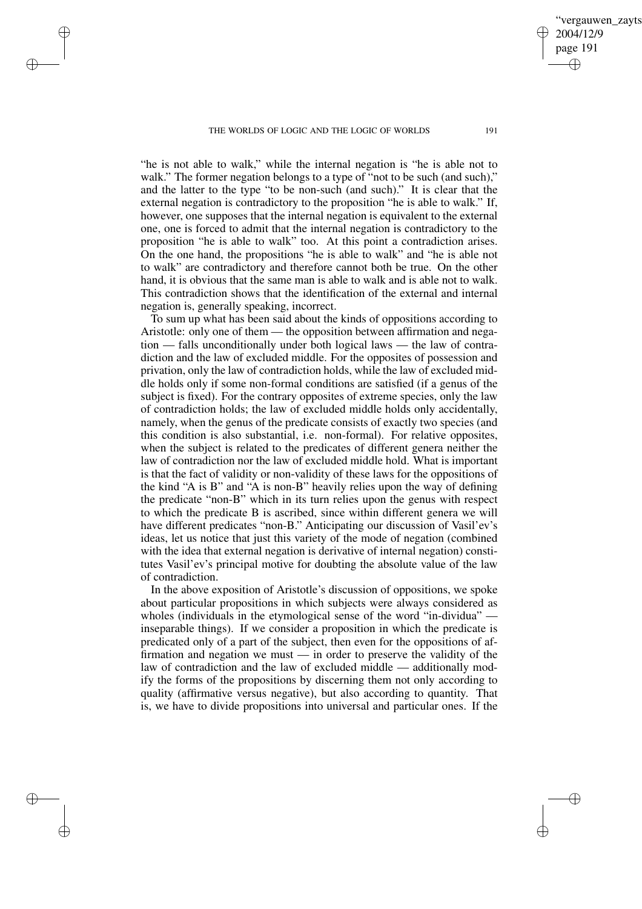"he is not able to walk," while the internal negation is "he is able not to walk." The former negation belongs to a type of "not to be such (and such)," and the latter to the type "to be non-such (and such)." It is clear that the external negation is contradictory to the proposition "he is able to walk." If, however, one supposes that the internal negation is equivalent to the external one, one is forced to admit that the internal negation is contradictory to the proposition "he is able to walk" too. At this point a contradiction arises. On the one hand, the propositions "he is able to walk" and "he is able not to walk" are contradictory and therefore cannot both be true. On the other hand, it is obvious that the same man is able to walk and is able not to walk. This contradiction shows that the identification of the external and internal negation is, generally speaking, incorrect.

To sum up what has been said about the kinds of oppositions according to Aristotle: only one of them — the opposition between affirmation and negation — falls unconditionally under both logical laws — the law of contradiction and the law of excluded middle. For the opposites of possession and privation, only the law of contradiction holds, while the law of excluded middle holds only if some non-formal conditions are satisfied (if a genus of the subject is fixed). For the contrary opposites of extreme species, only the law of contradiction holds; the law of excluded middle holds only accidentally, namely, when the genus of the predicate consists of exactly two species (and this condition is also substantial, i.e. non-formal). For relative opposites, when the subject is related to the predicates of different genera neither the law of contradiction nor the law of excluded middle hold. What is important is that the fact of validity or non-validity of these laws for the oppositions of the kind "A is B" and "A is non-B" heavily relies upon the way of defining the predicate "non-B" which in its turn relies upon the genus with respect to which the predicate B is ascribed, since within different genera we will have different predicates "non-B." Anticipating our discussion of Vasil'ev's ideas, let us notice that just this variety of the mode of negation (combined with the idea that external negation is derivative of internal negation) constitutes Vasil'ev's principal motive for doubting the absolute value of the law of contradiction.

In the above exposition of Aristotle's discussion of oppositions, we spoke about particular propositions in which subjects were always considered as wholes (individuals in the etymological sense of the word "in-dividua" — inseparable things). If we consider a proposition in which the predicate is predicated only of a part of the subject, then even for the oppositions of affirmation and negation we must — in order to preserve the validity of the law of contradiction and the law of excluded middle — additionally modify the forms of the propositions by discerning them not only according to quality (affirmative versus negative), but also according to quantity. That is, we have to divide propositions into universal and particular ones. If the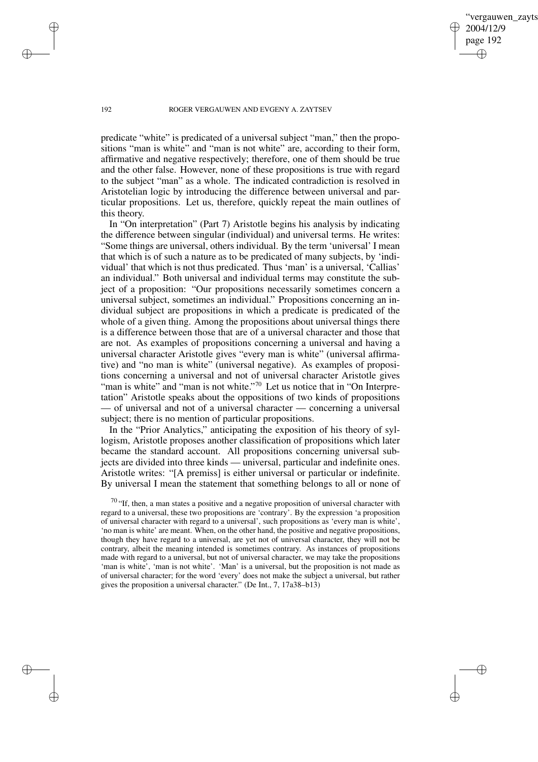predicate "white" is predicated of a universal subject "man," then the propositions "man is white" and "man is not white" are, according to their form, affirmative and negative respectively; therefore, one of them should be true and the other false. However, none of these propositions is true with regard to the subject "man" as a whole. The indicated contradiction is resolved in Aristotelian logic by introducing the difference between universal and particular propositions. Let us, therefore, quickly repeat the main outlines of this theory.

In "On interpretation" (Part 7) Aristotle begins his analysis by indicating the difference between singular (individual) and universal terms. He writes: "Some things are universal, others individual. By the term 'universal' I mean that which is of such a nature as to be predicated of many subjects, by 'individual' that which is not thus predicated. Thus 'man' is a universal, 'Callias' an individual." Both universal and individual terms may constitute the subject of a proposition: "Our propositions necessarily sometimes concern a universal subject, sometimes an individual." Propositions concerning an individual subject are propositions in which a predicate is predicated of the whole of a given thing. Among the propositions about universal things there is a difference between those that are of a universal character and those that are not. As examples of propositions concerning a universal and having a universal character Aristotle gives "every man is white" (universal affirmative) and "no man is white" (universal negative). As examples of propositions concerning a universal and not of universal character Aristotle gives "man is white" and "man is not white."[70] Let us notice that in "On Interpretation" Aristotle speaks about the oppositions of two kinds of propositions — of universal and not of a universal character — concerning a universal subject; there is no mention of particular propositions.

In the "Prior Analytics," anticipating the exposition of his theory of syllogism, Aristotle proposes another classification of propositions which later became the standard account. All propositions concerning universal subjects are divided into three kinds — universal, particular and indefinite ones. Aristotle writes: "[A premiss] is either universal or particular or indefinite. By universal I mean the statement that something belongs to all or none of

[70] "If, then, a man states a positive and a negative proposition of universal character with regard to a universal, these two propositions are 'contrary'. By the expression 'a proposition of universal character with regard to a universal', such propositions as 'every man is white', 'no man is white' are meant. When, on the other hand, the positive and negative propositions, though they have regard to a universal, are yet not of universal character, they will not be contrary, albeit the meaning intended is sometimes contrary. As instances of propositions made with regard to a universal, but not of universal character, we may take the propositions 'man is white', 'man is not white'. 'Man' is a universal, but the proposition is not made as of universal character; for the word 'every' does not make the subject a universal, but rather gives the proposition a universal character." (De Int., 7, 17a38–b13)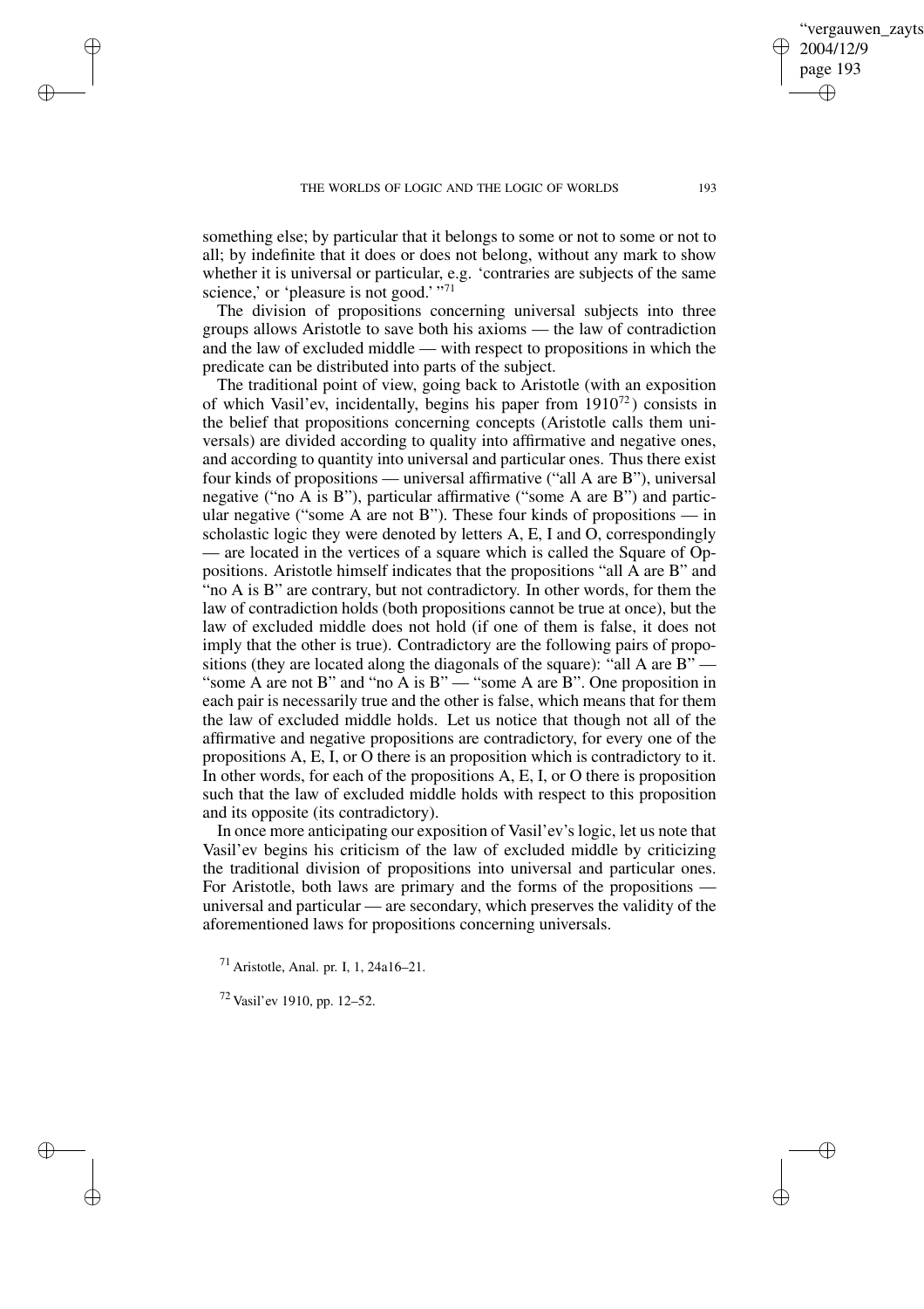something else; by particular that it belongs to some or not to some or not to all; by indefinite that it does or does not belong, without any mark to show whether it is universal or particular, e.g. 'contraries are subjects of the same science,' or 'pleasure is not good.' "[71]

The division of propositions concerning universal subjects into three groups allows Aristotle to save both his axioms — the law of contradiction and the law of excluded middle — with respect to propositions in which the predicate can be distributed into parts of the subject.

The traditional point of view, going back to Aristotle (with an exposition of which Vasil'ev, incidentally, begins his paper from 1910[72]) consists in the belief that propositions concerning concepts (Aristotle calls them universals) are divided according to quality into affirmative and negative ones, and according to quantity into universal and particular ones. Thus there exist four kinds of propositions — universal affirmative ("all A are B"), universal negative ("no A is B"), particular affirmative ("some A are B") and particular negative ("some A are not B"). These four kinds of propositions — in scholastic logic they were denoted by letters A, E, I and O, correspondingly — are located in the vertices of a square which is called the Square of Oppositions. Aristotle himself indicates that the propositions "all A are B" and "no A is B" are contrary, but not contradictory. In other words, for them the law of contradiction holds (both propositions cannot be true at once), but the law of excluded middle does not hold (if one of them is false, it does not imply that the other is true). Contradictory are the following pairs of propositions (they are located along the diagonals of the square): "all A are B" — "some A are not B" and "no A is B" — "some A are B". One proposition in each pair is necessarily true and the other is false, which means that for them the law of excluded middle holds. Let us notice that though not all of the affirmative and negative propositions are contradictory, for every one of the propositions A, E, I, or O there is an proposition which is contradictory to it. In other words, for each of the propositions A, E, I, or O there is proposition such that the law of excluded middle holds with respect to this proposition and its opposite (its contradictory).

In once more anticipating our exposition of Vasil'ev's logic, let us note that Vasil'ev begins his criticism of the law of excluded middle by criticizing the traditional division of propositions into universal and particular ones. For Aristotle, both laws are primary and the forms of the propositions — universal and particular — are secondary, which preserves the validity of the aforementioned laws for propositions concerning universals.

[71] Aristotle, Anal. pr. I, 1, 24a16–21.

[72] Vasil'ev 1910, pp. 12–52.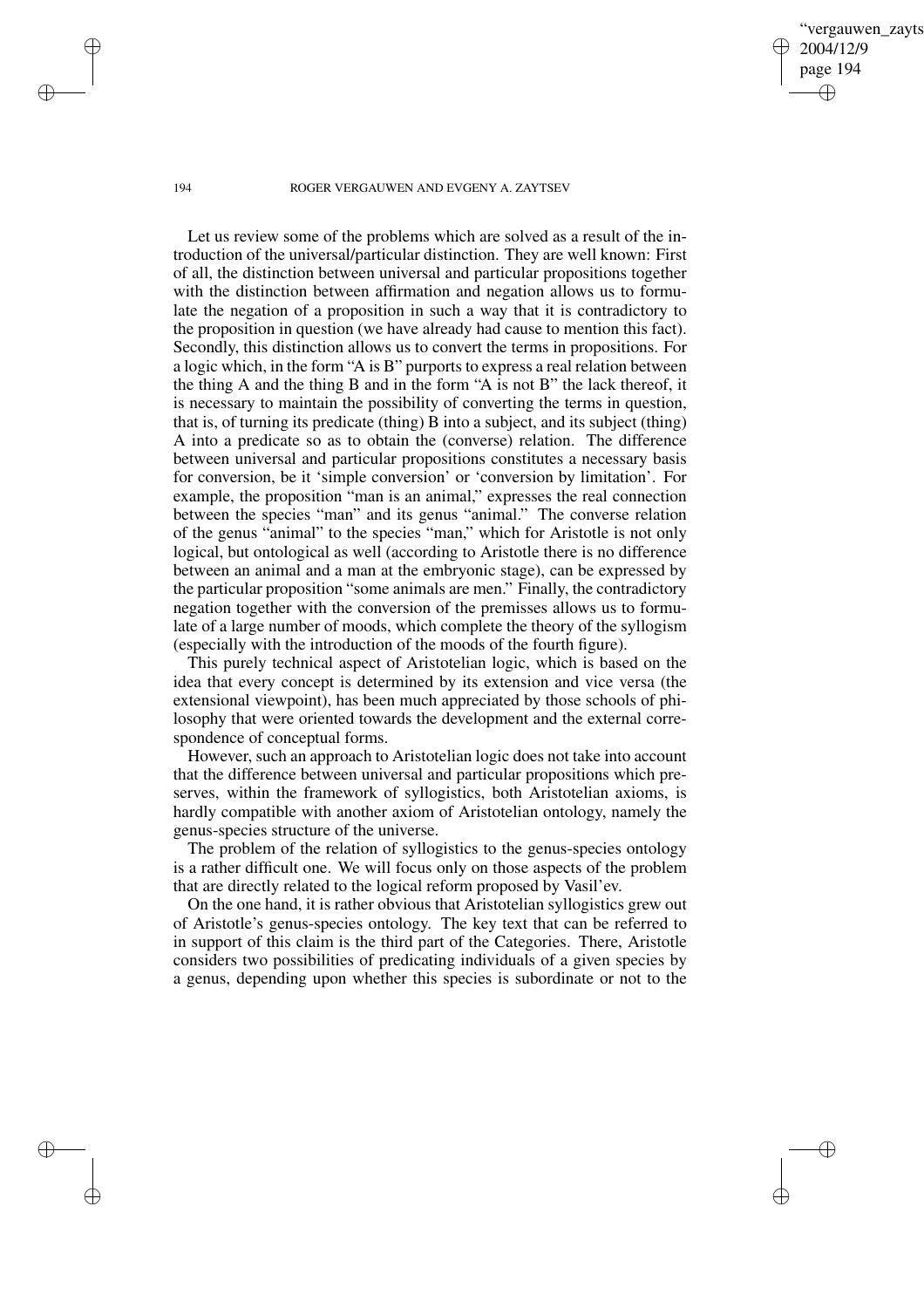Let us review some of the problems which are solved as a result of the introduction of the universal/particular distinction. They are well known: First of all, the distinction between universal and particular propositions together with the distinction between affirmation and negation allows us to formulate the negation of a proposition in such a way that it is contradictory to the proposition in question (we have already had cause to mention this fact). Secondly, this distinction allows us to convert the terms in propositions. For a logic which, in the form "A is B" purports to express a real relation between the thing A and the thing B and in the form "A is not B" the lack thereof, it is necessary to maintain the possibility of converting the terms in question, that is, of turning its predicate (thing) B into a subject, and its subject (thing) A into a predicate so as to obtain the (converse) relation. The difference between universal and particular propositions constitutes a necessary basis for conversion, be it 'simple conversion' or 'conversion by limitation'. For example, the proposition "man is an animal," expresses the real connection between the species "man" and its genus "animal." The converse relation of the genus "animal" to the species "man," which for Aristotle is not only logical, but ontological as well (according to Aristotle there is no difference between an animal and a man at the embryonic stage), can be expressed by the particular proposition "some animals are men." Finally, the contradictory negation together with the conversion of the premisses allows us to formulate of a large number of moods, which complete the theory of the syllogism (especially with the introduction of the moods of the fourth figure).

This purely technical aspect of Aristotelian logic, which is based on the idea that every concept is determined by its extension and vice versa (the extensional viewpoint), has been much appreciated by those schools of philosophy that were oriented towards the development and the external correspondence of conceptual forms.

However, such an approach to Aristotelian logic does not take into account that the difference between universal and particular propositions which preserves, within the framework of syllogistics, both Aristotelian axioms, is hardly compatible with another axiom of Aristotelian ontology, namely the genus-species structure of the universe.

The problem of the relation of syllogistics to the genus-species ontology is a rather difficult one. We will focus only on those aspects of the problem that are directly related to the logical reform proposed by Vasil'ev.

On the one hand, it is rather obvious that Aristotelian syllogistics grew out of Aristotle's genus-species ontology. The key text that can be referred to in support of this claim is the third part of the Categories. There, Aristotle considers two possibilities of predicating individuals of a given species by a genus, depending upon whether this species is subordinate or not to the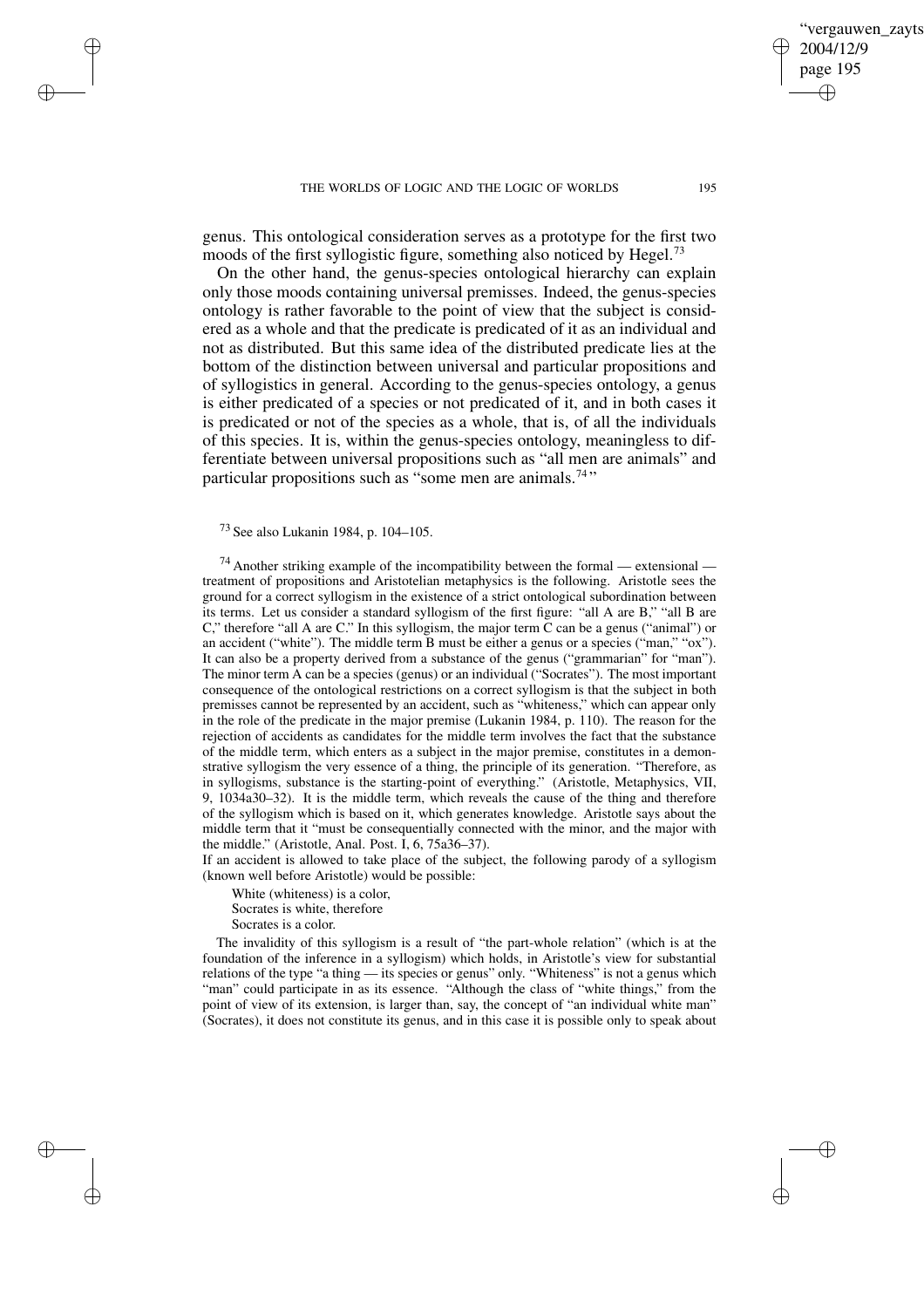genus. This ontological consideration serves as a prototype for the first two moods of the first syllogistic figure, something also noticed by Hegel.[73]

On the other hand, the genus-species ontological hierarchy can explain only those moods containing universal premisses. Indeed, the genus-species ontology is rather favorable to the point of view that the subject is considered as a whole and that the predicate is predicated of it as an individual and not as distributed. But this same idea of the distributed predicate lies at the bottom of the distinction between universal and particular propositions and of syllogistics in general. According to the genus-species ontology, a genus is either predicated of a species or not predicated of it, and in both cases it is predicated or not of the species as a whole, that is, of all the individuals of this species. It is, within the genus-species ontology, meaningless to differentiate between universal propositions such as "all men are animals" and particular propositions such as "some men are animals.[74]"

[73] See also Lukanin 1984, p. 104–105.

[74] Another striking example of the incompatibility between the formal — extensional — treatment of propositions and Aristotelian metaphysics is the following. Aristotle sees the ground for a correct syllogism in the existence of a strict ontological subordination between its terms. Let us consider a standard syllogism of the first figure: "all A are B," "all B are C," therefore "all A are C." In this syllogism, the major term C can be a genus ("animal") or an accident ("white"). The middle term B must be either a genus or a species ("man," "ox"). It can also be a property derived from a substance of the genus ("grammarian" for "man"). The minor term A can be a species (genus) or an individual ("Socrates"). The most important consequence of the ontological restrictions on a correct syllogism is that the subject in both premisses cannot be represented by an accident, such as "whiteness," which can appear only in the role of the predicate in the major premise (Lukanin 1984, p. 110). The reason for the rejection of accidents as candidates for the middle term involves the fact that the substance of the middle term, which enters as a subject in the major premise, constitutes in a demonstrative syllogism the very essence of a thing, the principle of its generation. "Therefore, as in syllogisms, substance is the starting-point of everything." (Aristotle, Metaphysics, VII, 9, 1034a30–32). It is the middle term, which reveals the cause of the thing and therefore of the syllogism which is based on it, which generates knowledge. Aristotle says about the middle term that it "must be consequentially connected with the minor, and the major with the middle." (Aristotle, Anal. Post. I, 6, 75a36–37).

If an accident is allowed to take place of the subject, the following parody of a syllogism (known well before Aristotle) would be possible:

White (whiteness) is a color,
Socrates is white, therefore
Socrates is a color.

The invalidity of this syllogism is a result of "the part-whole relation" (which is at the foundation of the inference in a syllogism) which holds, in Aristotle's view for substantial relations of the type "a thing — its species or genus" only. "Whiteness" is not a genus which "man" could participate in as its essence. "Although the class of "white things," from the point of view of its extension, is larger than, say, the concept of "an individual white man" (Socrates), it does not constitute its genus, and in this case it is possible only to speak about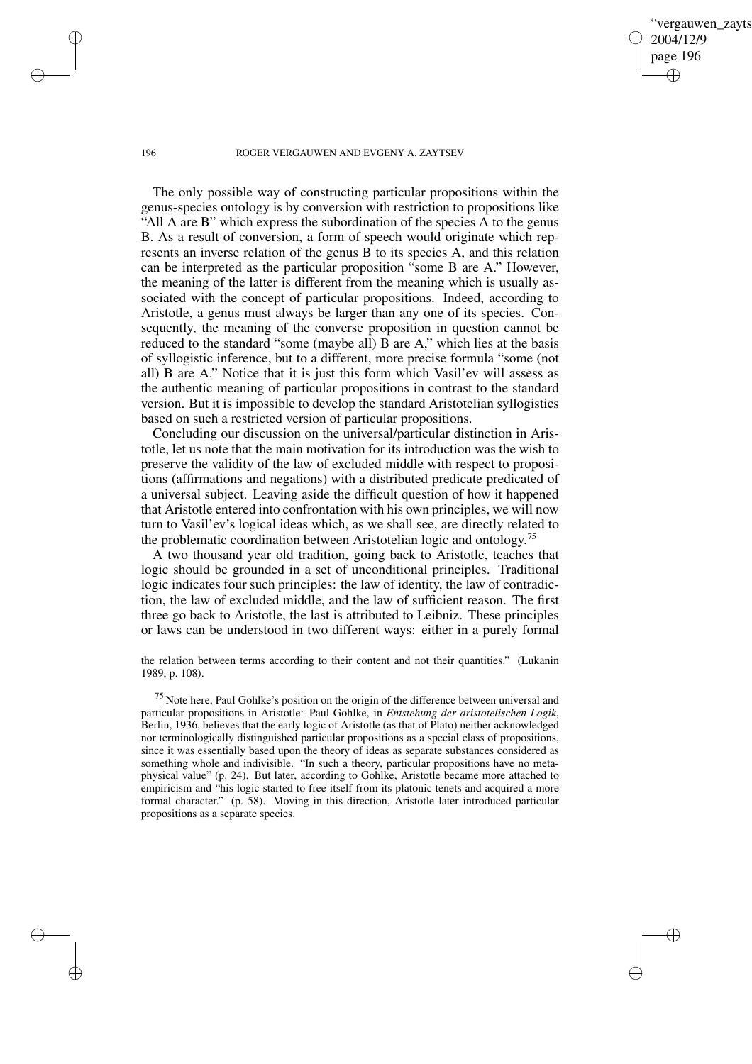The only possible way of constructing particular propositions within the genus-species ontology is by conversion with restriction to propositions like "All A are B" which express the subordination of the species A to the genus B. As a result of conversion, a form of speech would originate which represents an inverse relation of the genus B to its species A, and this relation can be interpreted as the particular proposition "some B are A." However, the meaning of the latter is different from the meaning which is usually associated with the concept of particular propositions. Indeed, according to Aristotle, a genus must always be larger than any one of its species. Consequently, the meaning of the converse proposition in question cannot be reduced to the standard "some (maybe all) B are A," which lies at the basis of syllogistic inference, but to a different, more precise formula "some (not all) B are A." Notice that it is just this form which Vasil'ev will assess as the authentic meaning of particular propositions in contrast to the standard version. But it is impossible to develop the standard Aristotelian syllogistics based on such a restricted version of particular propositions.

Concluding our discussion on the universal/particular distinction in Aristotle, let us note that the main motivation for its introduction was the wish to preserve the validity of the law of excluded middle with respect to propositions (affirmations and negations) with a distributed predicate predicated of a universal subject. Leaving aside the difficult question of how it happened that Aristotle entered into confrontation with his own principles, we will now turn to Vasil'ev's logical ideas which, as we shall see, are directly related to the problematic coordination between Aristotelian logic and ontology.[75]

A two thousand year old tradition, going back to Aristotle, teaches that logic should be grounded in a set of unconditional principles. Traditional logic indicates four such principles: the law of identity, the law of contradiction, the law of excluded middle, and the law of sufficient reason. The first three go back to Aristotle, the last is attributed to Leibniz. These principles or laws can be understood in two different ways: either in a purely formal

the relation between terms according to their content and not their quantities." (Lukanin 1989, p. 108).

[75] Note here, Paul Gohlke's position on the origin of the difference between universal and particular propositions in Aristotle: Paul Gohlke, in *Entstehung der aristotelischen Logik*, Berlin, 1936, believes that the early logic of Aristotle (as that of Plato) neither acknowledged nor terminologically distinguished particular propositions as a special class of propositions, since it was essentially based upon the theory of ideas as separate substances considered as something whole and indivisible. "In such a theory, particular propositions have no metaphysical value" (p. 24). But later, according to Gohlke, Aristotle became more attached to empiricism and "his logic started to free itself from its platonic tenets and acquired a more formal character." (p. 58). Moving in this direction, Aristotle later introduced particular propositions as a separate species.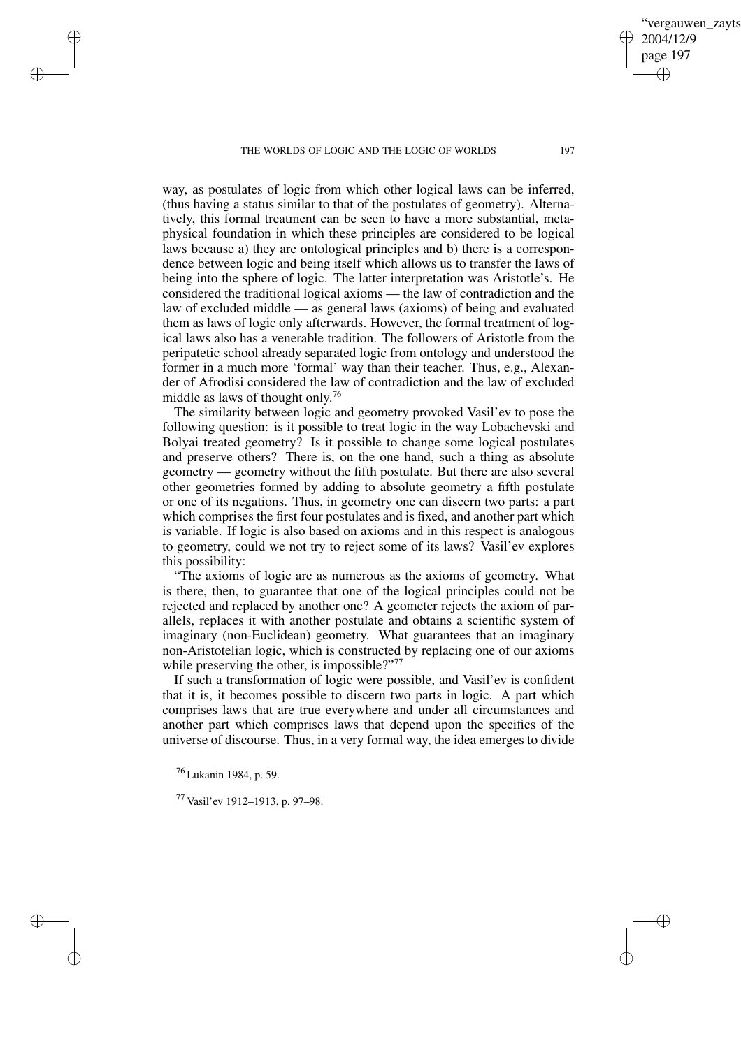way, as postulates of logic from which other logical laws can be inferred, (thus having a status similar to that of the postulates of geometry). Alternatively, this formal treatment can be seen to have a more substantial, metaphysical foundation in which these principles are considered to be logical laws because a) they are ontological principles and b) there is a correspondence between logic and being itself which allows us to transfer the laws of being into the sphere of logic. The latter interpretation was Aristotle's. He considered the traditional logical axioms — the law of contradiction and the law of excluded middle — as general laws (axioms) of being and evaluated them as laws of logic only afterwards. However, the formal treatment of logical laws also has a venerable tradition. The followers of Aristotle from the peripatetic school already separated logic from ontology and understood the former in a much more 'formal' way than their teacher. Thus, e.g., Alexander of Afrodisi considered the law of contradiction and the law of excluded middle as laws of thought only.[76]

The similarity between logic and geometry provoked Vasil'ev to pose the following question: is it possible to treat logic in the way Lobachevski and Bolyai treated geometry? Is it possible to change some logical postulates and preserve others? There is, on the one hand, such a thing as absolute geometry — geometry without the fifth postulate. But there are also several other geometries formed by adding to absolute geometry a fifth postulate or one of its negations. Thus, in geometry one can discern two parts: a part which comprises the first four postulates and is fixed, and another part which is variable. If logic is also based on axioms and in this respect is analogous to geometry, could we not try to reject some of its laws? Vasil'ev explores this possibility:

"The axioms of logic are as numerous as the axioms of geometry. What is there, then, to guarantee that one of the logical principles could not be rejected and replaced by another one? A geometer rejects the axiom of parallels, replaces it with another postulate and obtains a scientific system of imaginary (non-Euclidean) geometry. What guarantees that an imaginary non-Aristotelian logic, which is constructed by replacing one of our axioms while preserving the other, is impossible?"[77]

If such a transformation of logic were possible, and Vasil'ev is confident that it is, it becomes possible to discern two parts in logic. A part which comprises laws that are true everywhere and under all circumstances and another part which comprises laws that depend upon the specifics of the universe of discourse. Thus, in a very formal way, the idea emerges to divide

[76] Lukanin 1984, p. 59.

[77] Vasil'ev 1912–1913, p. 97–98.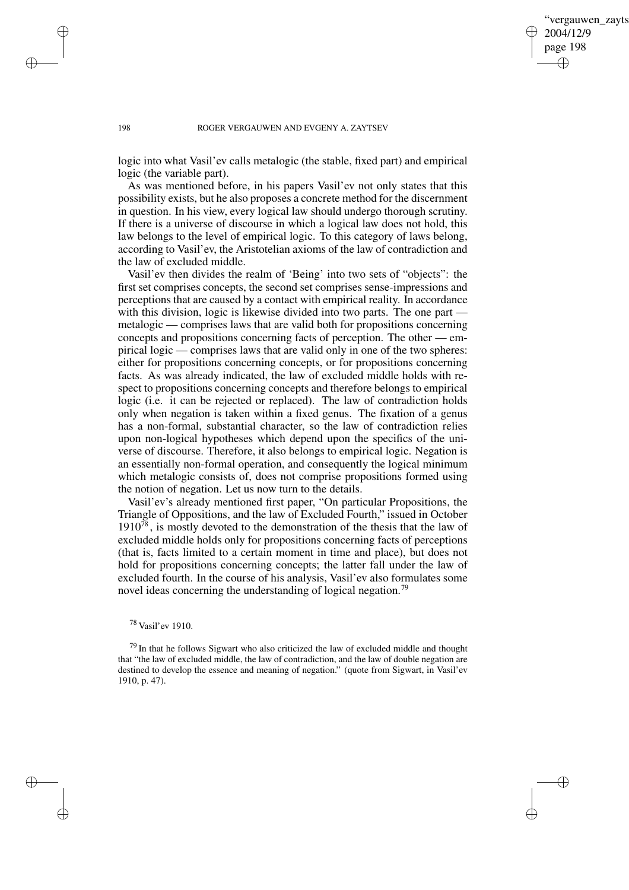logic into what Vasil'ev calls metalogic (the stable, fixed part) and empirical logic (the variable part).

As was mentioned before, in his papers Vasil'ev not only states that this possibility exists, but he also proposes a concrete method for the discernment in question. In his view, every logical law should undergo thorough scrutiny. If there is a universe of discourse in which a logical law does not hold, this law belongs to the level of empirical logic. To this category of laws belong, according to Vasil'ev, the Aristotelian axioms of the law of contradiction and the law of excluded middle.

Vasil'ev then divides the realm of 'Being' into two sets of "objects": the first set comprises concepts, the second set comprises sense-impressions and perceptions that are caused by a contact with empirical reality. In accordance with this division, logic is likewise divided into two parts. The one part — metalogic — comprises laws that are valid both for propositions concerning concepts and propositions concerning facts of perception. The other — empirical logic — comprises laws that are valid only in one of the two spheres: either for propositions concerning concepts, or for propositions concerning facts. As was already indicated, the law of excluded middle holds with respect to propositions concerning concepts and therefore belongs to empirical logic (i.e. it can be rejected or replaced). The law of contradiction holds only when negation is taken within a fixed genus. The fixation of a genus has a non-formal, substantial character, so the law of contradiction relies upon non-logical hypotheses which depend upon the specifics of the universe of discourse. Therefore, it also belongs to empirical logic. Negation is an essentially non-formal operation, and consequently the logical minimum which metalogic consists of, does not comprise propositions formed using the notion of negation. Let us now turn to the details.

Vasil'ev's already mentioned first paper, "On particular Propositions, the Triangle of Oppositions, and the law of Excluded Fourth," issued in October 1910[78], is mostly devoted to the demonstration of the thesis that the law of excluded middle holds only for propositions concerning facts of perceptions (that is, facts limited to a certain moment in time and place), but does not hold for propositions concerning concepts; the latter fall under the law of excluded fourth. In the course of his analysis, Vasil'ev also formulates some novel ideas concerning the understanding of logical negation.[79]

[78] Vasil'ev 1910.

[79] In that he follows Sigwart who also criticized the law of excluded middle and thought that "the law of excluded middle, the law of contradiction, and the law of double negation are destined to develop the essence and meaning of negation." (quote from Sigwart, in Vasil'ev 1910, p. 47).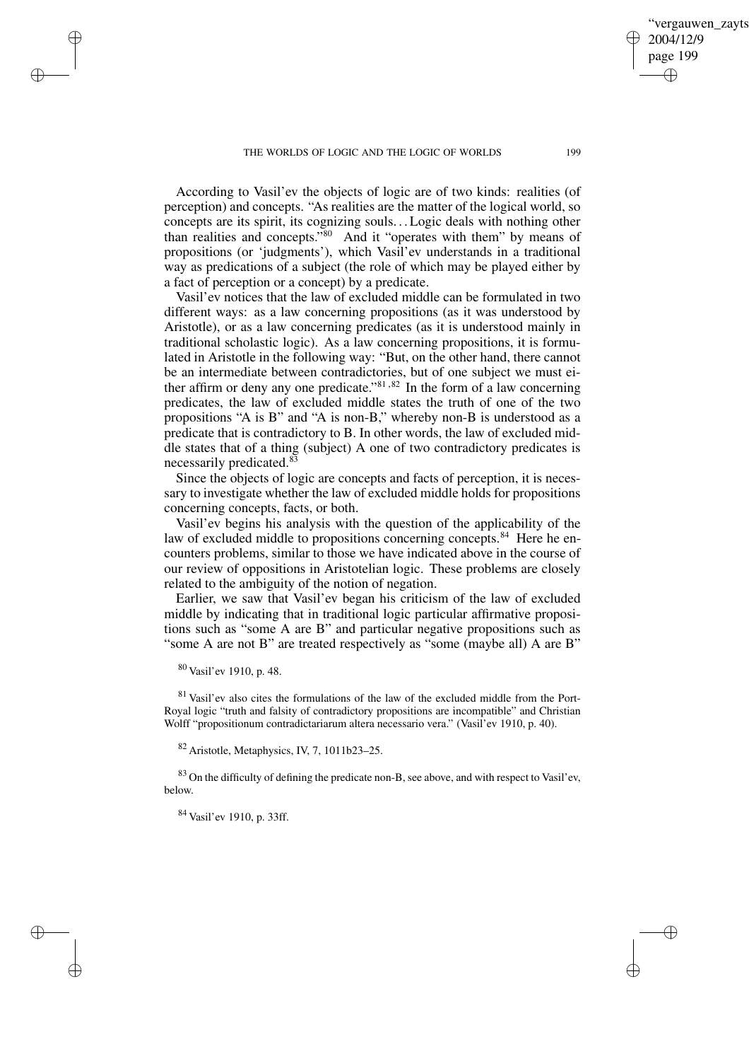According to Vasil'ev the objects of logic are of two kinds: realities (of perception) and concepts. "As realities are the matter of the logical world, so concepts are its spirit, its cognizing souls... Logic deals with nothing other than realities and concepts."[80] And it "operates with them" by means of propositions (or 'judgments'), which Vasil'ev understands in a traditional way as predications of a subject (the role of which may be played either by a fact of perception or a concept) by a predicate.

Vasil'ev notices that the law of excluded middle can be formulated in two different ways: as a law concerning propositions (as it was understood by Aristotle), or as a law concerning predicates (as it is understood mainly in traditional scholastic logic). As a law concerning propositions, it is formulated in Aristotle in the following way: "But, on the other hand, there cannot be an intermediate between contradictories, but of one subject we must either affirm or deny any one predicate."[81,82] In the form of a law concerning predicates, the law of excluded middle states the truth of one of the two propositions "A is B" and "A is non-B," whereby non-B is understood as a predicate that is contradictory to B. In other words, the law of excluded middle states that of a thing (subject) A one of two contradictory predicates is necessarily predicated.[83]

Since the objects of logic are concepts and facts of perception, it is necessary to investigate whether the law of excluded middle holds for propositions concerning concepts, facts, or both.

Vasil'ev begins his analysis with the question of the applicability of the law of excluded middle to propositions concerning concepts.[84] Here he encounters problems, similar to those we have indicated above in the course of our review of oppositions in Aristotelian logic. These problems are closely related to the ambiguity of the notion of negation.

Earlier, we saw that Vasil'ev began his criticism of the law of excluded middle by indicating that in traditional logic particular affirmative propositions such as "some A are B" and particular negative propositions such as "some A are not B" are treated respectively as "some (maybe all) A are B"

[80] Vasil'ev 1910, p. 48.

[81] Vasil'ev also cites the formulations of the law of the excluded middle from the Port-Royal logic "truth and falsity of contradictory propositions are incompatible" and Christian Wolff "propositionum contradictariarum altera necessario vera." (Vasil'ev 1910, p. 40).

[82] Aristotle, Metaphysics, IV, 7, 1011b23–25.

[83] On the difficulty of defining the predicate non-B, see above, and with respect to Vasil'ev, below.

[84] Vasil'ev 1910, p. 33ff.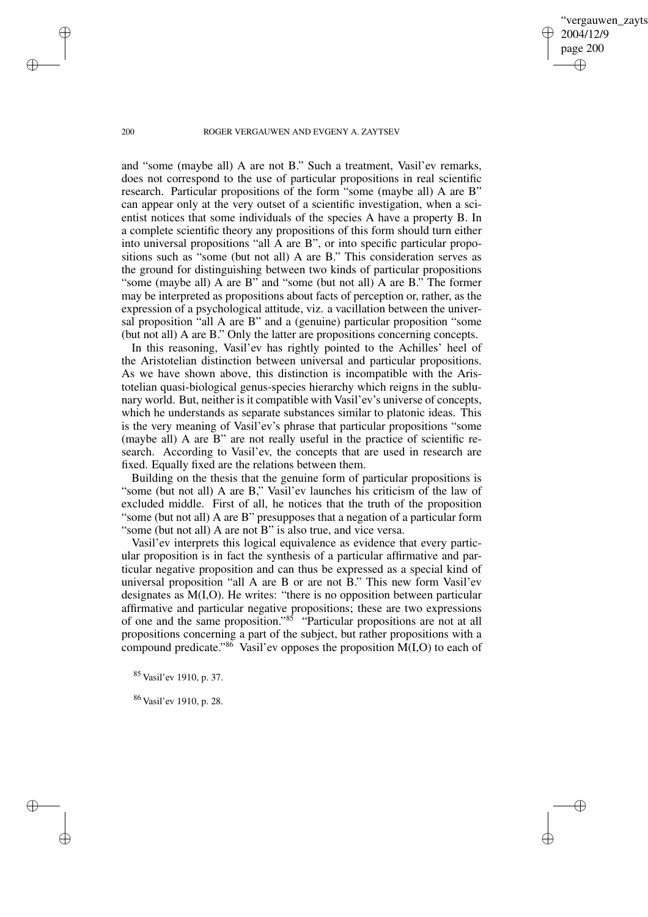and "some (maybe all) A are not B." Such a treatment, Vasil'ev remarks, does not correspond to the use of particular propositions in real scientific research. Particular propositions of the form "some (maybe all) A are B" can appear only at the very outset of a scientific investigation, when a scientist notices that some individuals of the species A have a property B. In a complete scientific theory any propositions of this form should turn either into universal propositions "all A are B", or into specific particular propositions such as "some (but not all) A are B." This consideration serves as the ground for distinguishing between two kinds of particular propositions "some (maybe all) A are B" and "some (but not all) A are B." The former may be interpreted as propositions about facts of perception or, rather, as the expression of a psychological attitude, viz. a vacillation between the universal proposition "all A are B" and a (genuine) particular proposition "some (but not all) A are B." Only the latter are propositions concerning concepts.

In this reasoning, Vasil'ev has rightly pointed to the Achilles' heel of the Aristotelian distinction between universal and particular propositions. As we have shown above, this distinction is incompatible with the Aristotelian quasi-biological genus-species hierarchy which reigns in the sublunary world. But, neither is it compatible with Vasil'ev's universe of concepts, which he understands as separate substances similar to platonic ideas. This is the very meaning of Vasil'ev's phrase that particular propositions "some (maybe all) A are B" are not really useful in the practice of scientific research. According to Vasil'ev, the concepts that are used in research are fixed. Equally fixed are the relations between them.

Building on the thesis that the genuine form of particular propositions is "some (but not all) A are B," Vasil'ev launches his criticism of the law of excluded middle. First of all, he notices that the truth of the proposition "some (but not all) A are B" presupposes that a negation of a particular form "some (but not all) A are not B" is also true, and vice versa.

Vasil'ev interprets this logical equivalence as evidence that every particular proposition is in fact the synthesis of a particular affirmative and particular negative proposition and can thus be expressed as a special kind of universal proposition "all A are B or are not B." This new form Vasil'ev designates as M(I,O). He writes: "there is no opposition between particular affirmative and particular negative propositions; these are two expressions of one and the same proposition."[85] "Particular propositions are not at all propositions concerning a part of the subject, but rather propositions with a compound predicate."[86] Vasil'ev opposes the proposition M(I,O) to each of

[85] Vasil'ev 1910, p. 37.

[86] Vasil'ev 1910, p. 28.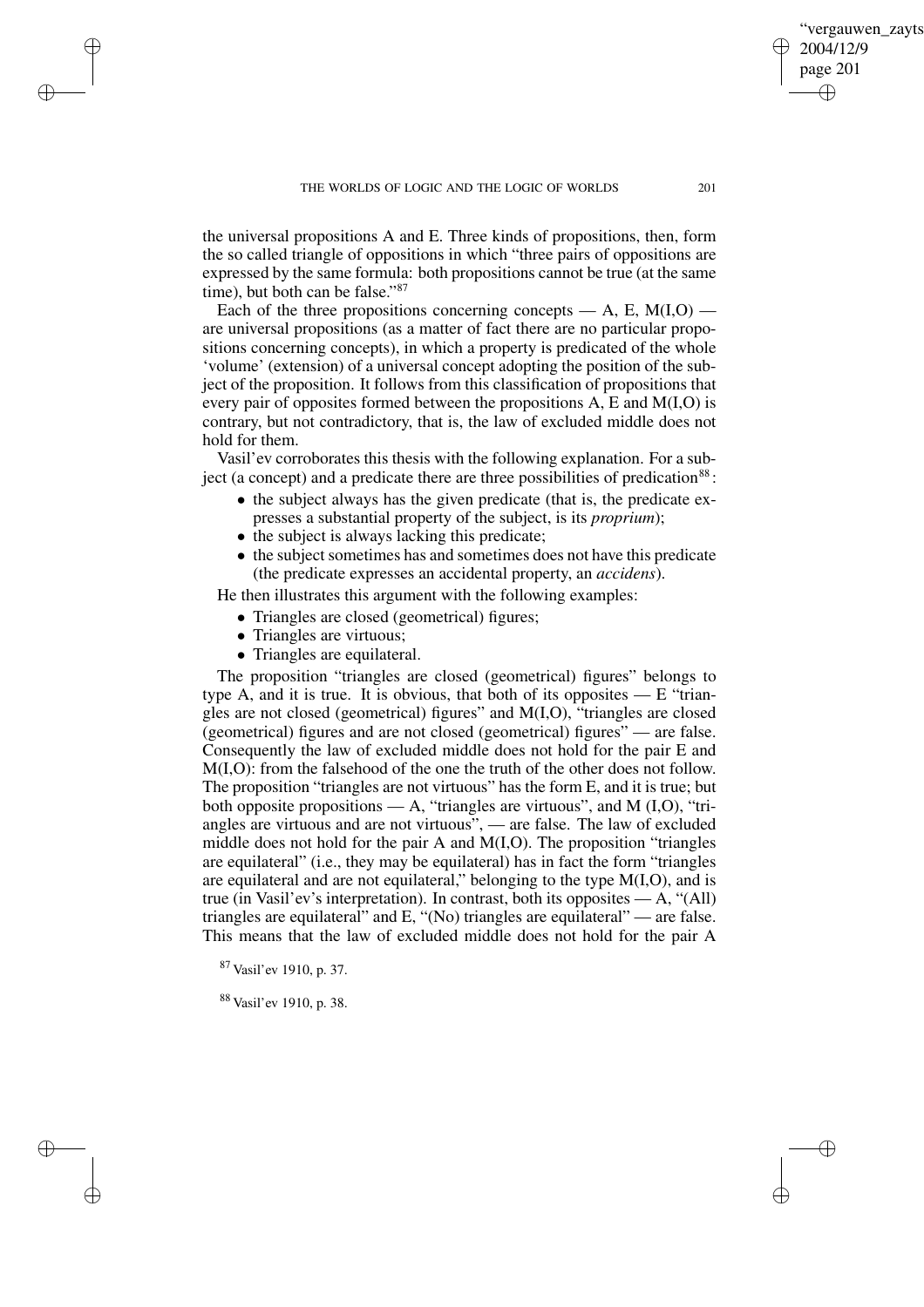the universal propositions A and E. Three kinds of propositions, then, form the so called triangle of oppositions in which "three pairs of oppositions are expressed by the same formula: both propositions cannot be true (at the same time), but both can be false."[87]

Each of the three propositions concerning concepts — A, E, M(I,O) — are universal propositions (as a matter of fact there are no particular propositions concerning concepts), in which a property is predicated of the whole 'volume' (extension) of a universal concept adopting the position of the subject of the proposition. It follows from this classification of propositions that every pair of opposites formed between the propositions A, E and M(I,O) is contrary, but not contradictory, that is, the law of excluded middle does not hold for them.

Vasil'ev corroborates this thesis with the following explanation. For a subject (a concept) and a predicate there are three possibilities of predication[88]:

- the subject always has the given predicate (that is, the predicate expresses a substantial property of the subject, is its *proprium*);
- the subject is always lacking this predicate;
- the subject sometimes has and sometimes does not have this predicate (the predicate expresses an accidental property, an *accidens*).

He then illustrates this argument with the following examples:

- Triangles are closed (geometrical) figures;
- Triangles are virtuous;
- Triangles are equilateral.

The proposition "triangles are closed (geometrical) figures" belongs to type A, and it is true. It is obvious, that both of its opposites — E "triangles are not closed (geometrical) figures" and M(I,O), "triangles are closed (geometrical) figures and are not closed (geometrical) figures" — are false. Consequently the law of excluded middle does not hold for the pair E and M(I,O): from the falsehood of the one the truth of the other does not follow. The proposition "triangles are not virtuous" has the form E, and it is true; but both opposite propositions — A, "triangles are virtuous", and M (I,O), "triangles are virtuous and are not virtuous", — are false. The law of excluded middle does not hold for the pair A and M(I,O). The proposition "triangles are equilateral" (i.e., they may be equilateral) has in fact the form "triangles are equilateral and are not equilateral," belonging to the type M(I,O), and is true (in Vasil'ev's interpretation). In contrast, both its opposites — A, "(All) triangles are equilateral" and E, "(No) triangles are equilateral" — are false. This means that the law of excluded middle does not hold for the pair A

[87] Vasil'ev 1910, p. 37.

[88] Vasil'ev 1910, p. 38.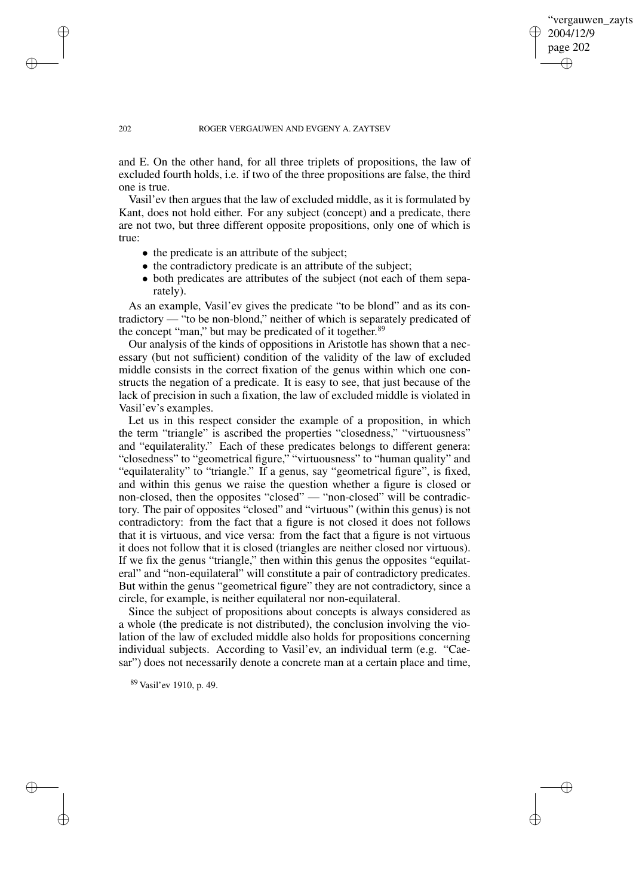and E. On the other hand, for all three triplets of propositions, the law of excluded fourth holds, i.e. if two of the three propositions are false, the third one is true.

Vasil'ev then argues that the law of excluded middle, as it is formulated by Kant, does not hold either. For any subject (concept) and a predicate, there are not two, but three different opposite propositions, only one of which is true:

- the predicate is an attribute of the subject;
- the contradictory predicate is an attribute of the subject;
- both predicates are attributes of the subject (not each of them separately).

As an example, Vasil'ev gives the predicate "to be blond" and as its contradictory — "to be non-blond," neither of which is separately predicated of the concept "man," but may be predicated of it together.[89]

Our analysis of the kinds of oppositions in Aristotle has shown that a necessary (but not sufficient) condition of the validity of the law of excluded middle consists in the correct fixation of the genus within which one constructs the negation of a predicate. It is easy to see, that just because of the lack of precision in such a fixation, the law of excluded middle is violated in Vasil'ev's examples.

Let us in this respect consider the example of a proposition, in which the term "triangle" is ascribed the properties "closedness," "virtuousness" and "equilaterality." Each of these predicates belongs to different genera: "closedness" to "geometrical figure," "virtuousness" to "human quality" and "equilaterality" to "triangle." If a genus, say "geometrical figure", is fixed, and within this genus we raise the question whether a figure is closed or non-closed, then the opposites "closed" — "non-closed" will be contradictory. The pair of opposites "closed" and "virtuous" (within this genus) is not contradictory: from the fact that a figure is not closed it does not follows that it is virtuous, and vice versa: from the fact that a figure is not virtuous it does not follow that it is closed (triangles are neither closed nor virtuous). If we fix the genus "triangle," then within this genus the opposites "equilateral" and "non-equilateral" will constitute a pair of contradictory predicates. But within the genus "geometrical figure" they are not contradictory, since a circle, for example, is neither equilateral nor non-equilateral.

Since the subject of propositions about concepts is always considered as a whole (the predicate is not distributed), the conclusion involving the violation of the law of excluded middle also holds for propositions concerning individual subjects. According to Vasil'ev, an individual term (e.g. "Caesar") does not necessarily denote a concrete man at a certain place and time,

[89] Vasil'ev 1910, p. 49.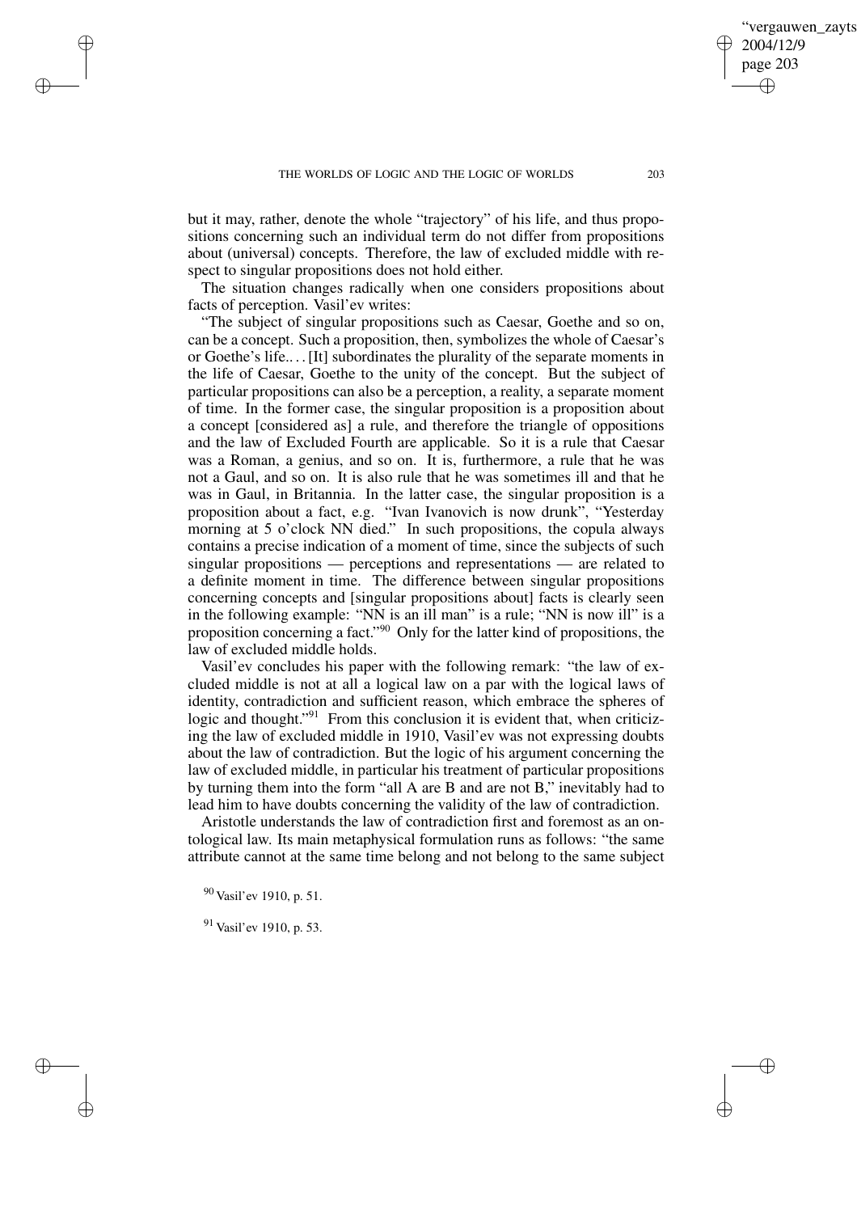but it may, rather, denote the whole "trajectory" of his life, and thus propositions concerning such an individual term do not differ from propositions about (universal) concepts. Therefore, the law of excluded middle with respect to singular propositions does not hold either.

The situation changes radically when one considers propositions about facts of perception. Vasil'ev writes:

"The subject of singular propositions such as Caesar, Goethe and so on, can be a concept. Such a proposition, then, symbolizes the whole of Caesar's or Goethe's life.. . . [It] subordinates the plurality of the separate moments in the life of Caesar, Goethe to the unity of the concept. But the subject of particular propositions can also be a perception, a reality, a separate moment of time. In the former case, the singular proposition is a proposition about a concept [considered as] a rule, and therefore the triangle of oppositions and the law of Excluded Fourth are applicable. So it is a rule that Caesar was a Roman, a genius, and so on. It is, furthermore, a rule that he was not a Gaul, and so on. It is also rule that he was sometimes ill and that he was in Gaul, in Britannia. In the latter case, the singular proposition is a proposition about a fact, e.g. "Ivan Ivanovich is now drunk", "Yesterday morning at 5 o'clock NN died." In such propositions, the copula always contains a precise indication of a moment of time, since the subjects of such singular propositions — perceptions and representations — are related to a definite moment in time. The difference between singular propositions concerning concepts and [singular propositions about] facts is clearly seen in the following example: "NN is an ill man" is a rule; "NN is now ill" is a proposition concerning a fact."[90] Only for the latter kind of propositions, the law of excluded middle holds.

Vasil'ev concludes his paper with the following remark: "the law of excluded middle is not at all a logical law on a par with the logical laws of identity, contradiction and sufficient reason, which embrace the spheres of logic and thought."[91] From this conclusion it is evident that, when criticizing the law of excluded middle in 1910, Vasil'ev was not expressing doubts about the law of contradiction. But the logic of his argument concerning the law of excluded middle, in particular his treatment of particular propositions by turning them into the form "all A are B and are not B," inevitably had to lead him to have doubts concerning the validity of the law of contradiction.

Aristotle understands the law of contradiction first and foremost as an ontological law. Its main metaphysical formulation runs as follows: "the same attribute cannot at the same time belong and not belong to the same subject

[90] Vasil'ev 1910, p. 51.

[91] Vasil'ev 1910, p. 53.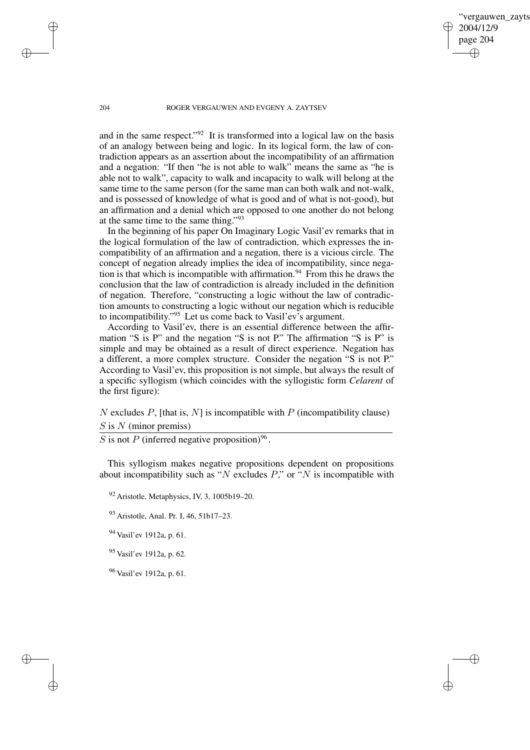and in the same respect."[92] It is transformed into a logical law on the basis of an analogy between being and logic. In its logical form, the law of contradiction appears as an assertion about the incompatibility of an affirmation and a negation: "If then "he is not able to walk" means the same as "he is able not to walk", capacity to walk and incapacity to walk will belong at the same time to the same person (for the same man can both walk and not-walk, and is possessed of knowledge of what is good and of what is not-good), but an affirmation and a denial which are opposed to one another do not belong at the same time to the same thing."[93]

In the beginning of his paper On Imaginary Logic Vasil'ev remarks that in the logical formulation of the law of contradiction, which expresses the incompatibility of an affirmation and a negation, there is a vicious circle. The concept of negation already implies the idea of incompatibility, since negation is that which is incompatible with affirmation.[94] From this he draws the conclusion that the law of contradiction is already included in the definition of negation. Therefore, "constructing a logic without the law of contradiction amounts to constructing a logic without our negation which is reducible to incompatibility."[95] Let us come back to Vasil'ev's argument.

According to Vasil'ev, there is an essential difference between the affirmation "S is P" and the negation "S is not P." The affirmation "S is P" is simple and may be obtained as a result of direct experience. Negation has a different, a more complex structure. Consider the negation "S is not P." According to Vasil'ev, this proposition is not simple, but always the result of a specific syllogism (which coincides with the syllogistic form *Celarent* of the first figure):

$N$ excludes $P$, [that is, $N$] is incompatible with $P$ (incompatibility clause)
$S$ is $N$ (minor premiss)

---

$S$ is not $P$ (inferred negative proposition)[96].

This syllogism makes negative propositions dependent on propositions about incompatibility such as "$N$ excludes $P$," or "$N$ is incompatible with

[92] Aristotle, Metaphysics, IV, 3, 1005b19–20.

[93] Aristotle, Anal. Pr. I, 46, 51b17–23.

[94] Vasil'ev 1912a, p. 61.

[95] Vasil'ev 1912a, p. 62.

[96] Vasil'ev 1912a, p. 61.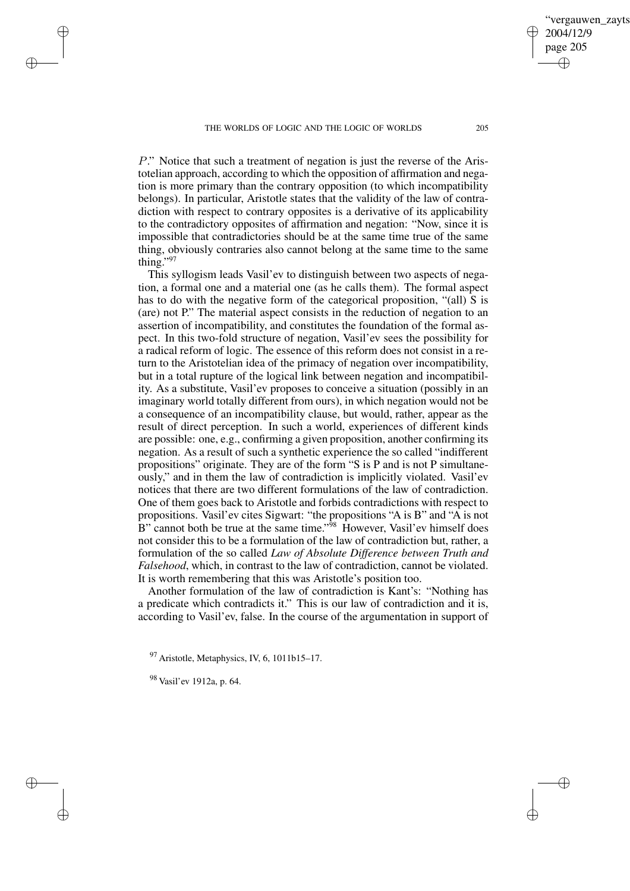$P$." Notice that such a treatment of negation is just the reverse of the Aristotelian approach, according to which the opposition of affirmation and negation is more primary than the contrary opposition (to which incompatibility belongs). In particular, Aristotle states that the validity of the law of contradiction with respect to contrary opposites is a derivative of its applicability to the contradictory opposites of affirmation and negation: "Now, since it is impossible that contradictories should be at the same time true of the same thing, obviously contraries also cannot belong at the same time to the same thing."[97]

This syllogism leads Vasil'ev to distinguish between two aspects of negation, a formal one and a material one (as he calls them). The formal aspect has to do with the negative form of the categorical proposition, "(all) S is (are) not P." The material aspect consists in the reduction of negation to an assertion of incompatibility, and constitutes the foundation of the formal aspect. In this two-fold structure of negation, Vasil'ev sees the possibility for a radical reform of logic. The essence of this reform does not consist in a return to the Aristotelian idea of the primacy of negation over incompatibility, but in a total rupture of the logical link between negation and incompatibility. As a substitute, Vasil'ev proposes to conceive a situation (possibly in an imaginary world totally different from ours), in which negation would not be a consequence of an incompatibility clause, but would, rather, appear as the result of direct perception. In such a world, experiences of different kinds are possible: one, e.g., confirming a given proposition, another confirming its negation. As a result of such a synthetic experience the so called "indifferent propositions" originate. They are of the form "S is P and is not P simultaneously," and in them the law of contradiction is implicitly violated. Vasil'ev notices that there are two different formulations of the law of contradiction. One of them goes back to Aristotle and forbids contradictions with respect to propositions. Vasil'ev cites Sigwart: "the propositions "A is B" and "A is not B" cannot both be true at the same time."[98] However, Vasil'ev himself does not consider this to be a formulation of the law of contradiction but, rather, a formulation of the so called *Law of Absolute Difference between Truth and Falsehood*, which, in contrast to the law of contradiction, cannot be violated. It is worth remembering that this was Aristotle's position too.

Another formulation of the law of contradiction is Kant's: "Nothing has a predicate which contradicts it." This is our law of contradiction and it is, according to Vasil'ev, false. In the course of the argumentation in support of

---

[97] Aristotle, Metaphysics, IV, 6, 1011b15–17.

[98] Vasil'ev 1912a, p. 64.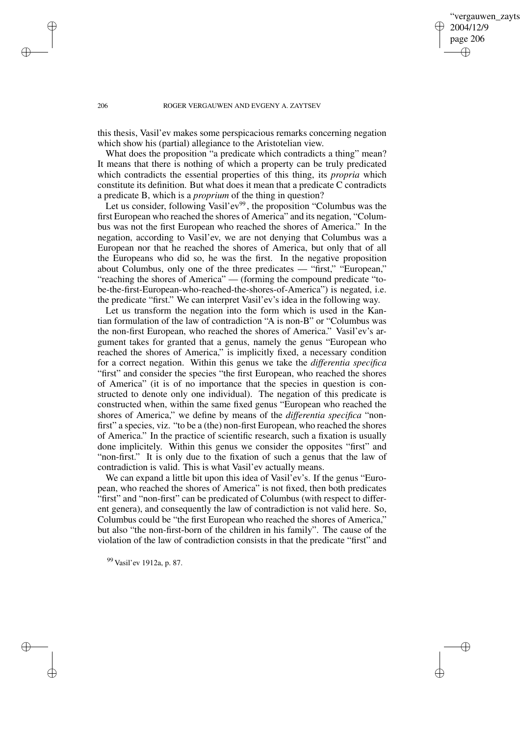this thesis, Vasil'ev makes some perspicacious remarks concerning negation which show his (partial) allegiance to the Aristotelian view.

What does the proposition "a predicate which contradicts a thing" mean? It means that there is nothing of which a property can be truly predicated which contradicts the essential properties of this thing, its *propria* which constitute its definition. But what does it mean that a predicate C contradicts a predicate B, which is a *proprium* of the thing in question?

Let us consider, following Vasil'ev[99], the proposition "Columbus was the first European who reached the shores of America" and its negation, "Columbus was not the first European who reached the shores of America." In the negation, according to Vasil'ev, we are not denying that Columbus was a European nor that he reached the shores of America, but only that of all the Europeans who did so, he was the first. In the negative proposition about Columbus, only one of the three predicates — "first," "European," "reaching the shores of America" — (forming the compound predicate "to-be-the-first-European-who-reached-the-shores-of-America") is negated, i.e. the predicate "first." We can interpret Vasil'ev's idea in the following way.

Let us transform the negation into the form which is used in the Kantian formulation of the law of contradiction "A is non-B" or "Columbus was the non-first European, who reached the shores of America." Vasil'ev's argument takes for granted that a genus, namely the genus "European who reached the shores of America," is implicitly fixed, a necessary condition for a correct negation. Within this genus we take the *differentia specifica* "first" and consider the species "the first European, who reached the shores of America" (it is of no importance that the species in question is constructed to denote only one individual). The negation of this predicate is constructed when, within the same fixed genus "European who reached the shores of America," we define by means of the *differentia specifica* "non-first" a species, viz. "to be a (the) non-first European, who reached the shores of America." In the practice of scientific research, such a fixation is usually done implicitely. Within this genus we consider the opposites "first" and "non-first." It is only due to the fixation of such a genus that the law of contradiction is valid. This is what Vasil'ev actually means.

We can expand a little bit upon this idea of Vasil'ev's. If the genus "European, who reached the shores of America" is not fixed, then both predicates "first" and "non-first" can be predicated of Columbus (with respect to different genera), and consequently the law of contradiction is not valid here. So, Columbus could be "the first European who reached the shores of America," but also "the non-first-born of the children in his family". The cause of the violation of the law of contradiction consists in that the predicate "first" and

[99] Vasil'ev 1912a, p. 87.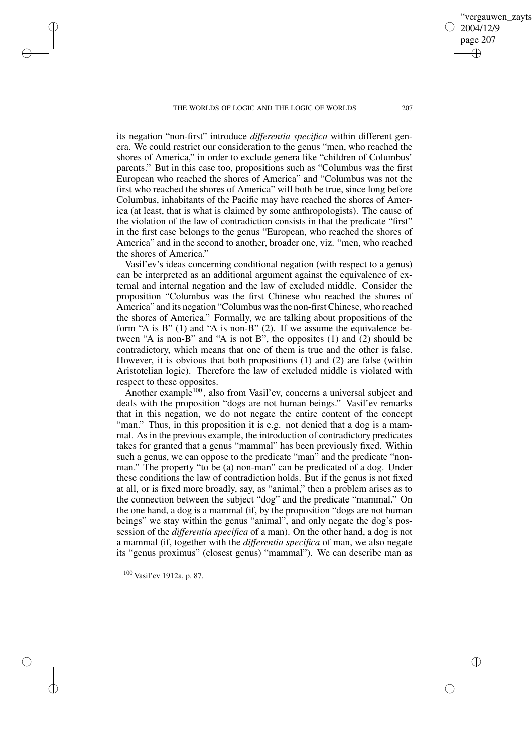its negation "non-first" introduce *differentia specifica* within different genera. We could restrict our consideration to the genus "men, who reached the shores of America," in order to exclude genera like "children of Columbus' parents." But in this case too, propositions such as "Columbus was the first European who reached the shores of America" and "Columbus was not the first who reached the shores of America" will both be true, since long before Columbus, inhabitants of the Pacific may have reached the shores of America (at least, that is what is claimed by some anthropologists). The cause of the violation of the law of contradiction consists in that the predicate "first" in the first case belongs to the genus "European, who reached the shores of America" and in the second to another, broader one, viz. "men, who reached the shores of America."

Vasil'ev's ideas concerning conditional negation (with respect to a genus) can be interpreted as an additional argument against the equivalence of external and internal negation and the law of excluded middle. Consider the proposition "Columbus was the first Chinese who reached the shores of America" and its negation "Columbus was the non-first Chinese, who reached the shores of America." Formally, we are talking about propositions of the form "A is B" (1) and "A is non-B" (2). If we assume the equivalence between "A is non-B" and "A is not B", the opposites (1) and (2) should be contradictory, which means that one of them is true and the other is false. However, it is obvious that both propositions (1) and (2) are false (within Aristotelian logic). Therefore the law of excluded middle is violated with respect to these opposites.

Another example[100], also from Vasil'ev, concerns a universal subject and deals with the proposition "dogs are not human beings." Vasil'ev remarks that in this negation, we do not negate the entire content of the concept "man." Thus, in this proposition it is e.g. not denied that a dog is a mammal. As in the previous example, the introduction of contradictory predicates takes for granted that a genus "mammal" has been previously fixed. Within such a genus, we can oppose to the predicate "man" and the predicate "non-man." The property "to be (a) non-man" can be predicated of a dog. Under these conditions the law of contradiction holds. But if the genus is not fixed at all, or is fixed more broadly, say, as "animal," then a problem arises as to the connection between the subject "dog" and the predicate "mammal." On the one hand, a dog is a mammal (if, by the proposition "dogs are not human beings" we stay within the genus "animal", and only negate the dog's possession of the *differentia specifica* of a man). On the other hand, a dog is not a mammal (if, together with the *differentia specifica* of man, we also negate its "genus proximus" (closest genus) "mammal"). We can describe man as

[100] Vasil'ev 1912a, p. 87.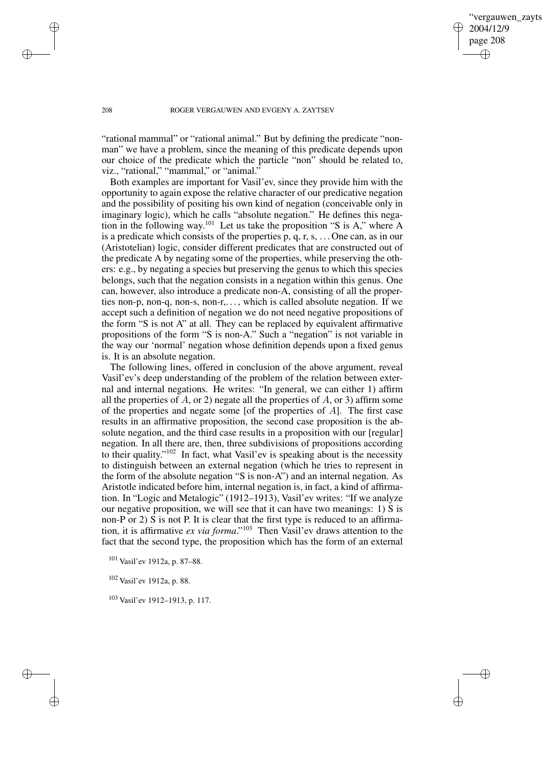"rational mammal" or "rational animal." But by defining the predicate "non-man" we have a problem, since the meaning of this predicate depends upon our choice of the predicate which the particle "non" should be related to, viz., "rational," "mammal," or "animal."

Both examples are important for Vasil'ev, since they provide him with the opportunity to again expose the relative character of our predicative negation and the possibility of positing his own kind of negation (conceivable only in imaginary logic), which he calls "absolute negation." He defines this negation in the following way.[101] Let us take the proposition "S is A," where A is a predicate which consists of the properties p, q, r, s, ... One can, as in our (Aristotelian) logic, consider different predicates that are constructed out of the predicate A by negating some of the properties, while preserving the others: e.g., by negating a species but preserving the genus to which this species belongs, such that the negation consists in a negation within this genus. One can, however, also introduce a predicate non-A, consisting of all the properties non-p, non-q, non-s, non-r,..., which is called absolute negation. If we accept such a definition of negation we do not need negative propositions of the form "S is not A" at all. They can be replaced by equivalent affirmative propositions of the form "S is non-A." Such a "negation" is not variable in the way our 'normal' negation whose definition depends upon a fixed genus is. It is an absolute negation.

The following lines, offered in conclusion of the above argument, reveal Vasil'ev's deep understanding of the problem of the relation between external and internal negations. He writes: "In general, we can either 1) affirm all the properties of $A$, or 2) negate all the properties of $A$, or 3) affirm some of the properties and negate some [of the properties of $A$]. The first case results in an affirmative proposition, the second case proposition is the absolute negation, and the third case results in a proposition with our [regular] negation. In all there are, then, three subdivisions of propositions according to their quality."[102] In fact, what Vasil'ev is speaking about is the necessity to distinguish between an external negation (which he tries to represent in the form of the absolute negation "S is non-A") and an internal negation. As Aristotle indicated before him, internal negation is, in fact, a kind of affirmation. In "Logic and Metalogic" (1912–1913), Vasil'ev writes: "If we analyze our negative proposition, we will see that it can have two meanings: 1) S is non-P or 2) S is not P. It is clear that the first type is reduced to an affirmation, it is affirmative *ex via forma*."[103] Then Vasil'ev draws attention to the fact that the second type, the proposition which has the form of an external

[101] Vasil'ev 1912a, p. 87–88.

[102] Vasil'ev 1912a, p. 88.

[103] Vasil'ev 1912–1913, p. 117.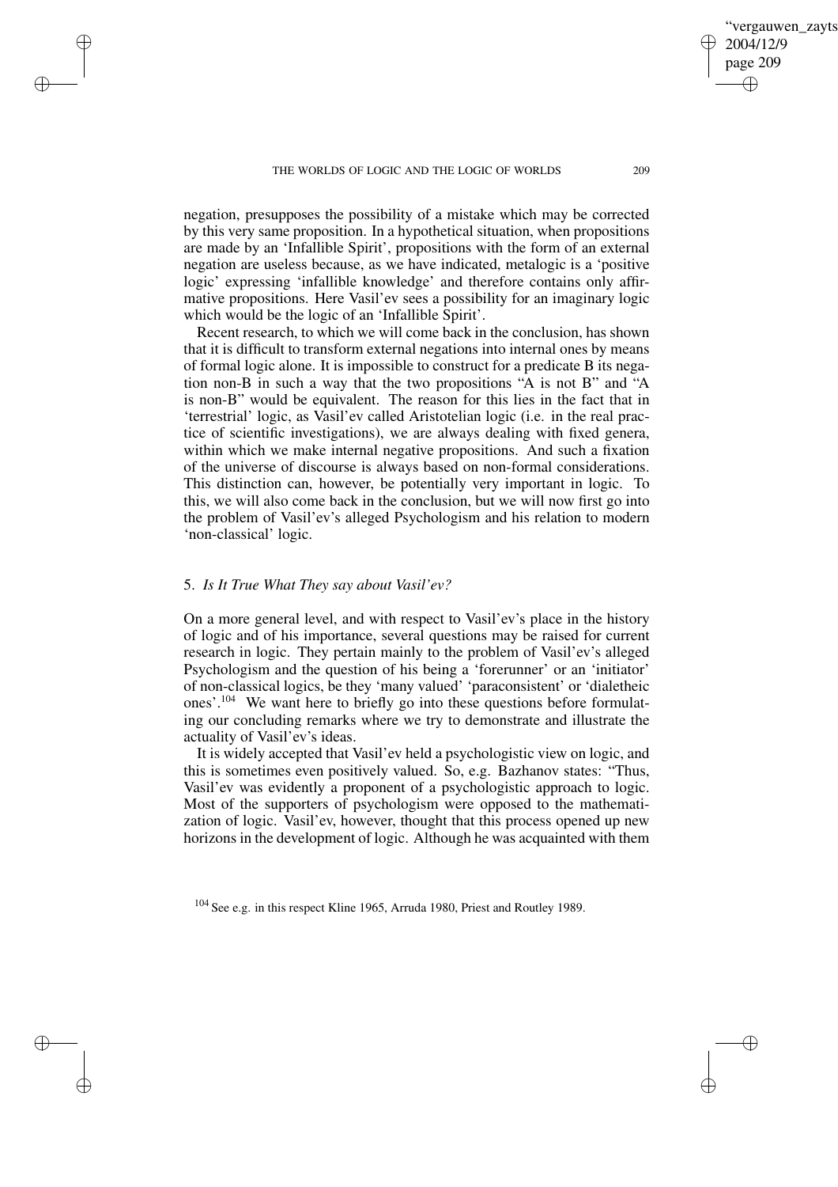negation, presupposes the possibility of a mistake which may be corrected by this very same proposition. In a hypothetical situation, when propositions are made by an 'Infallible Spirit', propositions with the form of an external negation are useless because, as we have indicated, metalogic is a 'positive logic' expressing 'infallible knowledge' and therefore contains only affirmative propositions. Here Vasil'ev sees a possibility for an imaginary logic which would be the logic of an 'Infallible Spirit'.

Recent research, to which we will come back in the conclusion, has shown that it is difficult to transform external negations into internal ones by means of formal logic alone. It is impossible to construct for a predicate B its negation non-B in such a way that the two propositions "A is not B" and "A is non-B" would be equivalent. The reason for this lies in the fact that in 'terrestrial' logic, as Vasil'ev called Aristotelian logic (i.e. in the real practice of scientific investigations), we are always dealing with fixed genera, within which we make internal negative propositions. And such a fixation of the universe of discourse is always based on non-formal considerations. This distinction can, however, be potentially very important in logic. To this, we will also come back in the conclusion, but we will now first go into the problem of Vasil'ev's alleged Psychologism and his relation to modern 'non-classical' logic.

## 5. *Is It True What They say about Vasil'ev?*

On a more general level, and with respect to Vasil'ev's place in the history of logic and of his importance, several questions may be raised for current research in logic. They pertain mainly to the problem of Vasil'ev's alleged Psychologism and the question of his being a 'forerunner' or an 'initiator' of non-classical logics, be they 'many valued' 'paraconsistent' or 'dialetheic ones'.[104] We want here to briefly go into these questions before formulating our concluding remarks where we try to demonstrate and illustrate the actuality of Vasil'ev's ideas.

It is widely accepted that Vasil'ev held a psychologistic view on logic, and this is sometimes even positively valued. So, e.g. Bazhanov states: "Thus, Vasil'ev was evidently a proponent of a psychologistic approach to logic. Most of the supporters of psychologism were opposed to the mathematization of logic. Vasil'ev, however, thought that this process opened up new horizons in the development of logic. Although he was acquainted with them

[104] See e.g. in this respect Kline 1965, Arruda 1980, Priest and Routley 1989.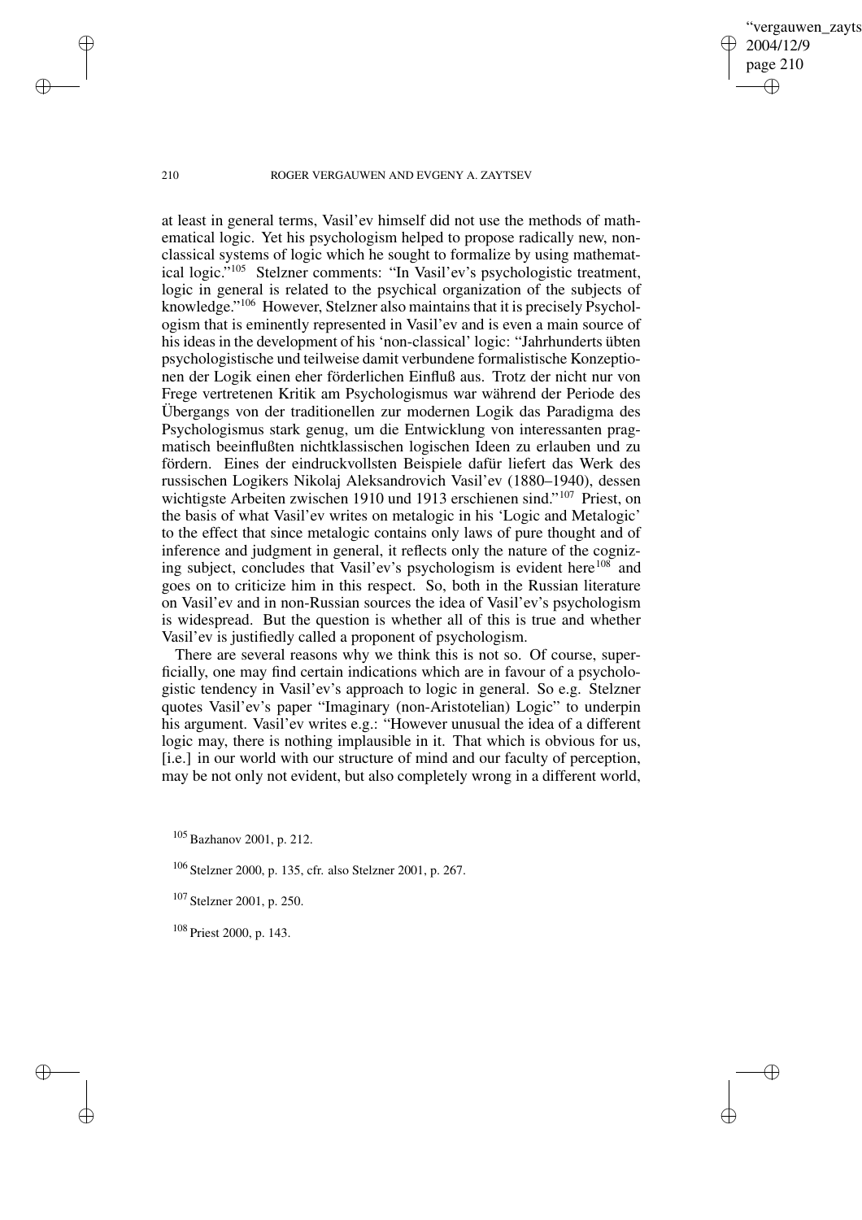at least in general terms, Vasil'ev himself did not use the methods of mathematical logic. Yet his psychologism helped to propose radically new, nonclassical systems of logic which he sought to formalize by using mathematical logic."[105] Stelzner comments: "In Vasil'ev's psychologistic treatment, logic in general is related to the psychical organization of the subjects of knowledge."[106] However, Stelzner also maintains that it is precisely Psychologism that is eminently represented in Vasil'ev and is even a main source of his ideas in the development of his 'non-classical' logic: "Jahrhunderts übten psychologistische und teilweise damit verbundene formalistische Konzeptionen der Logik einen eher förderlichen Einfluß aus. Trotz der nicht nur von Frege vertretenen Kritik am Psychologismus war während der Periode des Übergangs von der traditionellen zur modernen Logik das Paradigma des Psychologismus stark genug, um die Entwicklung von interessanten pragmatisch beeinflußten nichtklassischen logischen Ideen zu erlauben und zu fördern. Eines der eindruckvollsten Beispiele dafür liefert das Werk des russischen Logikers Nikolaj Aleksandrovich Vasil'ev (1880–1940), dessen wichtigste Arbeiten zwischen 1910 und 1913 erschienen sind."[107] Priest, on the basis of what Vasil'ev writes on metalogic in his 'Logic and Metalogic' to the effect that since metalogic contains only laws of pure thought and of inference and judgment in general, it reflects only the nature of the cognizing subject, concludes that Vasil'ev's psychologism is evident here[108] and goes on to criticize him in this respect. So, both in the Russian literature on Vasil'ev and in non-Russian sources the idea of Vasil'ev's psychologism is widespread. But the question is whether all of this is true and whether Vasil'ev is justifiedly called a proponent of psychologism.

There are several reasons why we think this is not so. Of course, superficially, one may find certain indications which are in favour of a psychologistic tendency in Vasil'ev's approach to logic in general. So e.g. Stelzner quotes Vasil'ev's paper "Imaginary (non-Aristotelian) Logic" to underpin his argument. Vasil'ev writes e.g.: "However unusual the idea of a different logic may, there is nothing implausible in it. That which is obvious for us, [i.e.] in our world with our structure of mind and our faculty of perception, may be not only not evident, but also completely wrong in a different world,

[105] Bazhanov 2001, p. 212.

[106] Stelzner 2000, p. 135, cfr. also Stelzner 2001, p. 267.

[107] Stelzner 2001, p. 250.

[108] Priest 2000, p. 143.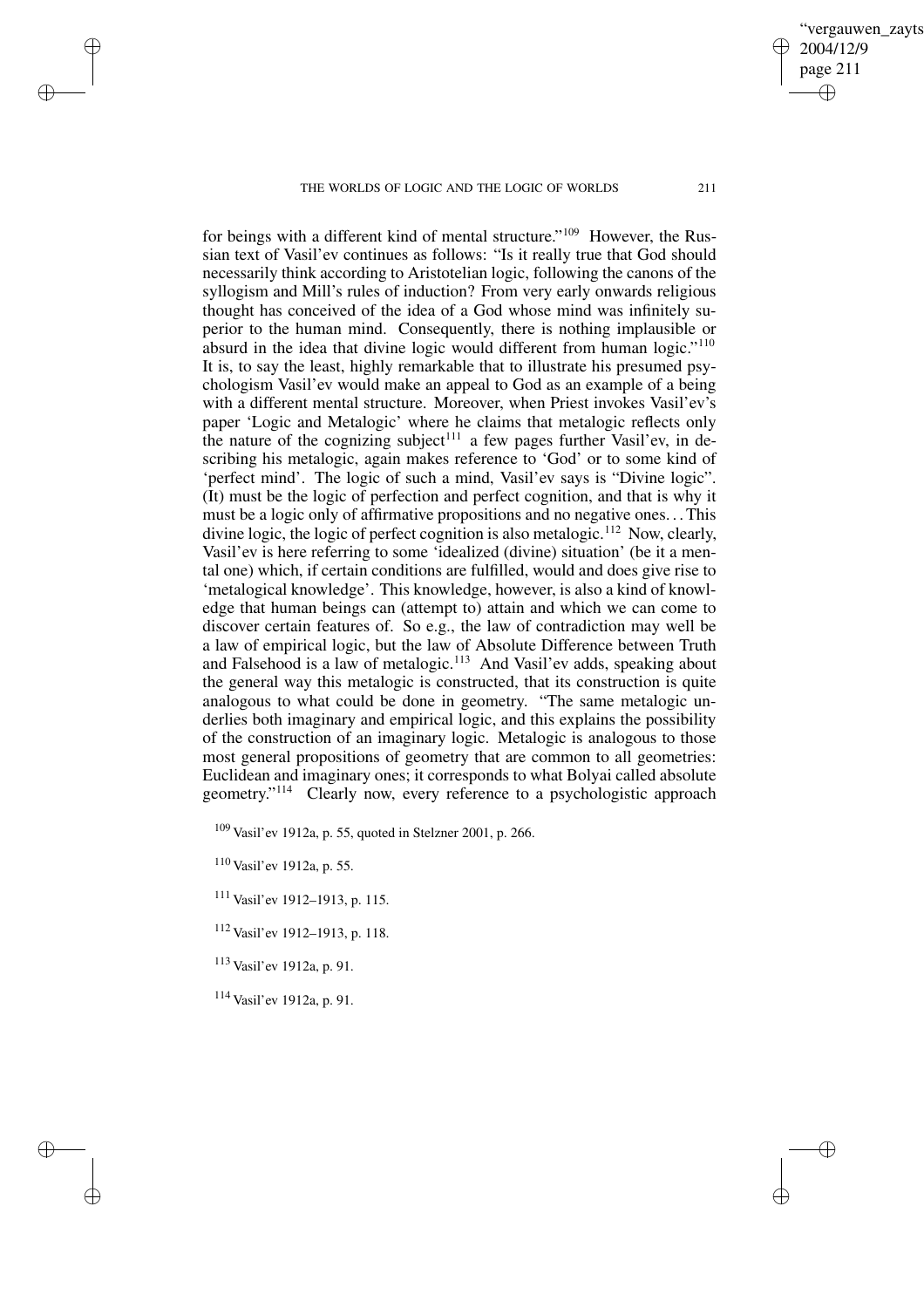for beings with a different kind of mental structure."[109] However, the Russian text of Vasil'ev continues as follows: "Is it really true that God should necessarily think according to Aristotelian logic, following the canons of the syllogism and Mill's rules of induction? From very early onwards religious thought has conceived of the idea of a God whose mind was infinitely superior to the human mind. Consequently, there is nothing implausible or absurd in the idea that divine logic would different from human logic."[110] It is, to say the least, highly remarkable that to illustrate his presumed psychologism Vasil'ev would make an appeal to God as an example of a being with a different mental structure. Moreover, when Priest invokes Vasil'ev's paper 'Logic and Metalogic' where he claims that metalogic reflects only the nature of the cognizing subject[111] a few pages further Vasil'ev, in describing his metalogic, again makes reference to 'God' or to some kind of 'perfect mind'. The logic of such a mind, Vasil'ev says is "Divine logic". (It) must be the logic of perfection and perfect cognition, and that is why it must be a logic only of affirmative propositions and no negative ones. . . This divine logic, the logic of perfect cognition is also metalogic.[112] Now, clearly, Vasil'ev is here referring to some 'idealized (divine) situation' (be it a mental one) which, if certain conditions are fulfilled, would and does give rise to 'metalogical knowledge'. This knowledge, however, is also a kind of knowledge that human beings can (attempt to) attain and which we can come to discover certain features of. So e.g., the law of contradiction may well be a law of empirical logic, but the law of Absolute Difference between Truth and Falsehood is a law of metalogic.[113] And Vasil'ev adds, speaking about the general way this metalogic is constructed, that its construction is quite analogous to what could be done in geometry. "The same metalogic underlies both imaginary and empirical logic, and this explains the possibility of the construction of an imaginary logic. Metalogic is analogous to those most general propositions of geometry that are common to all geometries: Euclidean and imaginary ones; it corresponds to what Bolyai called absolute geometry."[114] Clearly now, every reference to a psychologistic approach

[109] Vasil'ev 1912a, p. 55, quoted in Stelzner 2001, p. 266.

[110] Vasil'ev 1912a, p. 55.

[111] Vasil'ev 1912–1913, p. 115.

[112] Vasil'ev 1912–1913, p. 118.

[113] Vasil'ev 1912a, p. 91.

[114] Vasil'ev 1912a, p. 91.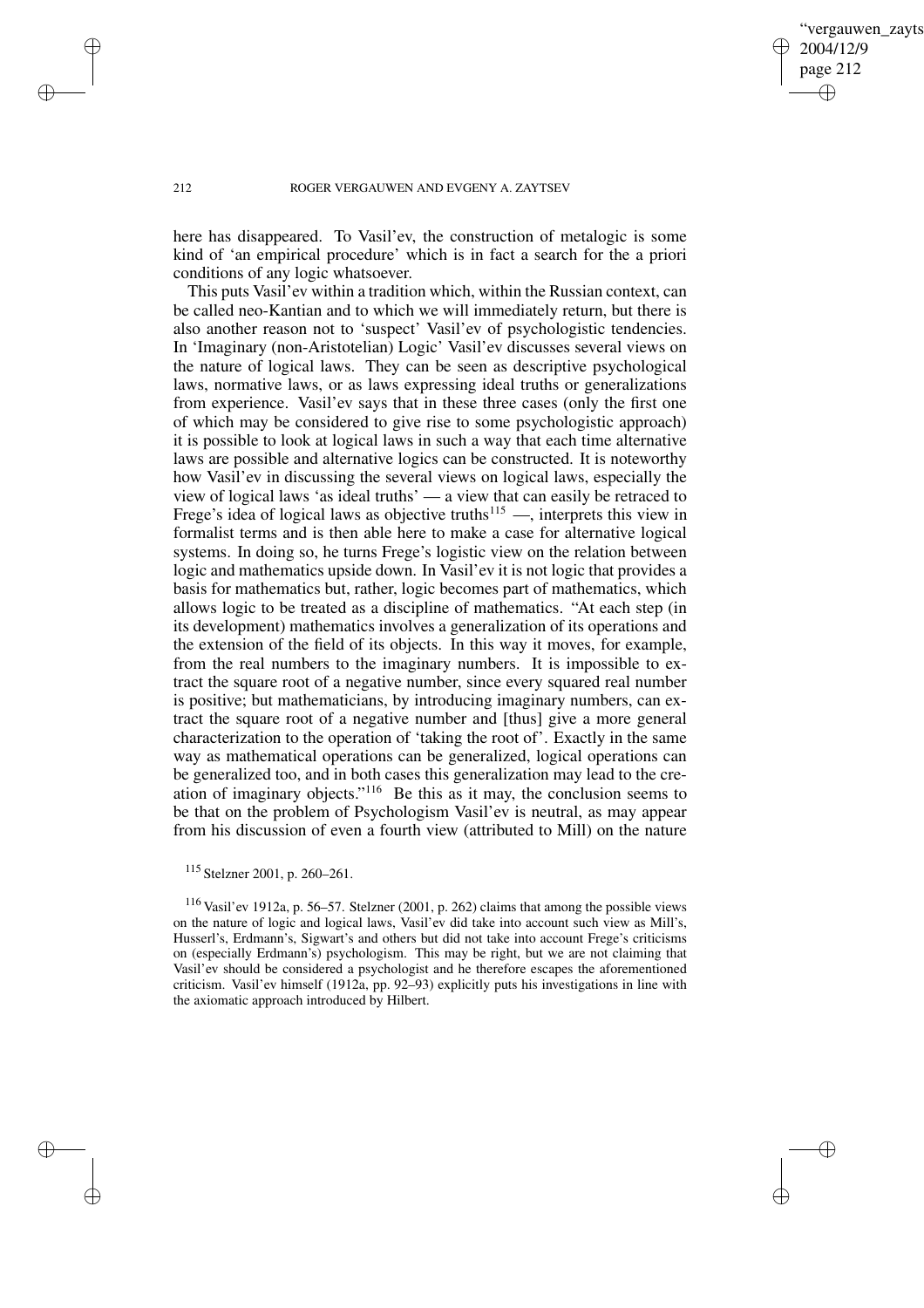here has disappeared. To Vasil'ev, the construction of metalogic is some kind of 'an empirical procedure' which is in fact a search for the a priori conditions of any logic whatsoever.

This puts Vasil'ev within a tradition which, within the Russian context, can be called neo-Kantian and to which we will immediately return, but there is also another reason not to 'suspect' Vasil'ev of psychologistic tendencies. In 'Imaginary (non-Aristotelian) Logic' Vasil'ev discusses several views on the nature of logical laws. They can be seen as descriptive psychological laws, normative laws, or as laws expressing ideal truths or generalizations from experience. Vasil'ev says that in these three cases (only the first one of which may be considered to give rise to some psychologistic approach) it is possible to look at logical laws in such a way that each time alternative laws are possible and alternative logics can be constructed. It is noteworthy how Vasil'ev in discussing the several views on logical laws, especially the view of logical laws 'as ideal truths' — a view that can easily be retraced to Frege's idea of logical laws as objective truths[115] —, interprets this view in formalist terms and is then able here to make a case for alternative logical systems. In doing so, he turns Frege's logistic view on the relation between logic and mathematics upside down. In Vasil'ev it is not logic that provides a basis for mathematics but, rather, logic becomes part of mathematics, which allows logic to be treated as a discipline of mathematics. "At each step (in its development) mathematics involves a generalization of its operations and the extension of the field of its objects. In this way it moves, for example, from the real numbers to the imaginary numbers. It is impossible to extract the square root of a negative number, since every squared real number is positive; but mathematicians, by introducing imaginary numbers, can extract the square root of a negative number and [thus] give a more general characterization to the operation of 'taking the root of'. Exactly in the same way as mathematical operations can be generalized, logical operations can be generalized too, and in both cases this generalization may lead to the creation of imaginary objects."[116] Be this as it may, the conclusion seems to be that on the problem of Psychologism Vasil'ev is neutral, as may appear from his discussion of even a fourth view (attributed to Mill) on the nature

[115] Stelzner 2001, p. 260–261.

[116] Vasil'ev 1912a, p. 56–57. Stelzner (2001, p. 262) claims that among the possible views on the nature of logic and logical laws, Vasil'ev did take into account such view as Mill's, Husserl's, Erdmann's, Sigwart's and others but did not take into account Frege's criticisms on (especially Erdmann's) psychologism. This may be right, but we are not claiming that Vasil'ev should be considered a psychologist and he therefore escapes the aforementioned criticism. Vasil'ev himself (1912a, pp. 92–93) explicitly puts his investigations in line with the axiomatic approach introduced by Hilbert.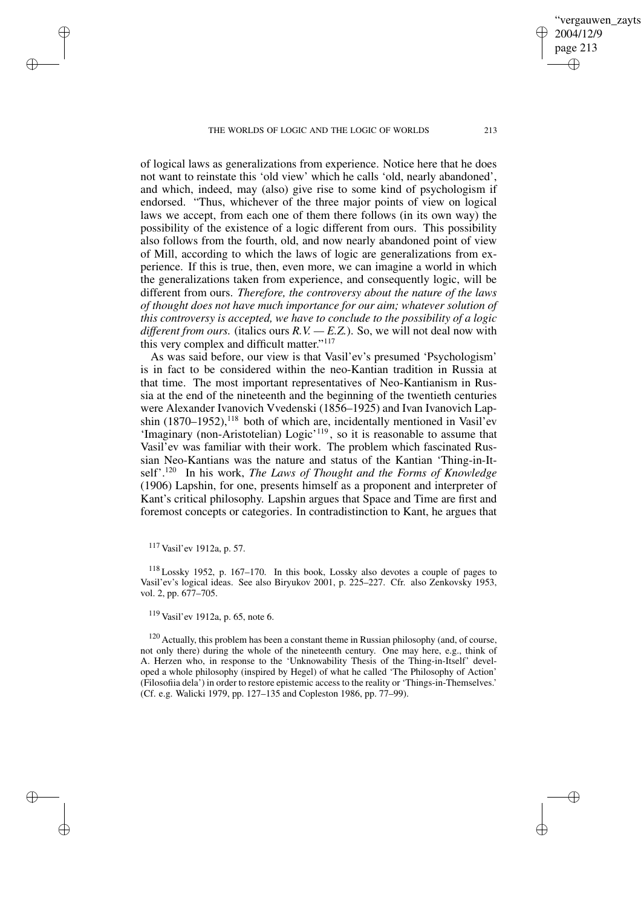of logical laws as generalizations from experience. Notice here that he does not want to reinstate this 'old view' which he calls 'old, nearly abandoned', and which, indeed, may (also) give rise to some kind of psychologism if endorsed. "Thus, whichever of the three major points of view on logical laws we accept, from each one of them there follows (in its own way) the possibility of the existence of a logic different from ours. This possibility also follows from the fourth, old, and now nearly abandoned point of view of Mill, according to which the laws of logic are generalizations from experience. If this is true, then, even more, we can imagine a world in which the generalizations taken from experience, and consequently logic, will be different from ours. *Therefore, the controversy about the nature of the laws of thought does not have much importance for our aim; whatever solution of this controversy is accepted, we have to conclude to the possibility of a logic different from ours.* (italics ours *R.V. — E.Z.*). So, we will not deal now with this very complex and difficult matter."[117]

As was said before, our view is that Vasil'ev's presumed 'Psychologism' is in fact to be considered within the neo-Kantian tradition in Russia at that time. The most important representatives of Neo-Kantianism in Russia at the end of the nineteenth and the beginning of the twentieth centuries were Alexander Ivanovich Vvedenski (1856–1925) and Ivan Ivanovich Lapshin (1870–1952),[118] both of which are, incidentally mentioned in Vasil'ev 'Imaginary (non-Aristotelian) Logic'[119], so it is reasonable to assume that Vasil'ev was familiar with their work. The problem which fascinated Russian Neo-Kantians was the nature and status of the Kantian 'Thing-in-Itself'.[120] In his work, *The Laws of Thought and the Forms of Knowledge* (1906) Lapshin, for one, presents himself as a proponent and interpreter of Kant's critical philosophy. Lapshin argues that Space and Time are first and foremost concepts or categories. In contradistinction to Kant, he argues that

[117] Vasil'ev 1912a, p. 57.

[118] Lossky 1952, p. 167–170. In this book, Lossky also devotes a couple of pages to Vasil'ev's logical ideas. See also Biryukov 2001, p. 225–227. Cfr. also Zenkovsky 1953, vol. 2, pp. 677–705.

[119] Vasil'ev 1912a, p. 65, note 6.

[120] Actually, this problem has been a constant theme in Russian philosophy (and, of course, not only there) during the whole of the nineteenth century. One may here, e.g., think of A. Herzen who, in response to the 'Unknowability Thesis of the Thing-in-Itself' developed a whole philosophy (inspired by Hegel) of what he called 'The Philosophy of Action' (Filosofiia dela') in order to restore epistemic access to the reality or 'Things-in-Themselves.' (Cf. e.g. Walicki 1979, pp. 127–135 and Copleston 1986, pp. 77–99).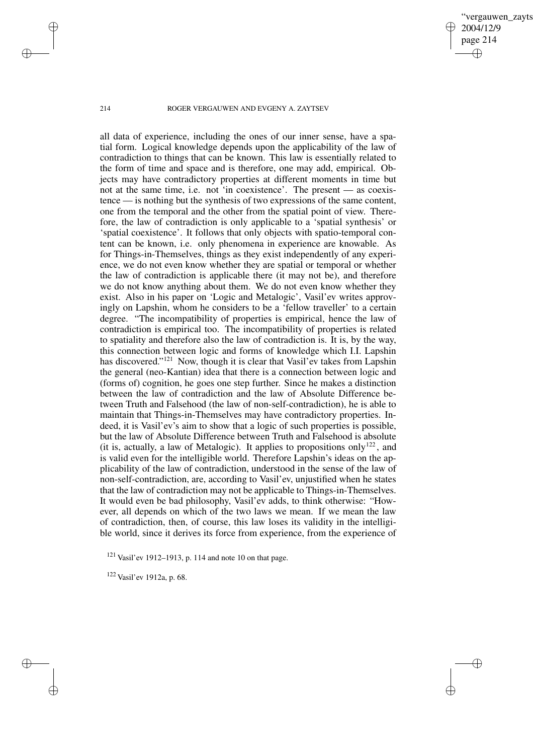all data of experience, including the ones of our inner sense, have a spatial form. Logical knowledge depends upon the applicability of the law of contradiction to things that can be known. This law is essentially related to the form of time and space and is therefore, one may add, empirical. Objects may have contradictory properties at different moments in time but not at the same time, i.e. not 'in coexistence'. The present — as coexistence — is nothing but the synthesis of two expressions of the same content, one from the temporal and the other from the spatial point of view. Therefore, the law of contradiction is only applicable to a 'spatial synthesis' or 'spatial coexistence'. It follows that only objects with spatio-temporal content can be known, i.e. only phenomena in experience are knowable. As for Things-in-Themselves, things as they exist independently of any experience, we do not even know whether they are spatial or temporal or whether the law of contradiction is applicable there (it may not be), and therefore we do not know anything about them. We do not even know whether they exist. Also in his paper on 'Logic and Metalogic', Vasil'ev writes approvingly on Lapshin, whom he considers to be a 'fellow traveller' to a certain degree. "The incompatibility of properties is empirical, hence the law of contradiction is empirical too. The incompatibility of properties is related to spatiality and therefore also the law of contradiction is. It is, by the way, this connection between logic and forms of knowledge which I.I. Lapshin has discovered."[121] Now, though it is clear that Vasil'ev takes from Lapshin the general (neo-Kantian) idea that there is a connection between logic and (forms of) cognition, he goes one step further. Since he makes a distinction between the law of contradiction and the law of Absolute Difference between Truth and Falsehood (the law of non-self-contradiction), he is able to maintain that Things-in-Themselves may have contradictory properties. Indeed, it is Vasil'ev's aim to show that a logic of such properties is possible, but the law of Absolute Difference between Truth and Falsehood is absolute (it is, actually, a law of Metalogic). It applies to propositions only[122], and is valid even for the intelligible world. Therefore Lapshin's ideas on the applicability of the law of contradiction, understood in the sense of the law of non-self-contradiction, are, according to Vasil'ev, unjustified when he states that the law of contradiction may not be applicable to Things-in-Themselves. It would even be bad philosophy, Vasil'ev adds, to think otherwise: "However, all depends on which of the two laws we mean. If we mean the law of contradiction, then, of course, this law loses its validity in the intelligible world, since it derives its force from experience, from the experience of

[121] Vasil'ev 1912–1913, p. 114 and note 10 on that page.

[122] Vasil'ev 1912a, p. 68.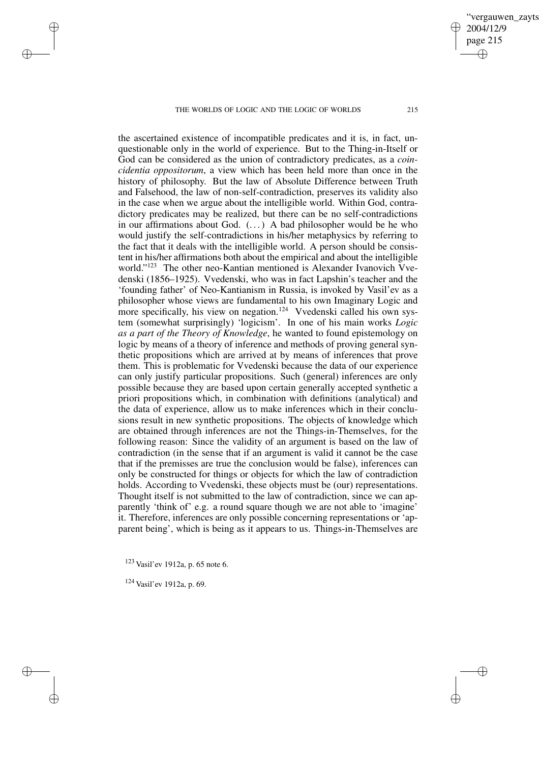the ascertained existence of incompatible predicates and it is, in fact, unquestionable only in the world of experience. But to the Thing-in-Itself or God can be considered as the union of contradictory predicates, as a *coincidentia oppositorum*, a view which has been held more than once in the history of philosophy. But the law of Absolute Difference between Truth and Falsehood, the law of non-self-contradiction, preserves its validity also in the case when we argue about the intelligible world. Within God, contradictory predicates may be realized, but there can be no self-contradictions in our affirmations about God. (...) A bad philosopher would be he who would justify the self-contradictions in his/her metaphysics by referring to the fact that it deals with the intelligible world. A person should be consistent in his/her affirmations both about the empirical and about the intelligible world."[123] The other neo-Kantian mentioned is Alexander Ivanovich Vvedenski (1856–1925). Vvedenski, who was in fact Lapshin's teacher and the 'founding father' of Neo-Kantianism in Russia, is invoked by Vasil'ev as a philosopher whose views are fundamental to his own Imaginary Logic and more specifically, his view on negation.[124] Vvedenski called his own system (somewhat surprisingly) 'logicism'. In one of his main works *Logic as a part of the Theory of Knowledge*, he wanted to found epistemology on logic by means of a theory of inference and methods of proving general synthetic propositions which are arrived at by means of inferences that prove them. This is problematic for Vvedenski because the data of our experience can only justify particular propositions. Such (general) inferences are only possible because they are based upon certain generally accepted synthetic a priori propositions which, in combination with definitions (analytical) and the data of experience, allow us to make inferences which in their conclusions result in new synthetic propositions. The objects of knowledge which are obtained through inferences are not the Things-in-Themselves, for the following reason: Since the validity of an argument is based on the law of contradiction (in the sense that if an argument is valid it cannot be the case that if the premisses are true the conclusion would be false), inferences can only be constructed for things or objects for which the law of contradiction holds. According to Vvedenski, these objects must be (our) representations. Thought itself is not submitted to the law of contradiction, since we can apparently 'think of' e.g. a round square though we are not able to 'imagine' it. Therefore, inferences are only possible concerning representations or 'apparent being', which is being as it appears to us. Things-in-Themselves are

[123] Vasil'ev 1912a, p. 65 note 6.

[124] Vasil'ev 1912a, p. 69.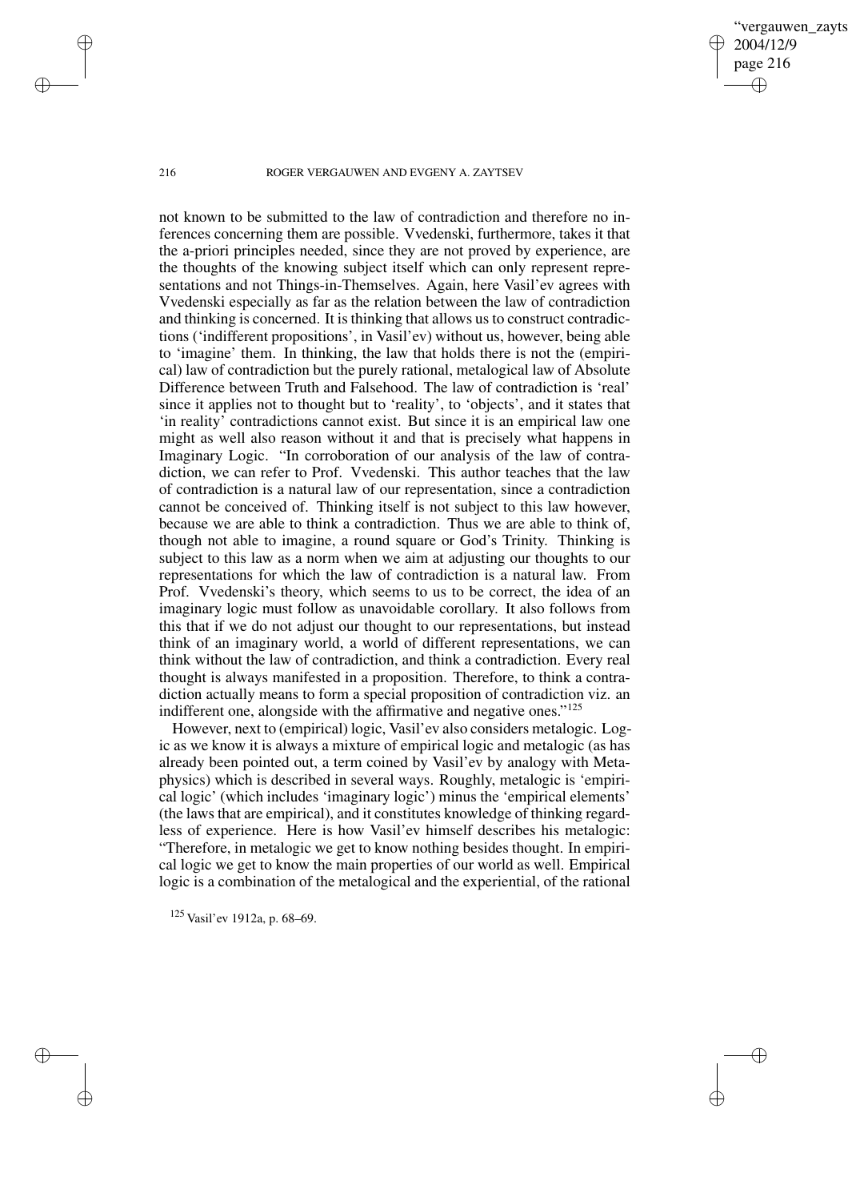not known to be submitted to the law of contradiction and therefore no inferences concerning them are possible. Vvedenski, furthermore, takes it that the a-priori principles needed, since they are not proved by experience, are the thoughts of the knowing subject itself which can only represent representations and not Things-in-Themselves. Again, here Vasil'ev agrees with Vvedenski especially as far as the relation between the law of contradiction and thinking is concerned. It is thinking that allows us to construct contradictions ('indifferent propositions', in Vasil'ev) without us, however, being able to 'imagine' them. In thinking, the law that holds there is not the (empirical) law of contradiction but the purely rational, metalogical law of Absolute Difference between Truth and Falsehood. The law of contradiction is 'real' since it applies not to thought but to 'reality', to 'objects', and it states that 'in reality' contradictions cannot exist. But since it is an empirical law one might as well also reason without it and that is precisely what happens in Imaginary Logic. "In corroboration of our analysis of the law of contradiction, we can refer to Prof. Vvedenski. This author teaches that the law of contradiction is a natural law of our representation, since a contradiction cannot be conceived of. Thinking itself is not subject to this law however, because we are able to think a contradiction. Thus we are able to think of, though not able to imagine, a round square or God's Trinity. Thinking is subject to this law as a norm when we aim at adjusting our thoughts to our representations for which the law of contradiction is a natural law. From Prof. Vvedenski's theory, which seems to us to be correct, the idea of an imaginary logic must follow as unavoidable corollary. It also follows from this that if we do not adjust our thought to our representations, but instead think of an imaginary world, a world of different representations, we can think without the law of contradiction, and think a contradiction. Every real thought is always manifested in a proposition. Therefore, to think a contradiction actually means to form a special proposition of contradiction viz. an indifferent one, alongside with the affirmative and negative ones."[125]

However, next to (empirical) logic, Vasil'ev also considers metalogic. Logic as we know it is always a mixture of empirical logic and metalogic (as has already been pointed out, a term coined by Vasil'ev by analogy with Metaphysics) which is described in several ways. Roughly, metalogic is 'empirical logic' (which includes 'imaginary logic') minus the 'empirical elements' (the laws that are empirical), and it constitutes knowledge of thinking regardless of experience. Here is how Vasil'ev himself describes his metalogic: "Therefore, in metalogic we get to know nothing besides thought. In empirical logic we get to know the main properties of our world as well. Empirical logic is a combination of the metalogical and the experiential, of the rational

[125] Vasil'ev 1912a, p. 68–69.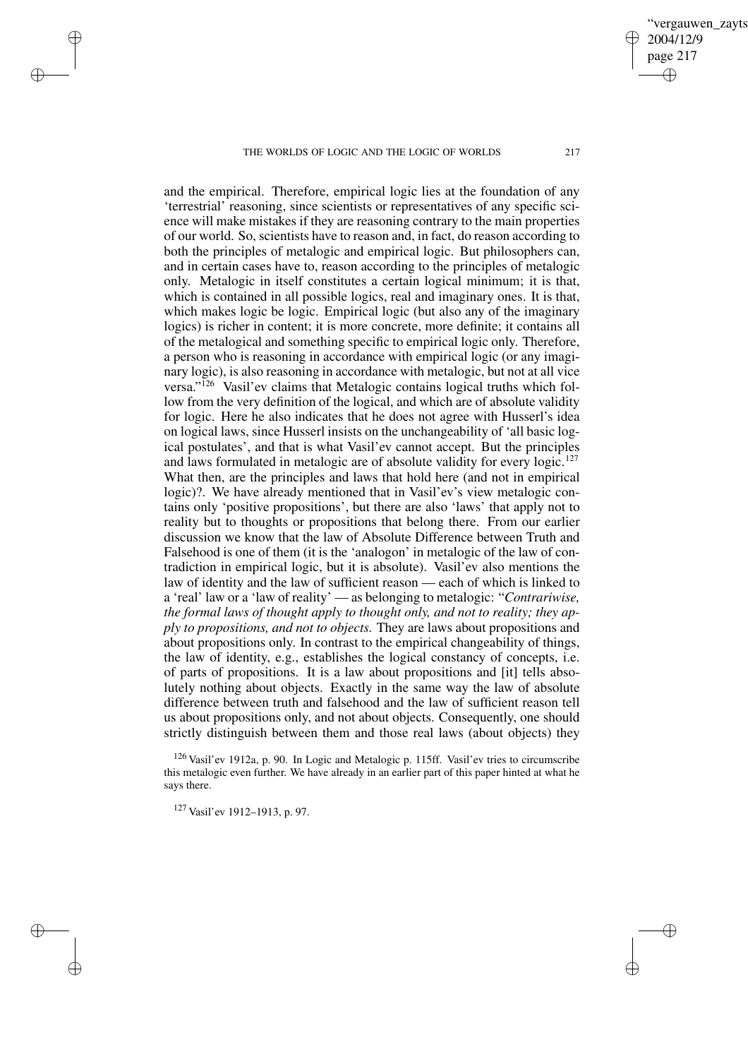and the empirical. Therefore, empirical logic lies at the foundation of any 'terrestrial' reasoning, since scientists or representatives of any specific science will make mistakes if they are reasoning contrary to the main properties of our world. So, scientists have to reason and, in fact, do reason according to both the principles of metalogic and empirical logic. But philosophers can, and in certain cases have to, reason according to the principles of metalogic only. Metalogic in itself constitutes a certain logical minimum; it is that, which is contained in all possible logics, real and imaginary ones. It is that, which makes logic be logic. Empirical logic (but also any of the imaginary logics) is richer in content; it is more concrete, more definite; it contains all of the metalogical and something specific to empirical logic only. Therefore, a person who is reasoning in accordance with empirical logic (or any imaginary logic), is also reasoning in accordance with metalogic, but not at all vice versa."[126] Vasil'ev claims that Metalogic contains logical truths which follow from the very definition of the logical, and which are of absolute validity for logic. Here he also indicates that he does not agree with Husserl's idea on logical laws, since Husserl insists on the unchangeability of 'all basic logical postulates', and that is what Vasil'ev cannot accept. But the principles and laws formulated in metalogic are of absolute validity for every logic.[127] What then, are the principles and laws that hold here (and not in empirical logic)?. We have already mentioned that in Vasil'ev's view metalogic contains only 'positive propositions', but there are also 'laws' that apply not to reality but to thoughts or propositions that belong there. From our earlier discussion we know that the law of Absolute Difference between Truth and Falsehood is one of them (it is the 'analogon' in metalogic of the law of contradiction in empirical logic, but it is absolute). Vasil'ev also mentions the law of identity and the law of sufficient reason — each of which is linked to a 'real' law or a 'law of reality' — as belonging to metalogic: "*Contrariwise, the formal laws of thought apply to thought only, and not to reality; they apply to propositions, and not to objects.* They are laws about propositions and about propositions only. In contrast to the empirical changeability of things, the law of identity, e.g., establishes the logical constancy of concepts, i.e. of parts of propositions. It is a law about propositions and [it] tells absolutely nothing about objects. Exactly in the same way the law of absolute difference between truth and falsehood and the law of sufficient reason tell us about propositions only, and not about objects. Consequently, one should strictly distinguish between them and those real laws (about objects) they

[126] Vasil'ev 1912a, p. 90. In Logic and Metalogic p. 115ff. Vasil'ev tries to circumscribe this metalogic even further. We have already in an earlier part of this paper hinted at what he says there.

[127] Vasil'ev 1912–1913, p. 97.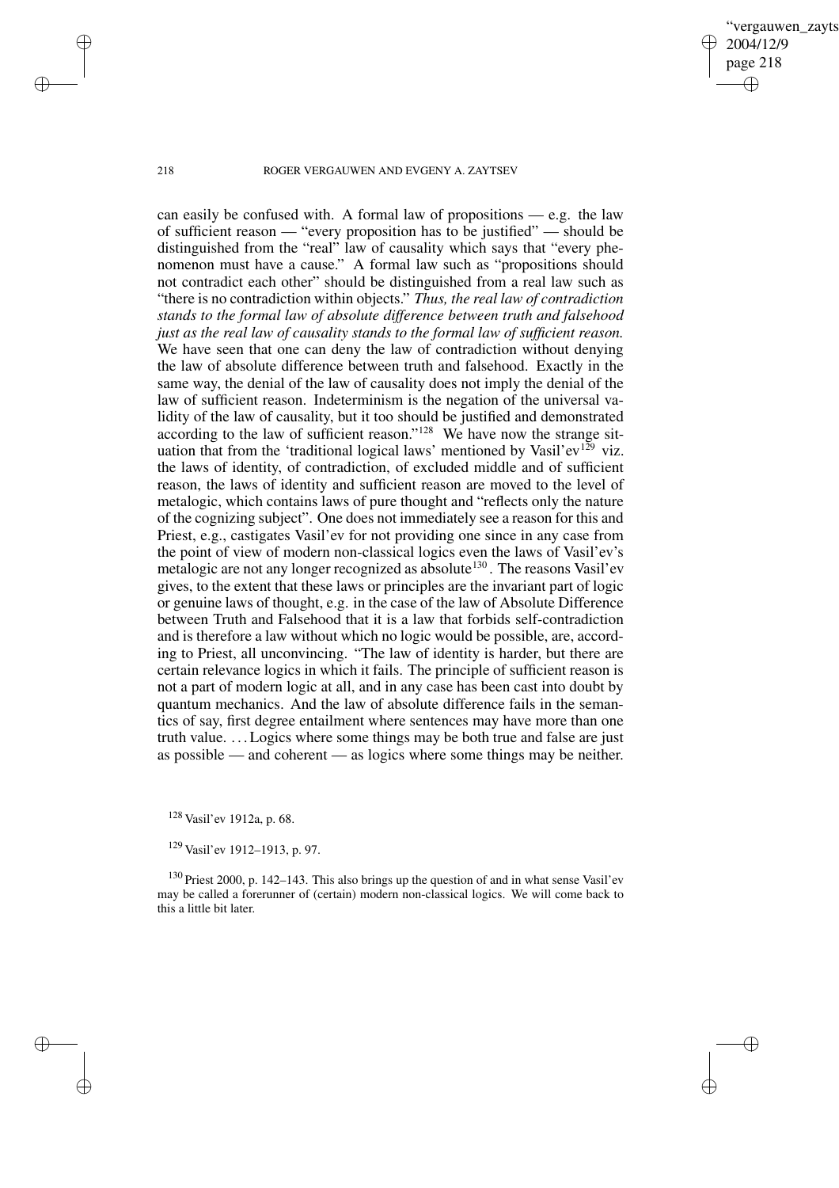can easily be confused with. A formal law of propositions — e.g. the law of sufficient reason — "every proposition has to be justified" — should be distinguished from the "real" law of causality which says that "every phenomenon must have a cause." A formal law such as "propositions should not contradict each other" should be distinguished from a real law such as "there is no contradiction within objects." *Thus, the real law of contradiction stands to the formal law of absolute difference between truth and falsehood just as the real law of causality stands to the formal law of sufficient reason.* We have seen that one can deny the law of contradiction without denying the law of absolute difference between truth and falsehood. Exactly in the same way, the denial of the law of causality does not imply the denial of the law of sufficient reason. Indeterminism is the negation of the universal validity of the law of causality, but it too should be justified and demonstrated according to the law of sufficient reason."[128] We have now the strange situation that from the 'traditional logical laws' mentioned by Vasil'ev[129] viz. the laws of identity, of contradiction, of excluded middle and of sufficient reason, the laws of identity and sufficient reason are moved to the level of metalogic, which contains laws of pure thought and "reflects only the nature of the cognizing subject". One does not immediately see a reason for this and Priest, e.g., castigates Vasil'ev for not providing one since in any case from the point of view of modern non-classical logics even the laws of Vasil'ev's metalogic are not any longer recognized as absolute[130]. The reasons Vasil'ev gives, to the extent that these laws or principles are the invariant part of logic or genuine laws of thought, e.g. in the case of the law of Absolute Difference between Truth and Falsehood that it is a law that forbids self-contradiction and is therefore a law without which no logic would be possible, are, according to Priest, all unconvincing. "The law of identity is harder, but there are certain relevance logics in which it fails. The principle of sufficient reason is not a part of modern logic at all, and in any case has been cast into doubt by quantum mechanics. And the law of absolute difference fails in the semantics of say, first degree entailment where sentences may have more than one truth value. . . . Logics where some things may be both true and false are just as possible — and coherent — as logics where some things may be neither.

[128] Vasil'ev 1912a, p. 68.

[129] Vasil'ev 1912–1913, p. 97.

[130] Priest 2000, p. 142–143. This also brings up the question of and in what sense Vasil'ev may be called a forerunner of (certain) modern non-classical logics. We will come back to this a little bit later.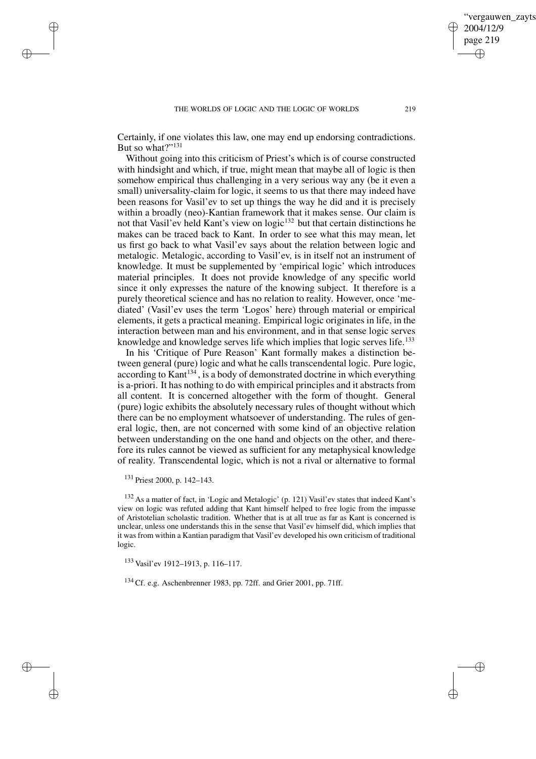Certainly, if one violates this law, one may end up endorsing contradictions. But so what?"[131]

Without going into this criticism of Priest's which is of course constructed with hindsight and which, if true, might mean that maybe all of logic is then somehow empirical thus challenging in a very serious way any (be it even a small) universality-claim for logic, it seems to us that there may indeed have been reasons for Vasil'ev to set up things the way he did and it is precisely within a broadly (neo)-Kantian framework that it makes sense. Our claim is not that Vasil'ev held Kant's view on logic[132] but that certain distinctions he makes can be traced back to Kant. In order to see what this may mean, let us first go back to what Vasil'ev says about the relation between logic and metalogic. Metalogic, according to Vasil'ev, is in itself not an instrument of knowledge. It must be supplemented by 'empirical logic' which introduces material principles. It does not provide knowledge of any specific world since it only expresses the nature of the knowing subject. It therefore is a purely theoretical science and has no relation to reality. However, once 'mediated' (Vasil'ev uses the term 'Logos' here) through material or empirical elements, it gets a practical meaning. Empirical logic originates in life, in the interaction between man and his environment, and in that sense logic serves knowledge and knowledge serves life which implies that logic serves life.[133]

In his 'Critique of Pure Reason' Kant formally makes a distinction between general (pure) logic and what he calls transcendental logic. Pure logic, according to Kant[134], is a body of demonstrated doctrine in which everything is a-priori. It has nothing to do with empirical principles and it abstracts from all content. It is concerned altogether with the form of thought. General (pure) logic exhibits the absolutely necessary rules of thought without which there can be no employment whatsoever of understanding. The rules of general logic, then, are not concerned with some kind of an objective relation between understanding on the one hand and objects on the other, and therefore its rules cannot be viewed as sufficient for any metaphysical knowledge of reality. Transcendental logic, which is not a rival or alternative to formal

[131] Priest 2000, p. 142–143.

[132] As a matter of fact, in 'Logic and Metalogic' (p. 121) Vasil'ev states that indeed Kant's view on logic was refuted adding that Kant himself helped to free logic from the impasse of Aristotelian scholastic tradition. Whether that is at all true as far as Kant is concerned is unclear, unless one understands this in the sense that Vasil'ev himself did, which implies that it was from within a Kantian paradigm that Vasil'ev developed his own criticism of traditional logic.

[133] Vasil'ev 1912–1913, p. 116–117.

[134] Cf. e.g. Aschenbrenner 1983, pp. 72ff. and Grier 2001, pp. 71ff.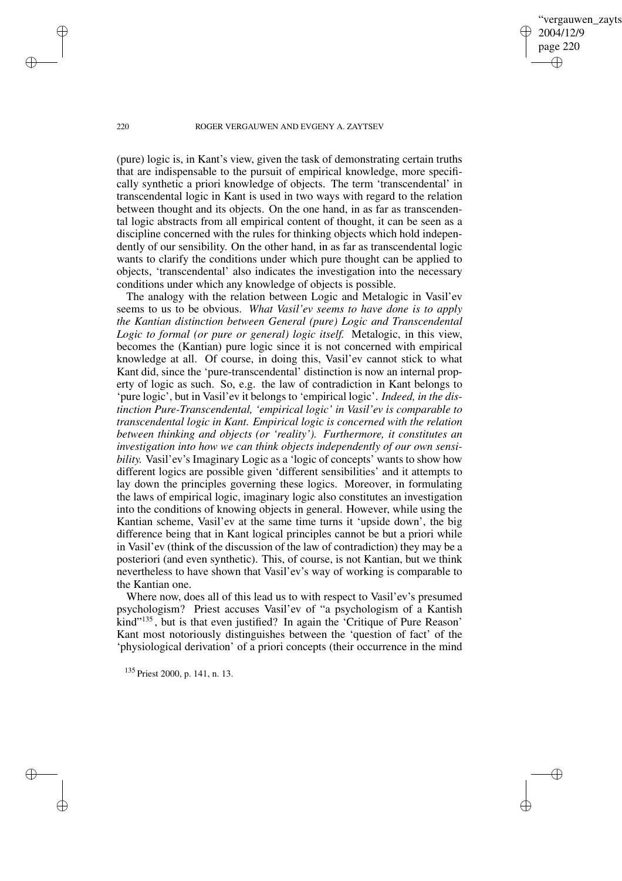(pure) logic is, in Kant's view, given the task of demonstrating certain truths that are indispensable to the pursuit of empirical knowledge, more specifically synthetic a priori knowledge of objects. The term 'transcendental' in transcendental logic in Kant is used in two ways with regard to the relation between thought and its objects. On the one hand, in as far as transcendental logic abstracts from all empirical content of thought, it can be seen as a discipline concerned with the rules for thinking objects which hold independently of our sensibility. On the other hand, in as far as transcendental logic wants to clarify the conditions under which pure thought can be applied to objects, 'transcendental' also indicates the investigation into the necessary conditions under which any knowledge of objects is possible.

The analogy with the relation between Logic and Metalogic in Vasil'ev seems to us to be obvious. *What Vasil'ev seems to have done is to apply the Kantian distinction between General (pure) Logic and Transcendental Logic to formal (or pure or general) logic itself.* Metalogic, in this view, becomes the (Kantian) pure logic since it is not concerned with empirical knowledge at all. Of course, in doing this, Vasil'ev cannot stick to what Kant did, since the 'pure-transcendental' distinction is now an internal property of logic as such. So, e.g. the law of contradiction in Kant belongs to 'pure logic', but in Vasil'ev it belongs to 'empirical logic'. *Indeed, in the distinction Pure-Transcendental, 'empirical logic' in Vasil'ev is comparable to transcendental logic in Kant. Empirical logic is concerned with the relation between thinking and objects (or 'reality'). Furthermore, it constitutes an investigation into how we can think objects independently of our own sensibility.* Vasil'ev's Imaginary Logic as a 'logic of concepts' wants to show how different logics are possible given 'different sensibilities' and it attempts to lay down the principles governing these logics. Moreover, in formulating the laws of empirical logic, imaginary logic also constitutes an investigation into the conditions of knowing objects in general. However, while using the Kantian scheme, Vasil'ev at the same time turns it 'upside down', the big difference being that in Kant logical principles cannot be but a priori while in Vasil'ev (think of the discussion of the law of contradiction) they may be a posteriori (and even synthetic). This, of course, is not Kantian, but we think nevertheless to have shown that Vasil'ev's way of working is comparable to the Kantian one.

Where now, does all of this lead us to with respect to Vasil'ev's presumed psychologism? Priest accuses Vasil'ev of "a psychologism of a Kantish kind"[135], but is that even justified? In again the 'Critique of Pure Reason' Kant most notoriously distinguishes between the 'question of fact' of the 'physiological derivation' of a priori concepts (their occurrence in the mind

[135] Priest 2000, p. 141, n. 13.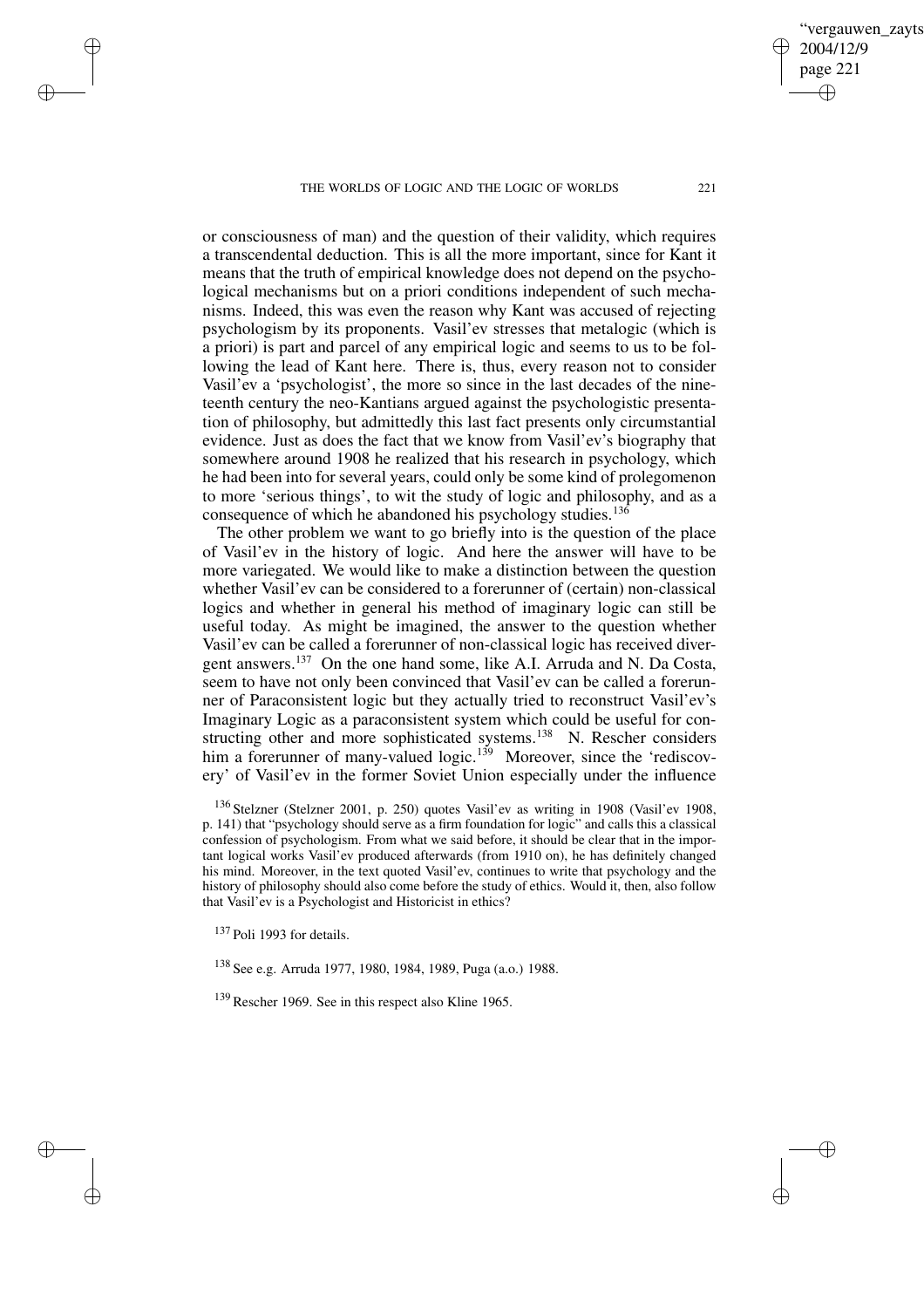or consciousness of man) and the question of their validity, which requires a transcendental deduction. This is all the more important, since for Kant it means that the truth of empirical knowledge does not depend on the psychological mechanisms but on a priori conditions independent of such mechanisms. Indeed, this was even the reason why Kant was accused of rejecting psychologism by its proponents. Vasil'ev stresses that metalogic (which is a priori) is part and parcel of any empirical logic and seems to us to be following the lead of Kant here. There is, thus, every reason not to consider Vasil'ev a 'psychologist', the more so since in the last decades of the nineteenth century the neo-Kantians argued against the psychologistic presentation of philosophy, but admittedly this last fact presents only circumstantial evidence. Just as does the fact that we know from Vasil'ev's biography that somewhere around 1908 he realized that his research in psychology, which he had been into for several years, could only be some kind of prolegomenon to more 'serious things', to wit the study of logic and philosophy, and as a consequence of which he abandoned his psychology studies.[136]

The other problem we want to go briefly into is the question of the place of Vasil'ev in the history of logic. And here the answer will have to be more variegated. We would like to make a distinction between the question whether Vasil'ev can be considered to a forerunner of (certain) non-classical logics and whether in general his method of imaginary logic can still be useful today. As might be imagined, the answer to the question whether Vasil'ev can be called a forerunner of non-classical logic has received divergent answers.[137] On the one hand some, like A.I. Arruda and N. Da Costa, seem to have not only been convinced that Vasil'ev can be called a forerunner of Paraconsistent logic but they actually tried to reconstruct Vasil'ev's Imaginary Logic as a paraconsistent system which could be useful for constructing other and more sophisticated systems.[138] N. Rescher considers him a forerunner of many-valued logic.[139] Moreover, since the 'rediscovery' of Vasil'ev in the former Soviet Union especially under the influence

[136] Stelzner (Stelzner 2001, p. 250) quotes Vasil'ev as writing in 1908 (Vasil'ev 1908, p. 141) that "psychology should serve as a firm foundation for logic" and calls this a classical confession of psychologism. From what we said before, it should be clear that in the important logical works Vasil'ev produced afterwards (from 1910 on), he has definitely changed his mind. Moreover, in the text quoted Vasil'ev, continues to write that psychology and the history of philosophy should also come before the study of ethics. Would it, then, also follow that Vasil'ev is a Psychologist and Historicist in ethics?

[137] Poli 1993 for details.

[138] See e.g. Arruda 1977, 1980, 1984, 1989, Puga (a.o.) 1988.

[139] Rescher 1969. See in this respect also Kline 1965.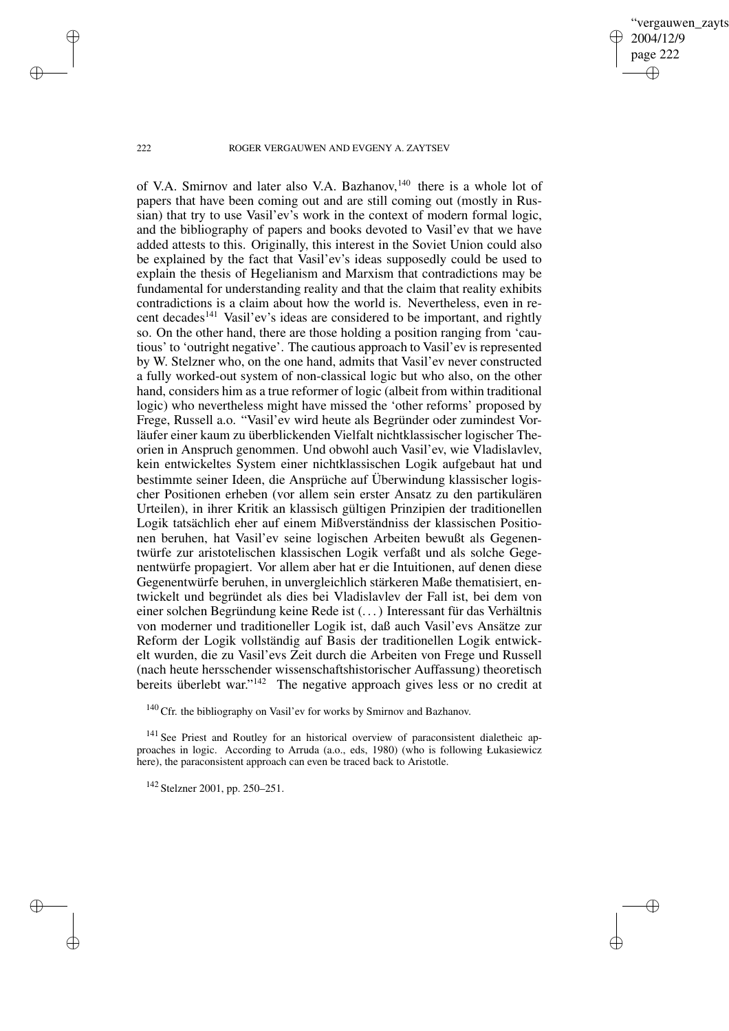of V.A. Smirnov and later also V.A. Bazhanov,[140] there is a whole lot of papers that have been coming out and are still coming out (mostly in Russian) that try to use Vasil'ev's work in the context of modern formal logic, and the bibliography of papers and books devoted to Vasil'ev that we have added attests to this. Originally, this interest in the Soviet Union could also be explained by the fact that Vasil'ev's ideas supposedly could be used to explain the thesis of Hegelianism and Marxism that contradictions may be fundamental for understanding reality and that the claim that reality exhibits contradictions is a claim about how the world is. Nevertheless, even in recent decades[141] Vasil'ev's ideas are considered to be important, and rightly so. On the other hand, there are those holding a position ranging from 'cautious' to 'outright negative'. The cautious approach to Vasil'ev is represented by W. Stelzner who, on the one hand, admits that Vasil'ev never constructed a fully worked-out system of non-classical logic but who also, on the other hand, considers him as a true reformer of logic (albeit from within traditional logic) who nevertheless might have missed the 'other reforms' proposed by Frege, Russell a.o. "Vasil'ev wird heute als Begründer oder zumindest Vorläufer einer kaum zu überblickenden Vielfalt nichtklassischer logischer Theorien in Anspruch genommen. Und obwohl auch Vasil'ev, wie Vladislavlev, kein entwickeltes System einer nichtklassischen Logik aufgebaut hat und bestimmte seiner Ideen, die Ansprüche auf Überwindung klassischer logischer Positionen erheben (vor allem sein erster Ansatz zu den partikulären Urteilen), in ihrer Kritik an klassisch gültigen Prinzipien der traditionellen Logik tatsächlich eher auf einem Mißverständniss der klassischen Positionen beruhen, hat Vasil'ev seine logischen Arbeiten bewußt als Gegenentwürfe zur aristotelischen klassischen Logik verfaßt und als solche Gegenentwürfe propagiert. Vor allem aber hat er die Intuitionen, auf denen diese Gegenentwürfe beruhen, in unvergleichlich stärkeren Maße thematisiert, entwickelt und begründet als dies bei Vladislavlev der Fall ist, bei dem von einer solchen Begründung keine Rede ist (...) Interessant für das Verhältnis von moderner und traditioneller Logik ist, daß auch Vasil'evs Ansätze zur Reform der Logik vollständig auf Basis der traditionellen Logik entwickelt wurden, die zu Vasil'evs Zeit durch die Arbeiten von Frege und Russell (nach heute hersschender wissenschaftshistorischer Auffassung) theoretisch bereits überlebt war."[142] The negative approach gives less or no credit at

[140] Cfr. the bibliography on Vasil'ev for works by Smirnov and Bazhanov.

[141] See Priest and Routley for an historical overview of paraconsistent dialetheic approaches in logic. According to Arruda (a.o., eds, 1980) (who is following Łukasiewicz here), the paraconsistent approach can even be traced back to Aristotle.

[142] Stelzner 2001, pp. 250–251.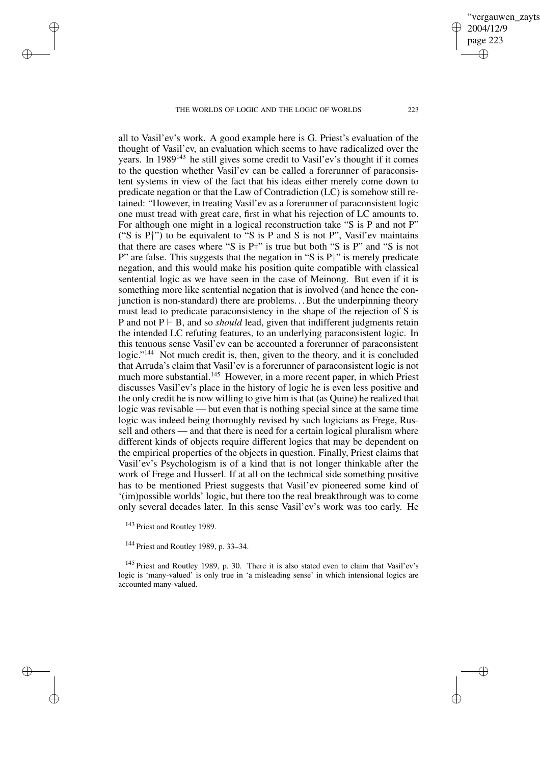all to Vasil'ev's work. A good example here is G. Priest's evaluation of the thought of Vasil'ev, an evaluation which seems to have radicalized over the years. In 1989[143] he still gives some credit to Vasil'ev's thought if it comes to the question whether Vasil'ev can be called a forerunner of paraconsistent systems in view of the fact that his ideas either merely come down to predicate negation or that the Law of Contradiction (LC) is somehow still retained: "However, in treating Vasil'ev as a forerunner of paraconsistent logic one must tread with great care, first in what his rejection of LC amounts to. For although one might in a logical reconstruction take "S is P and not P" ("S is P†") to be equivalent to "S is P and S is not P", Vasil'ev maintains that there are cases where "S is P†" is true but both "S is P" and "S is not P" are false. This suggests that the negation in "S is P†" is merely predicate negation, and this would make his position quite compatible with classical sentential logic as we have seen in the case of Meinong. But even if it is something more like sentential negation that is involved (and hence the conjunction is non-standard) there are problems. . . But the underpinning theory must lead to predicate paraconsistency in the shape of the rejection of S is P and not P $\vdash$ B, and so *should* lead, given that indifferent judgments retain the intended LC refuting features, to an underlying paraconsistent logic. In this tenuous sense Vasil'ev can be accounted a forerunner of paraconsistent logic."[144] Not much credit is, then, given to the theory, and it is concluded that Arruda's claim that Vasil'ev is a forerunner of paraconsistent logic is not much more substantial.[145] However, in a more recent paper, in which Priest discusses Vasil'ev's place in the history of logic he is even less positive and the only credit he is now willing to give him is that (as Quine) he realized that logic was revisable — but even that is nothing special since at the same time logic was indeed being thoroughly revised by such logicians as Frege, Russell and others — and that there is need for a certain logical pluralism where different kinds of objects require different logics that may be dependent on the empirical properties of the objects in question. Finally, Priest claims that Vasil'ev's Psychologism is of a kind that is not longer thinkable after the work of Frege and Husserl. If at all on the technical side something positive has to be mentioned Priest suggests that Vasil'ev pioneered some kind of '(im)possible worlds' logic, but there too the real breakthrough was to come only several decades later. In this sense Vasil'ev's work was too early. He

[143] Priest and Routley 1989.

[144] Priest and Routley 1989, p. 33–34.

[145] Priest and Routley 1989, p. 30. There it is also stated even to claim that Vasil'ev's logic is 'many-valued' is only true in 'a misleading sense' in which intensional logics are accounted many-valued.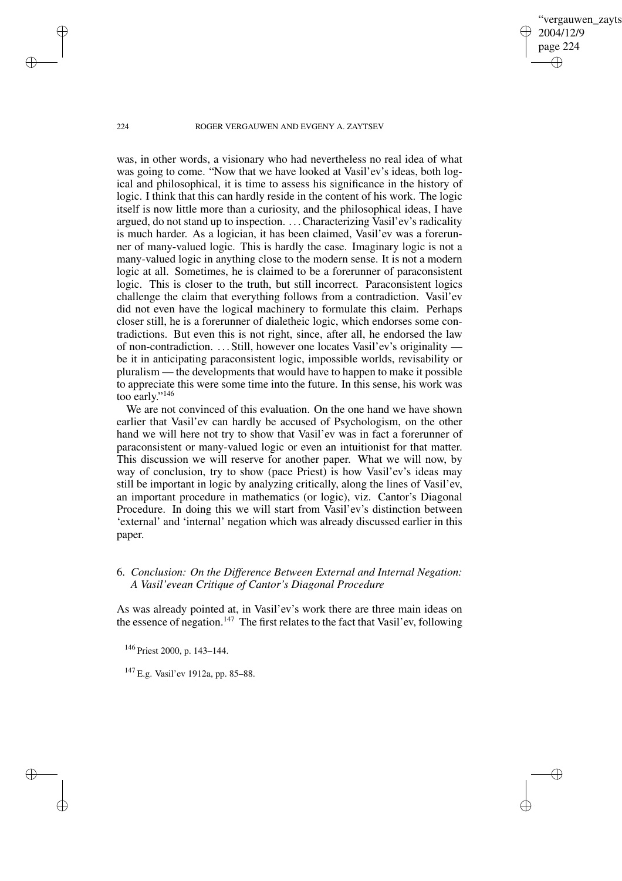was, in other words, a visionary who had nevertheless no real idea of what was going to come. "Now that we have looked at Vasil'ev's ideas, both logical and philosophical, it is time to assess his significance in the history of logic. I think that this can hardly reside in the content of his work. The logic itself is now little more than a curiosity, and the philosophical ideas, I have argued, do not stand up to inspection. . . . Characterizing Vasil'ev's radicality is much harder. As a logician, it has been claimed, Vasil'ev was a forerunner of many-valued logic. This is hardly the case. Imaginary logic is not a many-valued logic in anything close to the modern sense. It is not a modern logic at all. Sometimes, he is claimed to be a forerunner of paraconsistent logic. This is closer to the truth, but still incorrect. Paraconsistent logics challenge the claim that everything follows from a contradiction. Vasil'ev did not even have the logical machinery to formulate this claim. Perhaps closer still, he is a forerunner of dialetheic logic, which endorses some contradictions. But even this is not right, since, after all, he endorsed the law of non-contradiction. . . . Still, however one locates Vasil'ev's originality — be it in anticipating paraconsistent logic, impossible worlds, revisability or pluralism — the developments that would have to happen to make it possible to appreciate this were some time into the future. In this sense, his work was too early."[146]

We are not convinced of this evaluation. On the one hand we have shown earlier that Vasil'ev can hardly be accused of Psychologism, on the other hand we will here not try to show that Vasil'ev was in fact a forerunner of paraconsistent or many-valued logic or even an intuitionist for that matter. This discussion we will reserve for another paper. What we will now, by way of conclusion, try to show (pace Priest) is how Vasil'ev's ideas may still be important in logic by analyzing critically, along the lines of Vasil'ev, an important procedure in mathematics (or logic), viz. Cantor's Diagonal Procedure. In doing this we will start from Vasil'ev's distinction between 'external' and 'internal' negation which was already discussed earlier in this paper.

## 6. *Conclusion: On the Difference Between External and Internal Negation: A Vasil'evean Critique of Cantor's Diagonal Procedure*

As was already pointed at, in Vasil'ev's work there are three main ideas on the essence of negation.[147] The first relates to the fact that Vasil'ev, following

[146] Priest 2000, p. 143–144.

[147] E.g. Vasil'ev 1912a, pp. 85–88.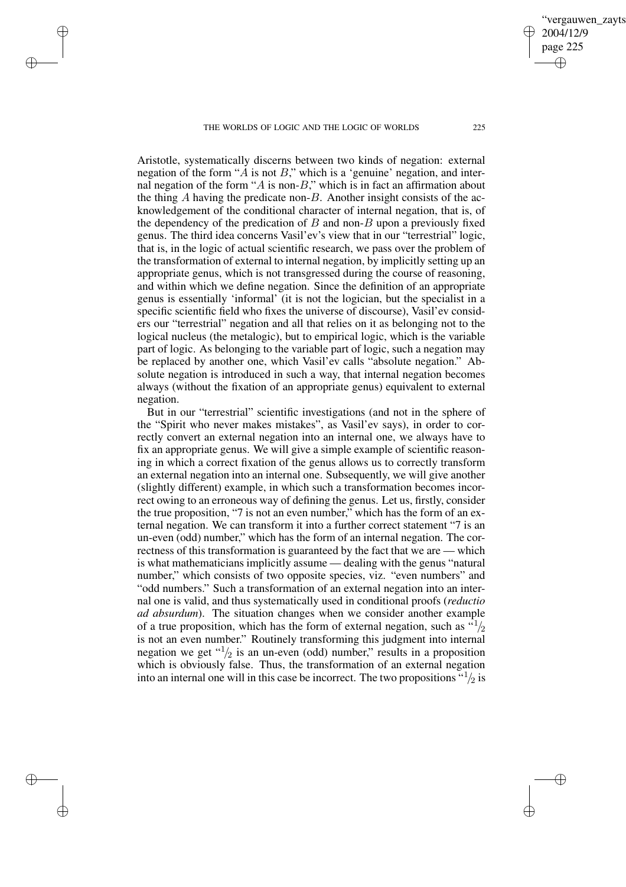Aristotle, systematically discerns between two kinds of negation: external negation of the form "$A$ is not $B$," which is a 'genuine' negation, and internal negation of the form "$A$ is non-$B$," which is in fact an affirmation about the thing $A$ having the predicate non-$B$. Another insight consists of the acknowledgement of the conditional character of internal negation, that is, of the dependency of the predication of $B$ and non-$B$ upon a previously fixed genus. The third idea concerns Vasil'ev's view that in our "terrestrial" logic, that is, in the logic of actual scientific research, we pass over the problem of the transformation of external to internal negation, by implicitly setting up an appropriate genus, which is not transgressed during the course of reasoning, and within which we define negation. Since the definition of an appropriate genus is essentially 'informal' (it is not the logician, but the specialist in a specific scientific field who fixes the universe of discourse), Vasil'ev considers our "terrestrial" negation and all that relies on it as belonging not to the logical nucleus (the metalogic), but to empirical logic, which is the variable part of logic. As belonging to the variable part of logic, such a negation may be replaced by another one, which Vasil'ev calls "absolute negation." Absolute negation is introduced in such a way, that internal negation becomes always (without the fixation of an appropriate genus) equivalent to external negation.

But in our "terrestrial" scientific investigations (and not in the sphere of the "Spirit who never makes mistakes", as Vasil'ev says), in order to correctly convert an external negation into an internal one, we always have to fix an appropriate genus. We will give a simple example of scientific reasoning in which a correct fixation of the genus allows us to correctly transform an external negation into an internal one. Subsequently, we will give another (slightly different) example, in which such a transformation becomes incorrect owing to an erroneous way of defining the genus. Let us, firstly, consider the true proposition, "7 is not an even number," which has the form of an external negation. We can transform it into a further correct statement "7 is an un-even (odd) number," which has the form of an internal negation. The correctness of this transformation is guaranteed by the fact that we are — which is what mathematicians implicitly assume — dealing with the genus "natural number," which consists of two opposite species, viz. "even numbers" and "odd numbers." Such a transformation of an external negation into an internal one is valid, and thus systematically used in conditional proofs (*reductio ad absurdum*). The situation changes when we consider another example of a true proposition, which has the form of external negation, such as "$^1/_2$ is not an even number." Routinely transforming this judgment into internal negation we get "$^1/_2$ is an un-even (odd) number," results in a proposition which is obviously false. Thus, the transformation of an external negation into an internal one will in this case be incorrect. The two propositions "$^1/_2$ is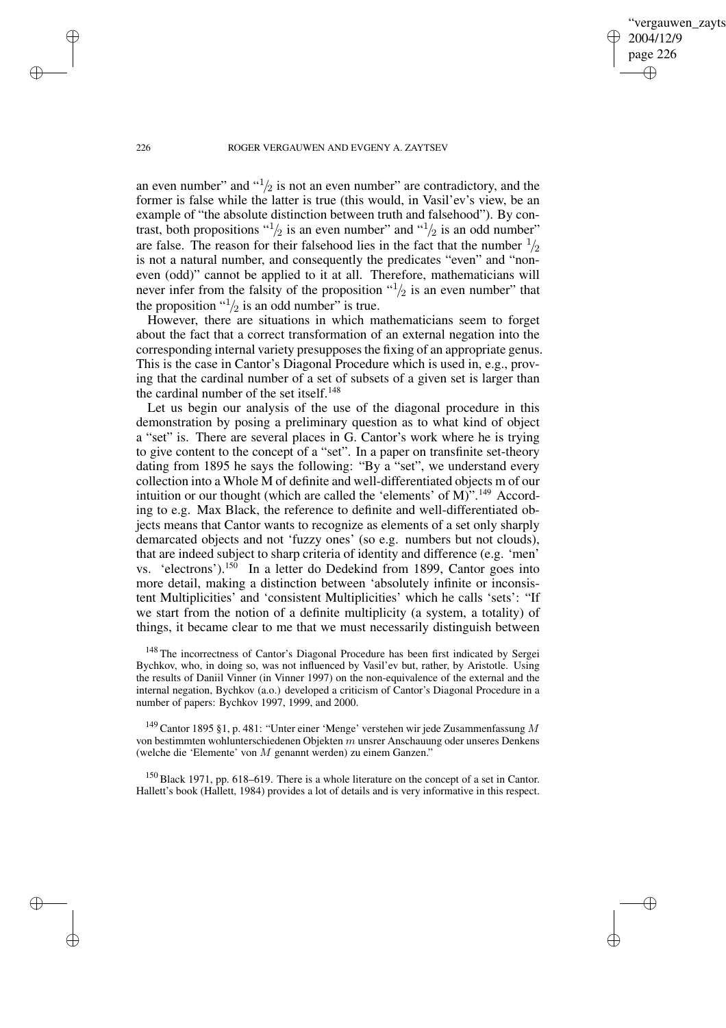an even number" and "$^1\!/_2$ is not an even number" are contradictory, and the former is false while the latter is true (this would, in Vasil'ev's view, be an example of "the absolute distinction between truth and falsehood"). By contrast, both propositions "$^1\!/_2$ is an even number" and "$^1\!/_2$ is an odd number" are false. The reason for their falsehood lies in the fact that the number $^1\!/_2$ is not a natural number, and consequently the predicates "even" and "non-even (odd)" cannot be applied to it at all. Therefore, mathematicians will never infer from the falsity of the proposition "$^1\!/_2$ is an even number" that the proposition "$^1\!/_2$ is an odd number" is true.

However, there are situations in which mathematicians seem to forget about the fact that a correct transformation of an external negation into the corresponding internal variety presupposes the fixing of an appropriate genus. This is the case in Cantor's Diagonal Procedure which is used in, e.g., proving that the cardinal number of a set of subsets of a given set is larger than the cardinal number of the set itself.[148]

Let us begin our analysis of the use of the diagonal procedure in this demonstration by posing a preliminary question as to what kind of object a "set" is. There are several places in G. Cantor's work where he is trying to give content to the concept of a "set". In a paper on transfinite set-theory dating from 1895 he says the following: "By a "set", we understand every collection into a Whole M of definite and well-differentiated objects m of our intuition or our thought (which are called the 'elements' of M)".[149] According to e.g. Max Black, the reference to definite and well-differentiated objects means that Cantor wants to recognize as elements of a set only sharply demarcated objects and not 'fuzzy ones' (so e.g. numbers but not clouds), that are indeed subject to sharp criteria of identity and difference (e.g. 'men' vs. 'electrons').[150] In a letter do Dedekind from 1899, Cantor goes into more detail, making a distinction between 'absolutely infinite or inconsistent Multiplicities' and 'consistent Multiplicities' which he calls 'sets': "If we start from the notion of a definite multiplicity (a system, a totality) of things, it became clear to me that we must necessarily distinguish between

[148] The incorrectness of Cantor's Diagonal Procedure has been first indicated by Sergei Bychkov, who, in doing so, was not influenced by Vasil'ev but, rather, by Aristotle. Using the results of Daniil Vinner (in Vinner 1997) on the non-equivalence of the external and the internal negation, Bychkov (a.o.) developed a criticism of Cantor's Diagonal Procedure in a number of papers: Bychkov 1997, 1999, and 2000.

[149] Cantor 1895 §1, p. 481: "Unter einer 'Menge' verstehen wir jede Zusammenfassung $M$ von bestimmten wohlunterschiedenen Objekten $m$ unsrer Anschauung oder unseres Denkens (welche die 'Elemente' von $M$ genannt werden) zu einem Ganzen."

[150] Black 1971, pp. 618–619. There is a whole literature on the concept of a set in Cantor. Hallett's book (Hallett, 1984) provides a lot of details and is very informative in this respect.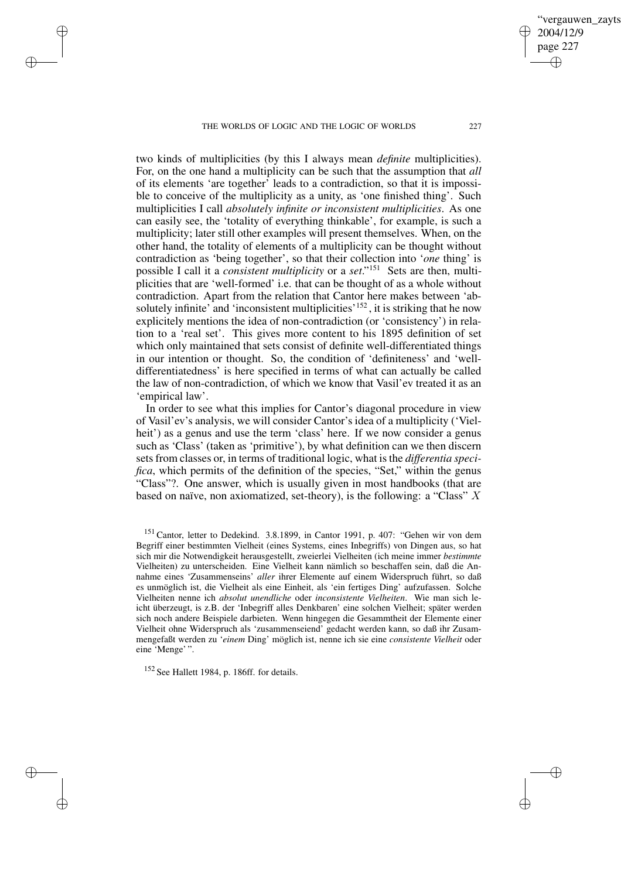two kinds of multiplicities (by this I always mean *definite* multiplicities). For, on the one hand a multiplicity can be such that the assumption that *all* of its elements 'are together' leads to a contradiction, so that it is impossible to conceive of the multiplicity as a unity, as 'one finished thing'. Such multiplicities I call *absolutely infinite or inconsistent multiplicities*. As one can easily see, the 'totality of everything thinkable', for example, is such a multiplicity; later still other examples will present themselves. When, on the other hand, the totality of elements of a multiplicity can be thought without contradiction as 'being together', so that their collection into '*one* thing' is possible I call it a *consistent multiplicity* or a *set*."[151] Sets are then, multiplicities that are 'well-formed' i.e. that can be thought of as a whole without contradiction. Apart from the relation that Cantor here makes between 'absolutely infinite' and 'inconsistent multiplicities'[152], it is striking that he now explicitely mentions the idea of non-contradiction (or 'consistency') in relation to a 'real set'. This gives more content to his 1895 definition of set which only maintained that sets consist of definite well-differentiated things in our intention or thought. So, the condition of 'definiteness' and 'well-differentiatedness' is here specified in terms of what can actually be called the law of non-contradiction, of which we know that Vasil'ev treated it as an 'empirical law'.

In order to see what this implies for Cantor's diagonal procedure in view of Vasil'ev's analysis, we will consider Cantor's idea of a multiplicity ('Vielheit') as a genus and use the term 'class' here. If we now consider a genus such as 'Class' (taken as 'primitive'), by what definition can we then discern sets from classes or, in terms of traditional logic, what is the *differentia specifica*, which permits of the definition of the species, "Set," within the genus "Class"?. One answer, which is usually given in most handbooks (that are based on naïve, non axiomatized, set-theory), is the following: a "Class" $X$

[151] Cantor, letter to Dedekind. 3.8.1899, in Cantor 1991, p. 407: "Gehen wir von dem Begriff einer bestimmten Vielheit (eines Systems, eines Inbegriffs) von Dingen aus, so hat sich mir die Notwendigkeit herausgestellt, zweierlei Vielheiten (ich meine immer *bestimmte* Vielheiten) zu unterscheiden. Eine Vielheit kann nämlich so beschaffen sein, daß die Annahme eines 'Zusammenseins' *aller* ihrer Elemente auf einem Widerspruch führt, so daß es unmöglich ist, die Vielheit als eine Einheit, als 'ein fertiges Ding' aufzufassen. Solche Vielheiten nenne ich *absolut unendliche* oder *inconsistente Vielheiten*. Wie man sich leicht überzeugt, is z.B. der 'Inbegriff alles Denkbaren' eine solchen Vielheit; später werden sich noch andere Beispiele darbieten. Wenn hingegen die Gesammtheit der Elemente einer Vielheit ohne Widerspruch als 'zusammenseiend' gedacht werden kann, so daß ihr Zusammengefaßt werden zu '*einem* Ding' möglich ist, nenne ich sie eine *consistente Vielheit* oder eine 'Menge' ".

[152] See Hallett 1984, p. 186ff. for details.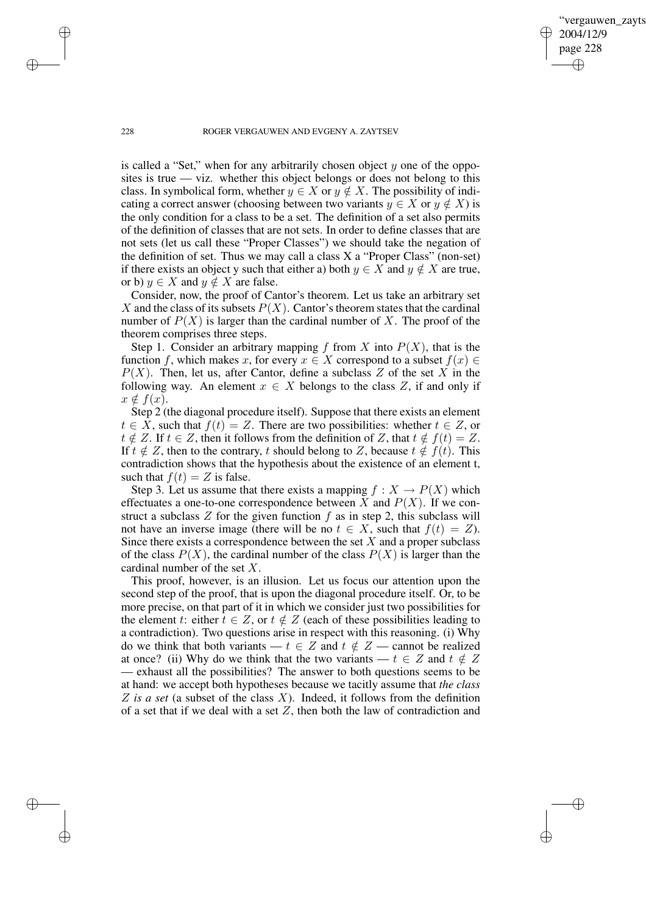is called a "Set," when for any arbitrarily chosen object $y$ one of the opposites is true — viz. whether this object belongs or does not belong to this class. In symbolical form, whether $y \in X$ or $y \notin X$. The possibility of indicating a correct answer (choosing between two variants $y \in X$ or $y \notin X$) is the only condition for a class to be a set. The definition of a set also permits of the definition of classes that are not sets. In order to define classes that are not sets (let us call these "Proper Classes") we should take the negation of the definition of set. Thus we may call a class X a "Proper Class" (non-set) if there exists an object y such that either a) both $y \in X$ and $y \notin X$ are true, or b) $y \in X$ and $y \notin X$ are false.

Consider, now, the proof of Cantor's theorem. Let us take an arbitrary set $X$ and the class of its subsets $P(X)$. Cantor's theorem states that the cardinal number of $P(X)$ is larger than the cardinal number of $X$. The proof of the theorem comprises three steps.

Step 1. Consider an arbitrary mapping $f$ from $X$ into $P(X)$, that is the function $f$, which makes $x$, for every $x \in X$ correspond to a subset $f(x) \in P(X)$. Then, let us, after Cantor, define a subclass $Z$ of the set $X$ in the following way. An element $x \in X$ belongs to the class $Z$, if and only if $x \notin f(x)$.

Step 2 (the diagonal procedure itself). Suppose that there exists an element $t \in X$, such that $f(t) = Z$. There are two possibilities: whether $t \in Z$, or $t \notin Z$. If $t \in Z$, then it follows from the definition of $Z$, that $t \notin f(t) = Z$. If $t \notin Z$, then to the contrary, $t$ should belong to $Z$, because $t \notin f(t)$. This contradiction shows that the hypothesis about the existence of an element t, such that $f(t) = Z$ is false.

Step 3. Let us assume that there exists a mapping $f : X \rightarrow P(X)$ which effectuates a one-to-one correspondence between $X$ and $P(X)$. If we construct a subclass $Z$ for the given function $f$ as in step 2, this subclass will not have an inverse image (there will be no $t \in X$, such that $f(t) = Z$). Since there exists a correspondence between the set $X$ and a proper subclass of the class $P(X)$, the cardinal number of the class $P(X)$ is larger than the cardinal number of the set $X$.

This proof, however, is an illusion. Let us focus our attention upon the second step of the proof, that is upon the diagonal procedure itself. Or, to be more precise, on that part of it in which we consider just two possibilities for the element $t$: either $t \in Z$, or $t \notin Z$ (each of these possibilities leading to a contradiction). Two questions arise in respect with this reasoning. (i) Why do we think that both variants — $t \in Z$ and $t \notin Z$ — cannot be realized at once? (ii) Why do we think that the two variants — $t \in Z$ and $t \notin Z$ — exhaust all the possibilities? The answer to both questions seems to be at hand: we accept both hypotheses because we tacitly assume that *the class $Z$ is a set* (a subset of the class $X$). Indeed, it follows from the definition of a set that if we deal with a set $Z$, then both the law of contradiction and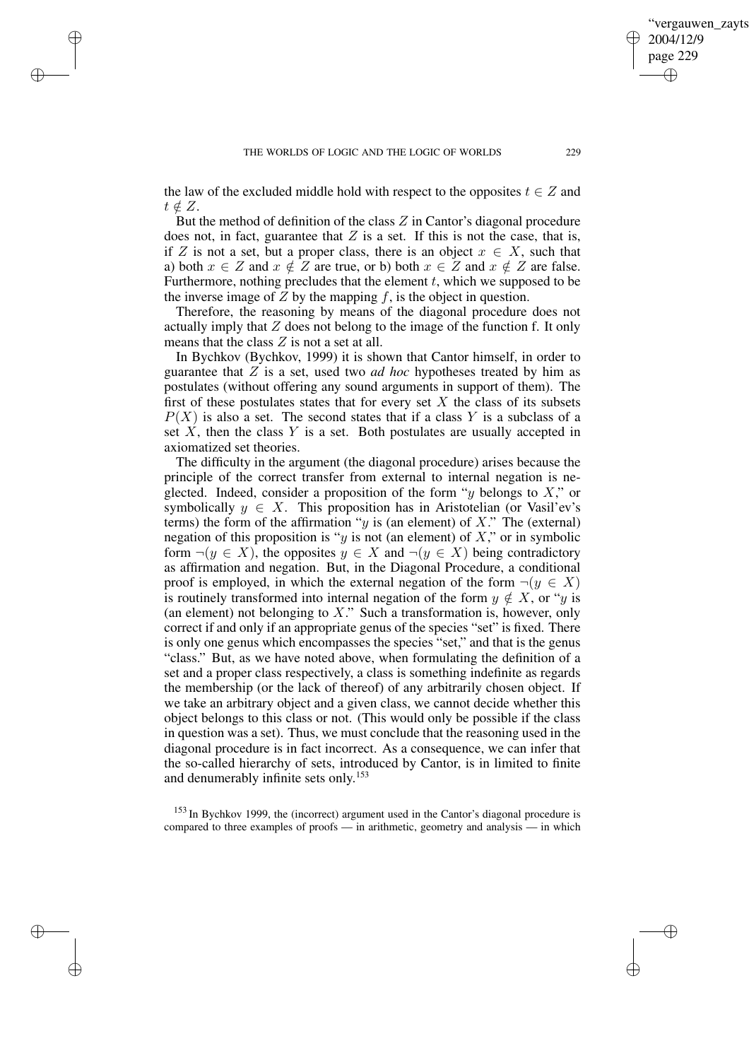the law of the excluded middle hold with respect to the opposites $t \in Z$ and $t \notin Z$.

But the method of definition of the class $Z$ in Cantor's diagonal procedure does not, in fact, guarantee that $Z$ is a set. If this is not the case, that is, if $Z$ is not a set, but a proper class, there is an object $x \in X$, such that a) both $x \in Z$ and $x \notin Z$ are true, or b) both $x \in Z$ and $x \notin Z$ are false. Furthermore, nothing precludes that the element $t$, which we supposed to be the inverse image of $Z$ by the mapping $f$, is the object in question.

Therefore, the reasoning by means of the diagonal procedure does not actually imply that $Z$ does not belong to the image of the function f. It only means that the class $Z$ is not a set at all.

In Bychkov (Bychkov, 1999) it is shown that Cantor himself, in order to guarantee that $Z$ is a set, used two *ad hoc* hypotheses treated by him as postulates (without offering any sound arguments in support of them). The first of these postulates states that for every set $X$ the class of its subsets $P(X)$ is also a set. The second states that if a class $Y$ is a subclass of a set $X$, then the class $Y$ is a set. Both postulates are usually accepted in axiomatized set theories.

The difficulty in the argument (the diagonal procedure) arises because the principle of the correct transfer from external to internal negation is neglected. Indeed, consider a proposition of the form "$y$ belongs to $X$," or symbolically $y \in X$. This proposition has in Aristotelian (or Vasil'ev's terms) the form of the affirmation "$y$ is (an element) of $X$." The (external) negation of this proposition is "$y$ is not (an element) of $X$," or in symbolic form $\neg(y \in X)$, the opposites $y \in X$ and $\neg(y \in X)$ being contradictory as affirmation and negation. But, in the Diagonal Procedure, a conditional proof is employed, in which the external negation of the form $\neg(y \in X)$ is routinely transformed into internal negation of the form $y \notin X$, or "$y$ is (an element) not belonging to $X$." Such a transformation is, however, only correct if and only if an appropriate genus of the species "set" is fixed. There is only one genus which encompasses the species "set," and that is the genus "class." But, as we have noted above, when formulating the definition of a set and a proper class respectively, a class is something indefinite as regards the membership (or the lack of thereof) of any arbitrarily chosen object. If we take an arbitrary object and a given class, we cannot decide whether this object belongs to this class or not. (This would only be possible if the class in question was a set). Thus, we must conclude that the reasoning used in the diagonal procedure is in fact incorrect. As a consequence, we can infer that the so-called hierarchy of sets, introduced by Cantor, is in limited to finite and denumerably infinite sets only.[153]

[153] In Bychkov 1999, the (incorrect) argument used in the Cantor's diagonal procedure is compared to three examples of proofs — in arithmetic, geometry and analysis — in which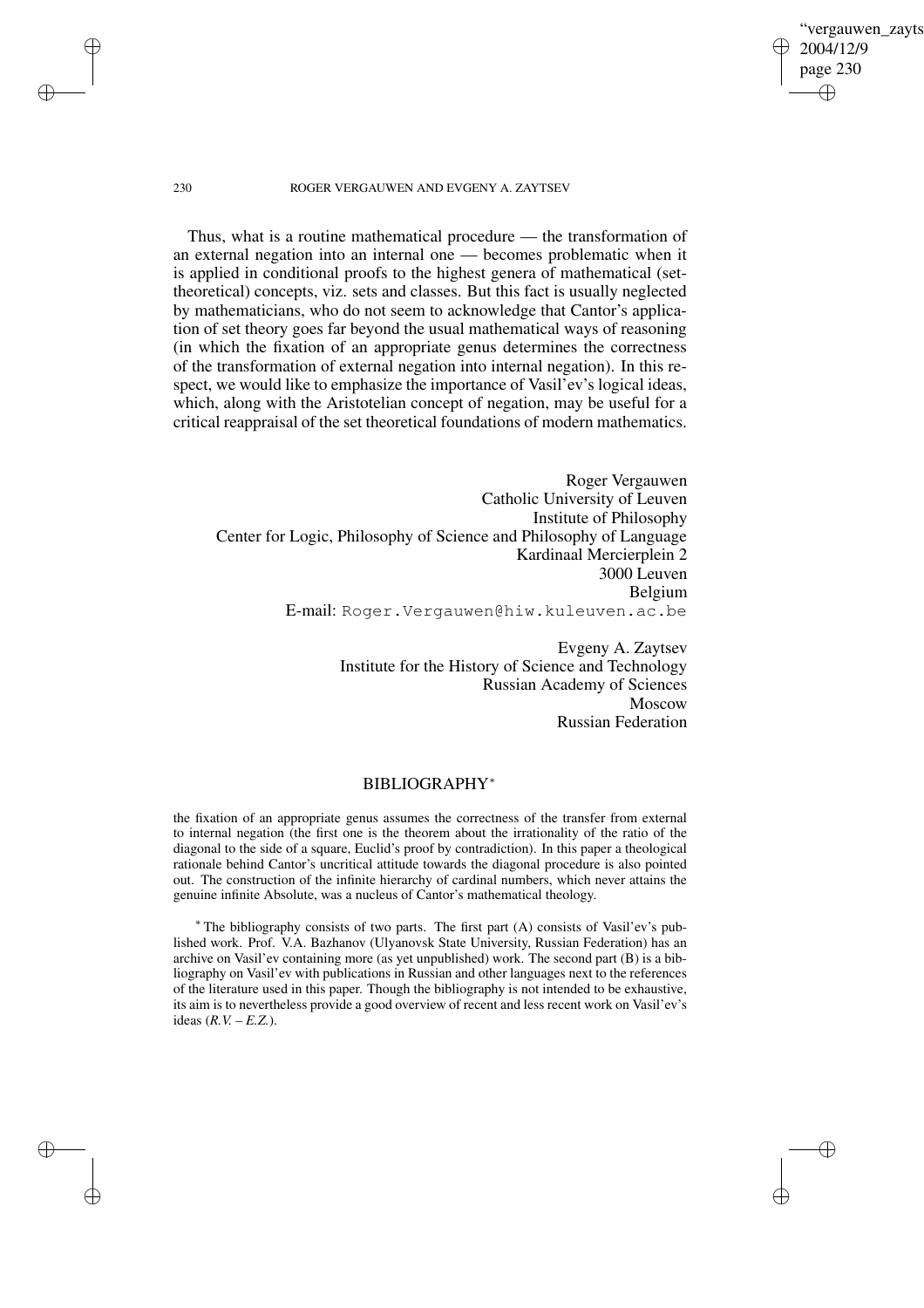Thus, what is a routine mathematical procedure — the transformation of an external negation into an internal one — becomes problematic when it is applied in conditional proofs to the highest genera of mathematical (set-theoretical) concepts, viz. sets and classes. But this fact is usually neglected by mathematicians, who do not seem to acknowledge that Cantor's application of set theory goes far beyond the usual mathematical ways of reasoning (in which the fixation of an appropriate genus determines the correctness of the transformation of external negation into internal negation). In this respect, we would like to emphasize the importance of Vasil'ev's logical ideas, which, along with the Aristotelian concept of negation, may be useful for a critical reappraisal of the set theoretical foundations of modern mathematics.

Roger Vergauwen
Catholic University of Leuven
Institute of Philosophy
Center for Logic, Philosophy of Science and Philosophy of Language
Kardinaal Mercierplein 2
3000 Leuven
Belgium
E-mail: `Roger.Vergauwen@hiw.kuleuven.ac.be`

Evgeny A. Zaytsev
Institute for the History of Science and Technology
Russian Academy of Sciences
Moscow
Russian Federation

## BIBLIOGRAPHY*

the fixation of an appropriate genus assumes the correctness of the transfer from external to internal negation (the first one is the theorem about the irrationality of the ratio of the diagonal to the side of a square, Euclid's proof by contradiction). In this paper a theological rationale behind Cantor's uncritical attitude towards the diagonal procedure is also pointed out. The construction of the infinite hierarchy of cardinal numbers, which never attains the genuine infinite Absolute, was a nucleus of Cantor's mathematical theology.

\* The bibliography consists of two parts. The first part (A) consists of Vasil'ev's published work. Prof. V.A. Bazhanov (Ulyanovsk State University, Russian Federation) has an archive on Vasil'ev containing more (as yet unpublished) work. The second part (B) is a bibliography on Vasil'ev with publications in Russian and other languages next to the references of the literature used in this paper. Though the bibliography is not intended to be exhaustive, its aim is to nevertheless provide a good overview of recent and less recent work on Vasil'ev's ideas (*R.V. – E.Z.*).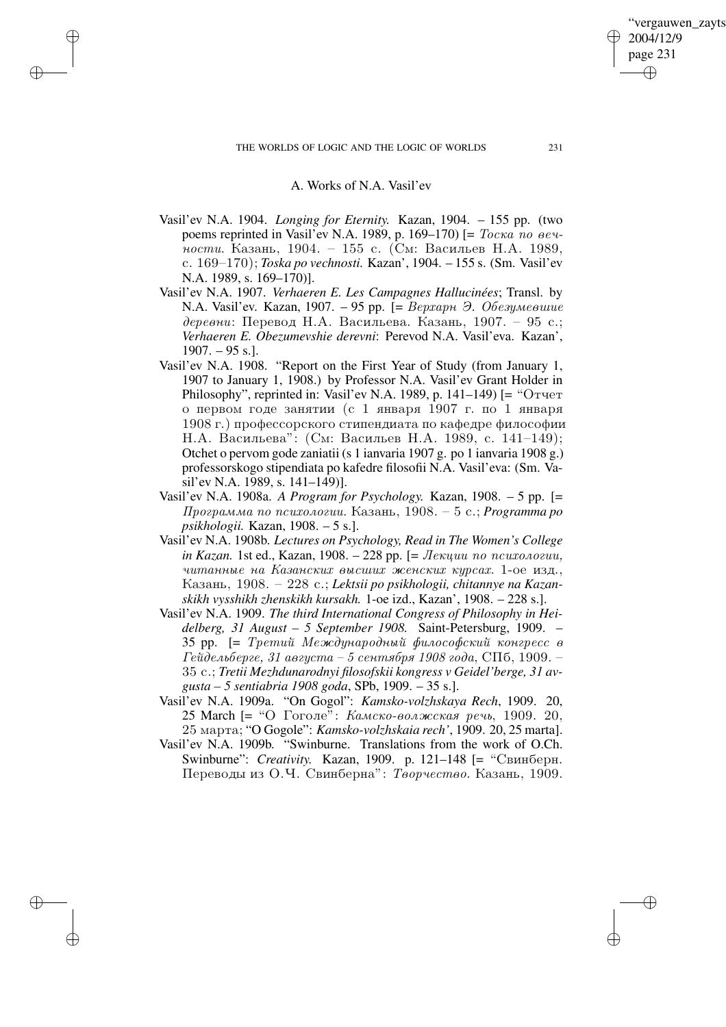## A. Works of N.A. Vasil'ev

Vasil'ev N.A. 1904. *Longing for Eternity.* Kazan, 1904. – 155 pp. (two poems reprinted in Vasil'ev N.A. 1989, p. 169–170) [= *Тоска по вечности.* Казань, 1904. – 155 с. (См: Васильев Н.А. 1989, с. 169–170); *Toska po vechnosti.* Kazan', 1904. – 155 s. (Sm. Vasil'ev N.A. 1989, s. 169–170)].

Vasil'ev N.A. 1907. *Verhaeren E. Les Campagnes Hallucinées*; Transl. by N.A. Vasil'ev. Kazan, 1907. – 95 pp. [= *Верхарн Э. Обезумевшие деревни*: Перевод Н.А. Васильева. Казань, 1907. – 95 с.; *Verhaeren E. Obezumevshie derevni*: Perevod N.A. Vasil'eva. Kazan', 1907. – 95 s.].

Vasil'ev N.A. 1908. "Report on the First Year of Study (from January 1, 1907 to January 1, 1908.) by Professor N.A. Vasil'ev Grant Holder in Philosophy", reprinted in: Vasil'ev N.A. 1989, p. 141–149) [= "Отчет о первом годе занятии (с 1 января 1907 г. по 1 января 1908 г.) профессорского стипендиата по кафедре философии Н.А. Васильева": (См: Васильев Н.А. 1989, с. 141–149); Otchet o pervom gode zaniatii (s 1 ianvaria 1907 g. po 1 ianvaria 1908 g.) professorskogo stipendiata po kafedre filosofii N.A. Vasil'eva: (Sm. Vasil'ev N.A. 1989, s. 141–149)].

Vasil'ev N.A. 1908a. *A Program for Psychology.* Kazan, 1908. – 5 pp. [= *Программа по психологии.* Казань, 1908. – 5 с.; *Programma po psikhologii.* Kazan, 1908. – 5 s.].

Vasil'ev N.A. 1908b. *Lectures on Psychology, Read in The Women's College in Kazan.* 1st ed., Kazan, 1908. – 228 pp. [= *Лекции по психологии, читанные на Казанских высших женских курсах.* 1-ое изд., Казань, 1908. – 228 с.; *Lektsii po psikhologii, chitannye na Kazanskikh vysshikh zhenskikh kursakh.* 1-oe izd., Kazan', 1908. – 228 s.].

Vasil'ev N.A. 1909. *The third International Congress of Philosophy in Heidelberg, 31 August – 5 September 1908.* Saint-Petersburg, 1909. – 35 pp. [= *Третий Международный философский конгресс в Гейдельберге, 31 августа – 5 сентября 1908 года*, СПб, 1909. – 35 с.; *Tretii Mezhdunarodnyi filosofskii kongress v Geidel'berge, 31 avgusta – 5 sentiabria 1908 goda*, SPb, 1909. – 35 s.].

Vasil'ev N.A. 1909a. "On Gogol": *Kamsko-volzhskaya Rech*, 1909. 20, 25 March [= "О Гоголе": *Камско-волжская речь*, 1909. 20, 25 марта; "O Gogole": *Kamsko-volzhskaia rech'*, 1909. 20, 25 marta].

Vasil'ev N.A. 1909b. "Swinburne. Translations from the work of O.Ch. Swinburne": *Creativity.* Kazan, 1909. p. 121–148 [= "Свинберн. Переводы из О.Ч. Свинберна": *Творчество.* Казань, 1909.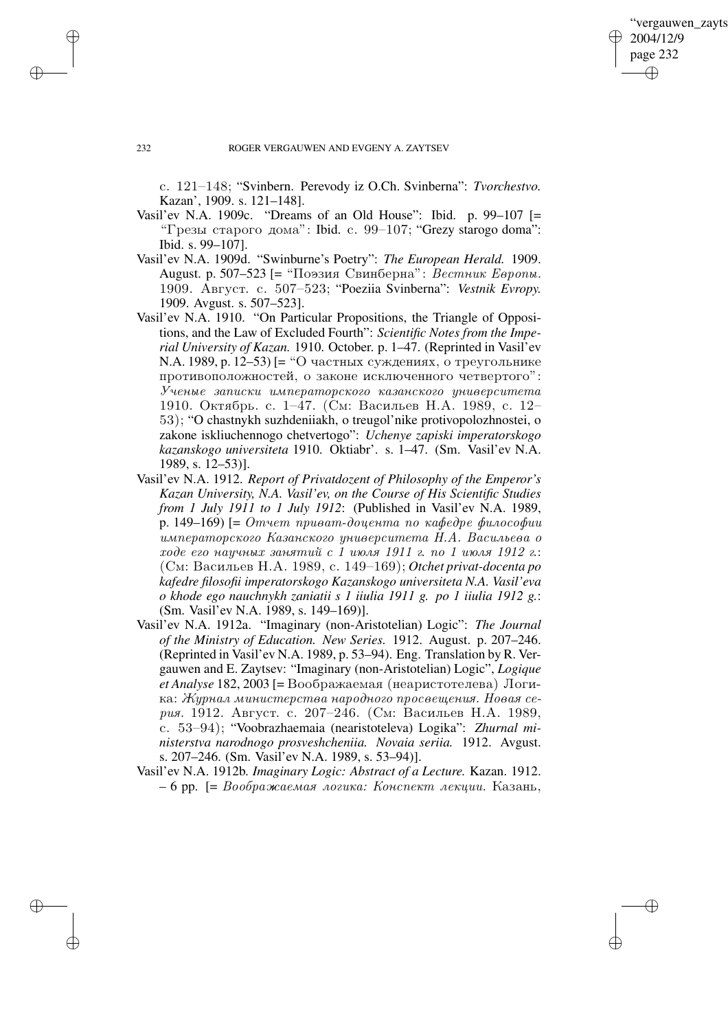с. 121–148; "Svinbern. Perevody iz O.Ch. Svinberna": *Tvorchestvo.* Kazan', 1909. s. 121–148].

Vasil'ev N.A. 1909c. "Dreams of an Old House": Ibid. p. 99–107 [= "Грезы старого дома": Ibid. с. 99–107; "Grezy starogo doma": Ibid. s. 99–107].

Vasil'ev N.A. 1909d. "Swinburne's Poetry": *The European Herald.* 1909. August. p. 507–523 [= "Поэзия Свинберна": *Вестник Европы.* 1909. Август. с. 507–523; "Poeziia Svinberna": *Vestnik Evropy.* 1909. Avgust. s. 507–523].

Vasil'ev N.A. 1910. "On Particular Propositions, the Triangle of Oppositions, and the Law of Excluded Fourth": *Scientific Notes from the Imperial University of Kazan.* 1910. October. p. 1–47. (Reprinted in Vasil'ev N.A. 1989, p. 12–53) [= "О частных суждениях, о треугольнике противоположностей, о законе исключенного четвертого": *Ученые записки императорского казанского университета* 1910. Октябрь. с. 1–47. (См: Васильев Н.А. 1989, с. 12–53); "O chastnykh suzhdeniiakh, o treugol'nike protivopolozhnostei, o zakone iskliuchennogo chetvertogo": *Uchenye zapiski imperatorskogo kazanskogo universiteta* 1910. Oktiabr'. s. 1–47. (Sm. Vasil'ev N.A. 1989, s. 12–53)].

Vasil'ev N.A. 1912. *Report of Privatdozent of Philosophy of the Emperor's Kazan University, N.A. Vasil'ev, on the Course of His Scientific Studies from 1 July 1911 to 1 July 1912*: (Published in Vasil'ev N.A. 1989, p. 149–169) [= *Отчет приват-доцента по кафедре философии императорского Казанского университета Н.А. Васильева о ходе его научных занятий с 1 июля 1911 г. по 1 июля 1912 г.*: (См: Васильев Н.А. 1989, с. 149–169); ***Otchet privat-docenta po kafedre filosofii imperatorskogo Kazanskogo universiteta N.A. Vasil'eva o khode ego nauchnykh zaniatii s 1 iiulia 1911 g. po 1 iiulia 1912 g.***: (Sm. Vasil'ev N.A. 1989, s. 149–169)].

Vasil'ev N.A. 1912a. "Imaginary (non-Aristotelian) Logic": *The Journal of the Ministry of Education. New Series.* 1912. August. p. 207–246. (Reprinted in Vasil'ev N.A. 1989, p. 53–94). Eng. Translation by R. Vergauwen and E. Zaytsev: "Imaginary (non-Aristotelian) Logic", *Logique et Analyse* 182, 2003 [= Воображаемая (неаристотелева) Логика: *Журнал министерства народного просвещения. Новая серия.* 1912. Август. с. 207–246. (См: Васильев Н.А. 1989, с. 53–94); "Voobrazhaemaia (nearistoteleva) Logika": *Zhurnal ministerstva narodnogo prosveshcheniia. Novaia seriia.* 1912. Avgust. s. 207–246. (Sm. Vasil'ev N.A. 1989, s. 53–94)].

Vasil'ev N.A. 1912b. *Imaginary Logic: Abstract of a Lecture.* Kazan. 1912. – 6 pp. [= *Воображаемая логика: Конспект лекции.* Казань,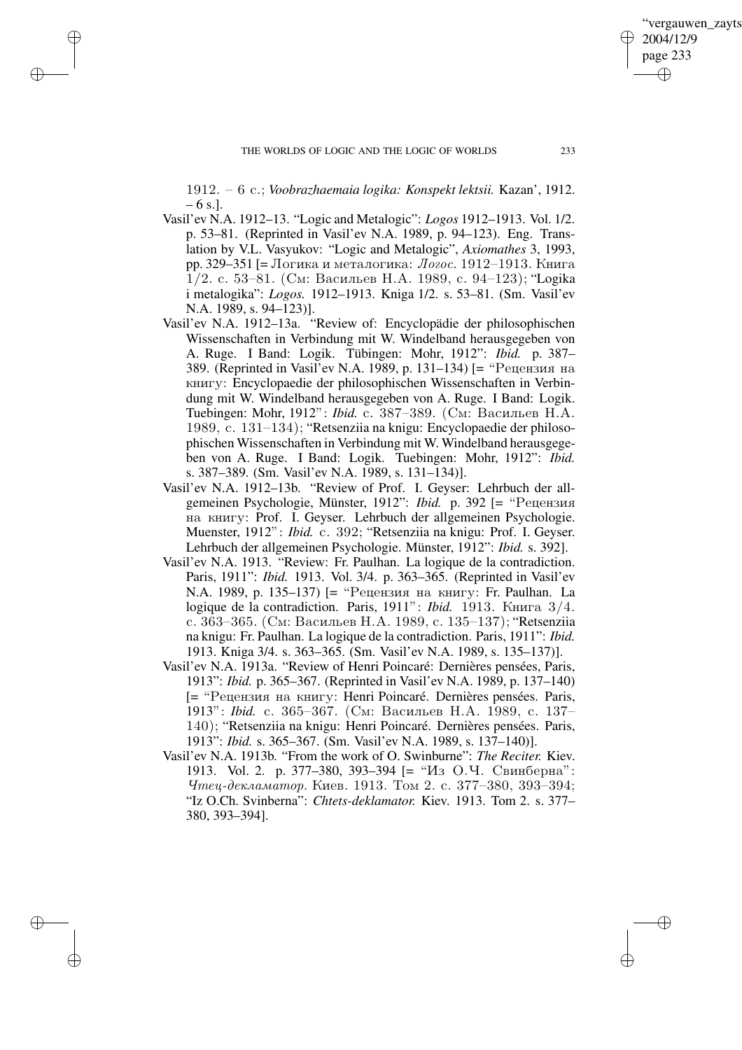1912. – 6 с.; *Voobrazhaemaia logika: Konspekt lektsii.* Kazan', 1912. – 6 s.].

Vasil'ev N.A. 1912–13. "Logic and Metalogic": *Logos* 1912–1913. Vol. 1/2. p. 53–81. (Reprinted in Vasil'ev N.A. 1989, p. 94–123). Eng. Translation by V.L. Vasyukov: "Logic and Metalogic", *Axiomathes* 3, 1993, pp. 329–351 [= Логика и металогика: *Логос.* 1912–1913. Книга 1/2. с. 53–81. (См: Васильев Н.А. 1989, с. 94–123); "Logika i metalogika": *Logos.* 1912–1913. Kniga 1/2. s. 53–81. (Sm. Vasil'ev N.A. 1989, s. 94–123)].

Vasil'ev N.A. 1912–13a. "Review of: Encyclopädie der philosophischen Wissenschaften in Verbindung mit W. Windelband herausgegeben von A. Ruge. I Band: Logik. Tübingen: Mohr, 1912": *Ibid.* p. 387–389. (Reprinted in Vasil'ev N.A. 1989, p. 131–134) [= "Рецензия на книгу: Encyclopaedie der philosophischen Wissenschaften in Verbindung mit W. Windelband herausgegeben von A. Ruge. I Band: Logik. Tuebingen: Mohr, 1912": *Ibid.* с. 387–389. (См: Васильев Н.А. 1989, с. 131–134); "Retsenziia na knigu: Encyclopaedie der philosophischen Wissenschaften in Verbindung mit W. Windelband herausgegeben von A. Ruge. I Band: Logik. Tuebingen: Mohr, 1912": *Ibid.* s. 387–389. (Sm. Vasil'ev N.A. 1989, s. 131–134)].

Vasil'ev N.A. 1912–13b. "Review of Prof. I. Geyser: Lehrbuch der allgemeinen Psychologie, Münster, 1912": *Ibid.* p. 392 [= "Рецензия на книгу: Prof. I. Geyser. Lehrbuch der allgemeinen Psychologie. Muenster, 1912": *Ibid.* с. 392; "Retsenziia na knigu: Prof. I. Geyser. Lehrbuch der allgemeinen Psychologie. Münster, 1912": *Ibid.* s. 392].

Vasil'ev N.A. 1913. "Review: Fr. Paulhan. La logique de la contradiction. Paris, 1911": *Ibid.* 1913. Vol. 3/4. p. 363–365. (Reprinted in Vasil'ev N.A. 1989, p. 135–137) [= "Рецензия на книгу: Fr. Paulhan. La logique de la contradiction. Paris, 1911": *Ibid.* 1913. Книга 3/4. с. 363–365. (См: Васильев Н.А. 1989, с. 135–137); "Retsenziia na knigu: Fr. Paulhan. La logique de la contradiction. Paris, 1911": *Ibid.* 1913. Kniga 3/4. s. 363–365. (Sm. Vasil'ev N.A. 1989, s. 135–137)].

Vasil'ev N.A. 1913a. "Review of Henri Poincaré: Dernières pensées, Paris, 1913": *Ibid.* p. 365–367. (Reprinted in Vasil'ev N.A. 1989, p. 137–140) [= "Рецензия на книгу: Henri Poincaré. Dernières pensées. Paris, 1913": *Ibid.* с. 365–367. (См: Васильев Н.А. 1989, с. 137–140); "Retsenziia na knigu: Henri Poincaré. Dernières pensées. Paris, 1913": *Ibid.* s. 365–367. (Sm. Vasil'ev N.A. 1989, s. 137–140)].

Vasil'ev N.A. 1913b. "From the work of O. Swinburne": *The Reciter.* Kiev. 1913. Vol. 2. p. 377–380, 393–394 [= "Из О.Ч. Свинберна": *Чтец-декламатор.* Киев. 1913. Том 2. с. 377–380, 393–394; "Iz O.Ch. Svinberna": *Chtets-deklamator.* Kiev. 1913. Tom 2. s. 377–380, 393–394].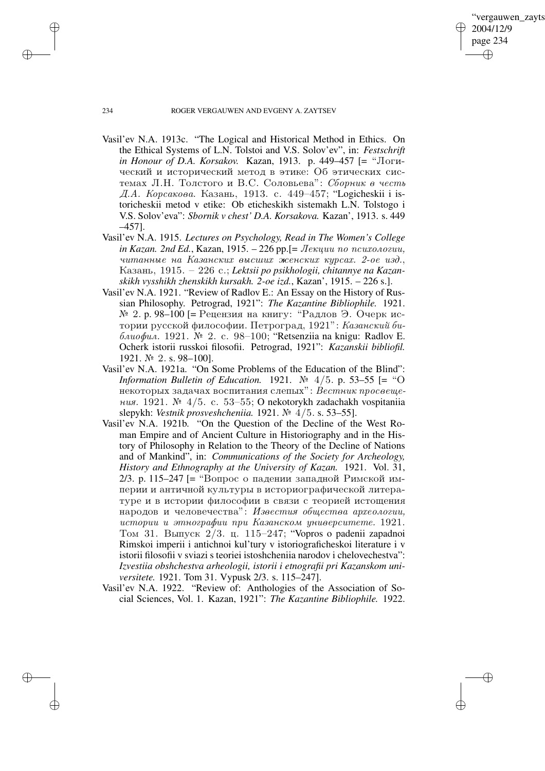- Vasil'ev N.A. 1913c. "The Logical and Historical Method in Ethics. On the Ethical Systems of L.N. Tolstoi and V.S. Solov'ev", in: *Festschrift in Honour of D.A. Korsakov.* Kazan, 1913. p. 449–457 [= "Логический и исторический метод в этике: Об этических системах Л.Н. Толстого и В.С. Соловьева": *Сборник в честь Д.А. Корсакова.* Казань, 1913. с. 449–457; "Logicheskii i istoricheskii metod v etike: Ob eticheskikh sistemakh L.N. Tolstogo i V.S. Solov'eva": *Sbornik v chest' D.A. Korsakova.* Kazan', 1913. s. 449 –457].
- Vasil'ev N.A. 1915. *Lectures on Psychology, Read in The Women's College in Kazan. 2nd Ed.*, Kazan, 1915. – 226 pp.[= *Лекции по психологии, читанные на Казанских высших женских курсах. 2-ое изд.*, Казань, 1915. – 226 с.; *Lektsii po psikhologii, chitannye na Kazanskikh vysshikh zhenskikh kursakh. 2-oe izd.*, Kazan', 1915. – 226 s.].
- Vasil'ev N.A. 1921. "Review of Radlov E.: An Essay on the History of Russian Philosophy. Petrograd, 1921": *The Kazantine Bibliophile.* 1921. № 2. p. 98–100 [= Рецензия на книгу: "Радлов Э. Очерк истории русской философии. Петроград, 1921": *Казанский библиофил.* 1921. № 2. с. 98–100; "Retsenziia na knigu: Radlov E. Ocherk istorii russkoi filosofii. Petrograd, 1921": *Kazanskii bibliofil.* 1921. № 2. s. 98–100].
- Vasil'ev N.A. 1921a. "On Some Problems of the Education of the Blind": *Information Bulletin of Education.* 1921. № 4/5. p. 53–55 [= "О некоторых задачах воспитания слепых": *Вестник просвещения.* 1921. № 4/5. с. 53–55; O nekotorykh zadachakh vospitaniia slepykh: *Vestnik prosveshcheniia.* 1921. № 4/5. s. 53–55].
- Vasil'ev N.A. 1921b. "On the Question of the Decline of the West Roman Empire and of Ancient Culture in Historiography and in the History of Philosophy in Relation to the Theory of the Decline of Nations and of Mankind", in: *Communications of the Society for Archeology, History and Ethnography at the University of Kazan.* 1921. Vol. 31, 2/3. p. 115–247 [= "Вопрос о падении западной Римской империи и античной культуры в историографической литературе и в истории философии в связи с теорией истощения народов и человечества": *Известия общества археологии, истории и этнографии при Казанском университете.* 1921. Том 31. Выпуск 2/3. ц. 115–247; "Vopros o padenii zapadnoi Rimskoi imperii i antichnoi kul'tury v istoriograficheskoi literature i v istorii filosofii v sviazi s teoriei istoshcheniia narodov i chelovechestva": *Izvestiia obshchestva arheologii, istorii i etnografii pri Kazanskom universitete.* 1921. Tom 31. Vypusk 2/3. s. 115–247].
- Vasil'ev N.A. 1922. "Review of: Anthologies of the Association of Social Sciences, Vol. 1. Kazan, 1921": *The Kazantine Bibliophile.* 1922.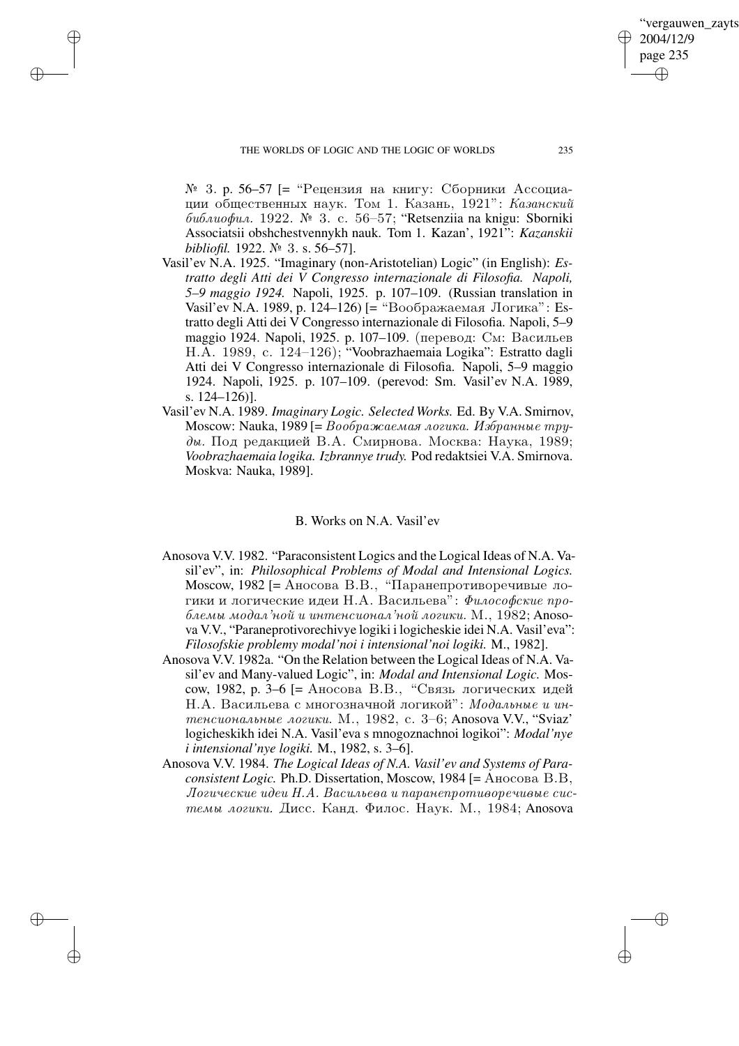№ 3. p. 56–57 [= "Рецензия на книгу: Сборники Ассоциации общественных наук. Том 1. Казань, 1921": *Казанский библиофил.* 1922. № 3. с. 56–57; "Retsenziia na knigu: Sborniki Associatsii obshchestvennykh nauk. Tom 1. Kazan', 1921": *Kazanskii bibliofil.* 1922. № 3. s. 56–57].

Vasil'ev N.A. 1925. "Imaginary (non-Aristotelian) Logic" (in English): *Estratto degli Atti dei V Congresso internazionale di Filosofia. Napoli, 5–9 maggio 1924.* Napoli, 1925. p. 107–109. (Russian translation in Vasil'ev N.A. 1989, p. 124–126) [= "Воображаемая Логика": Estratto degli Atti dei V Congresso internazionale di Filosofia. Napoli, 5–9 maggio 1924. Napoli, 1925. p. 107–109. (перевод: См: Васильев Н.А. 1989, с. 124–126); "Voobrazhaemaia Logika": Estratto dagli Atti dei V Congresso internazionale di Filosofia. Napoli, 5–9 maggio 1924. Napoli, 1925. p. 107–109. (perevod: Sm. Vasil'ev N.A. 1989, s. 124–126)].

Vasil'ev N.A. 1989. *Imaginary Logic. Selected Works.* Ed. By V.A. Smirnov, Moscow: Nauka, 1989 [= *Воображаемая логика. Избранные труды.* Под редакцией В.А. Смирнова. Москва: Наука, 1989; *Voobrazhaemaia logika. Izbrannye trudy.* Pod redaktsiei V.A. Smirnova. Moskva: Nauka, 1989].

## B. Works on N.A. Vasil'ev

Anosova V.V. 1982. "Paraconsistent Logics and the Logical Ideas of N.A. Vasil'ev", in: *Philosophical Problems of Modal and Intensional Logics.* Moscow, 1982 [= Аносова В.В., "Паранепротиворечивые логики и логические идеи Н.А. Васильева": *Философские проблемы модал'ной и интенсионал'ной логики.* М., 1982; Anosova V.V., "Paraneprotivorechivye logiki i logicheskie idei N.A. Vasil'eva": *Filosofskie problemy modal'noi i intensional'noi logiki.* M., 1982].

Anosova V.V. 1982a. "On the Relation between the Logical Ideas of N.A. Vasil'ev and Many-valued Logic", in: *Modal and Intensional Logic.* Moscow, 1982, p. 3–6 [= Аносова В.В., "Связь логических идей Н.А. Васильева с многозначной логикой": *Модальные и интенсиональные логики.* М., 1982, с. 3–6; Anosova V.V., "Sviaz' logicheskikh idei N.A. Vasil'eva s mnogoznachnoi logikoi": *Modal'nye i intensional'nye logiki.* M., 1982, s. 3–6].

Anosova V.V. 1984. *The Logical Ideas of N.A. Vasil'ev and Systems of Paraconsistent Logic.* Ph.D. Dissertation, Moscow, 1984 [= Аносова В.В, *Логические идеи Н.А. Васильева и паранепротиворечивые системы логики.* Дисс. Канд. Филос. Наук. М., 1984; Anosova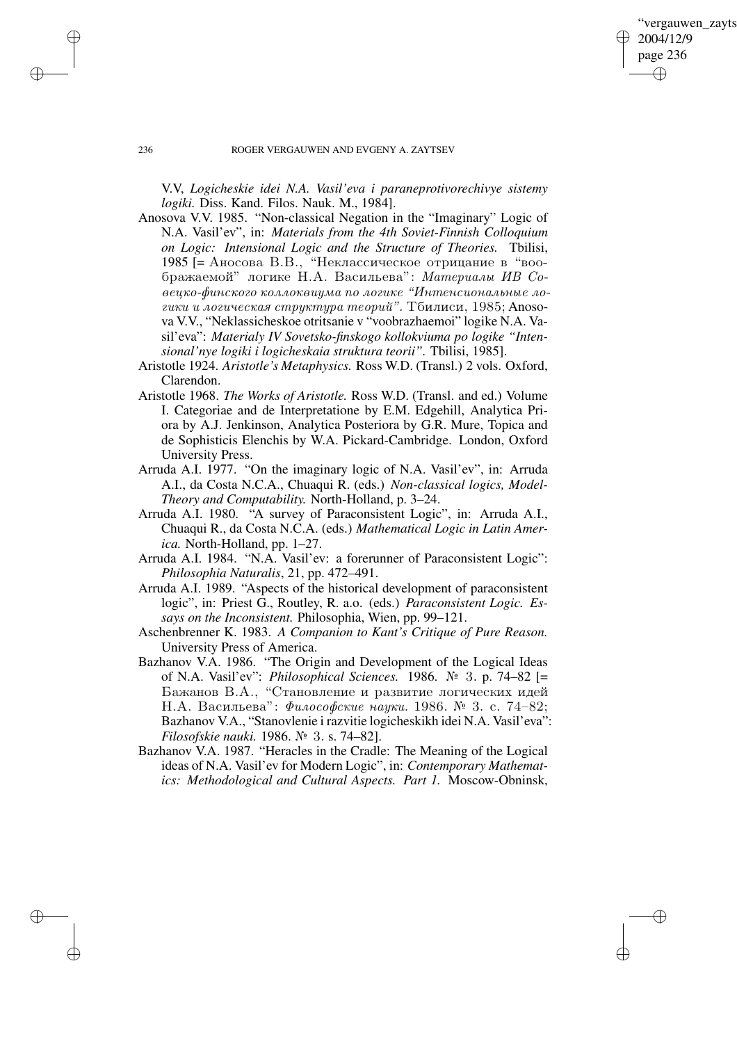V.V, *Logicheskie idei N.A. Vasil'eva i paraneprotivorechivye sistemy logiki.* Diss. Kand. Filos. Nauk. M., 1984].

Anosova V.V. 1985. "Non-classical Negation in the "Imaginary" Logic of N.A. Vasil'ev", in: *Materials from the 4th Soviet-Finnish Colloquium on Logic: Intensional Logic and the Structure of Theories.* Tbilisi, 1985 [= Аносова В.В., "Неклассическое отрицание в "воображаемой" логике Н.А. Васильева": *Материалы ИВ Советско-финского коллоквиума по логике "Интенсиональные логики и логическая структура теорий".* Тбилиси, 1985; Anosova V.V., "Neklassicheskoe otritsanie v "voobrazhaemoi" logike N.A. Vasil'eva": *Materialy IV Sovetsko-finskogo kollokviuma po logike "Intensional'nye logiki i logicheskaia struktura teorii".* Tbilisi, 1985].

Aristotle 1924. *Aristotle's Metaphysics.* Ross W.D. (Transl.) 2 vols. Oxford, Clarendon.

Aristotle 1968. *The Works of Aristotle.* Ross W.D. (Transl. and ed.) Volume I. Categoriae and de Interpretatione by E.M. Edgehill, Analytica Priora by A.J. Jenkinson, Analytica Posteriora by G.R. Mure, Topica and de Sophisticis Elenchis by W.A. Pickard-Cambridge. London, Oxford University Press.

Arruda A.I. 1977. "On the imaginary logic of N.A. Vasil'ev", in: Arruda A.I., da Costa N.C.A., Chuaqui R. (eds.) *Non-classical logics, Model-Theory and Computability.* North-Holland, p. 3–24.

Arruda A.I. 1980. "A survey of Paraconsistent Logic", in: Arruda A.I., Chuaqui R., da Costa N.C.A. (eds.) *Mathematical Logic in Latin America.* North-Holland, pp. 1–27.

Arruda A.I. 1984. "N.A. Vasil'ev: a forerunner of Paraconsistent Logic": *Philosophia Naturalis*, 21, pp. 472–491.

Arruda A.I. 1989. "Aspects of the historical development of paraconsistent logic", in: Priest G., Routley, R. a.o. (eds.) *Paraconsistent Logic. Essays on the Inconsistent.* Philosophia, Wien, pp. 99–121.

Aschenbrenner K. 1983. *A Companion to Kant's Critique of Pure Reason.* University Press of America.

Bazhanov V.A. 1986. "The Origin and Development of the Logical Ideas of N.A. Vasil'ev": *Philosophical Sciences.* 1986. № 3. p. 74–82 [= Бажанов В.А., "Становление и развитие логических идей Н.А. Васильева": *Философские науки.* 1986. № 3. с. 74–82; Bazhanov V.A., "Stanovlenie i razvitie logicheskikh idei N.A. Vasil'eva": *Filosofskie nauki.* 1986. № 3. s. 74–82].

Bazhanov V.A. 1987. "Heracles in the Cradle: The Meaning of the Logical ideas of N.A. Vasil'ev for Modern Logic", in: *Contemporary Mathematics: Methodological and Cultural Aspects. Part 1.* Moscow-Obninsk,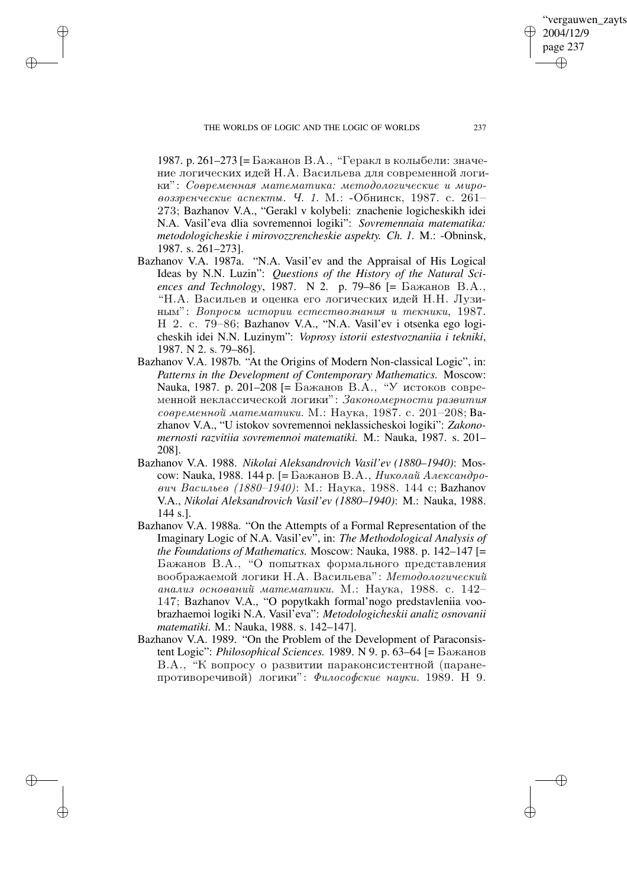1987. p. 261–273 [= Бажанов В.А., "Геракл в колыбели: значение логических идей Н.А. Васильева для современной логики": *Современная математика: методологические и мировоззренческие аспекты. Ч. 1.* М.: -Обнинск, 1987. с. 261–273; Bazhanov V.A., "Gerakl v kolybeli: znachenie logicheskikh idei N.A. Vasil'eva dlia sovremennoi logiki": *Sovremennaia matematika: metodologicheskie i mirovozzrencheskie aspekty. Ch. 1.* M.: -Obninsk, 1987. s. 261–273].

Bazhanov V.A. 1987a. "N.A. Vasil'ev and the Appraisal of His Logical Ideas by N.N. Luzin": *Questions of the History of the Natural Sciences and Technology*, 1987. N 2. p. 79–86 [= Бажанов В.А., "Н.А. Васильев и оценка его логических идей Н.Н. Лузиным": *Вопросы истории естествознания и техники*, 1987. Н 2. с. 79–86; Bazhanov V.A., "N.A. Vasil'ev i otsenka ego logicheskih idei N.N. Luzinym": *Voprosy istorii estestvoznaniia i tekniki*, 1987. N 2. s. 79–86].

Bazhanov V.A. 1987b. "At the Origins of Modern Non-classical Logic", in: *Patterns in the Development of Contemporary Mathematics.* Moscow: Nauka, 1987. p. 201–208 [= Бажанов В.А., "У истоков современной неклассической логики": *Закономерности развития современной математики.* М.: Наука, 1987. с. 201–208; Bazhanov V.A., "U istokov sovremennoi neklassicheskoi logiki": *Zakonomernosti razvitiia sovremennoi matematiki.* M.: Nauka, 1987. s. 201–208].

Bazhanov V.A. 1988. *Nikolai Aleksandrovich Vasil'ev (1880–1940)*: Moscow: Nauka, 1988. 144 p. [= Бажанов В.А., *Николай Александрович Васильев (1880–1940)*: М.: Наука, 1988. 144 с; Bazhanov V.A., *Nikolai Aleksandrovich Vasil'ev (1880–1940)*: M.: Nauka, 1988. 144 s.].

Bazhanov V.A. 1988a. "On the Attempts of a Formal Representation of the Imaginary Logic of N.A. Vasil'ev", in: *The Methodological Analysis of the Foundations of Mathematics.* Moscow: Nauka, 1988. p. 142–147 [= Бажанов В.А., "О попытках формального представления воображаемой логики Н.А. Васильева": *Методологический анализ оснований математики.* М.: Наука, 1988. с. 142–147; Bazhanov V.A., "O popytkakh formal'nogo predstavleniia voobrazhaemoi logiki N.A. Vasil'eva": *Metodologicheskii analiz osnovanii matematiki.* M.: Nauka, 1988. s. 142–147].

Bazhanov V.A. 1989. "On the Problem of the Development of Paraconsistent Logic": *Philosophical Sciences.* 1989. N 9. p. 63–64 [= Бажанов В.А., "К вопросу о развитии параконсистентной (паранепротиворечивой) логики": *Философские науки.* 1989. Н 9.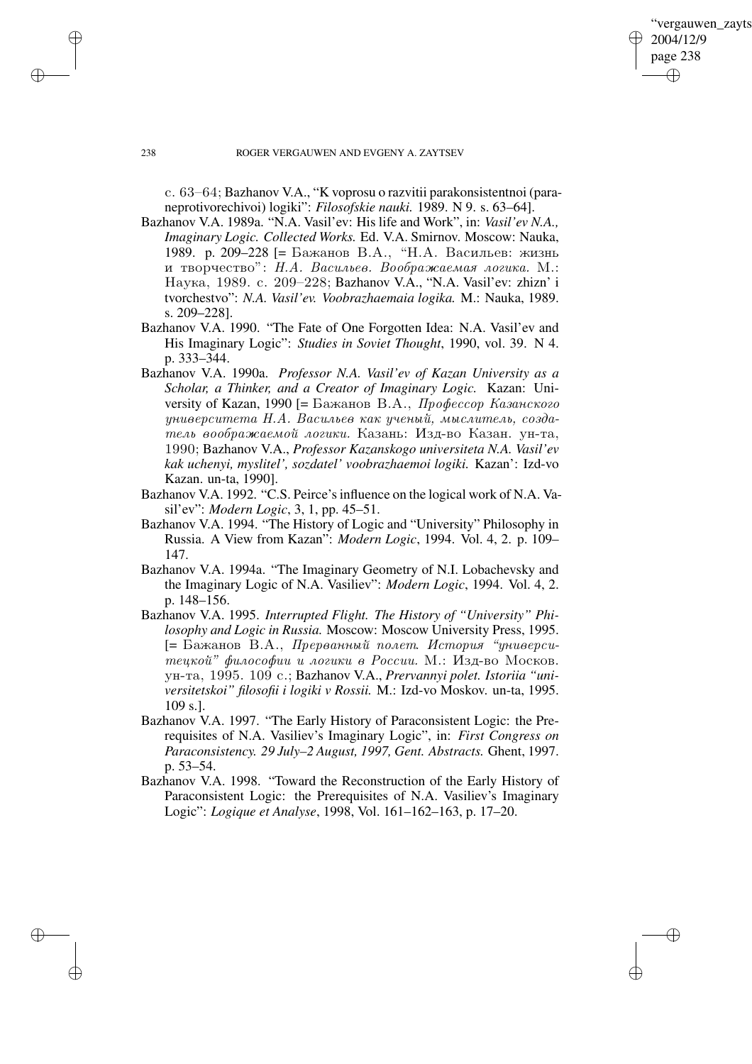с. 63–64; Bazhanov V.A., "K voprosu o razvitii parakonsistentnoi (paraneprotivorechivoi) logiki": *Filosofskie nauki.* 1989. N 9. s. 63–64].

Bazhanov V.A. 1989a. "N.A. Vasil'ev: His life and Work", in: *Vasil'ev N.A., Imaginary Logic. Collected Works.* Ed. V.A. Smirnov. Moscow: Nauka, 1989. p. 209–228 [= Бажанов В.А., "Н.А. Васильев: жизнь и творчество": *Н.А. Васильев. Воображаемая логика.* М.: Наука, 1989. с. 209–228; Bazhanov V.A., "N.A. Vasil'ev: zhizn' i tvorchestvo": *N.A. Vasil'ev. Voobrazhaemaia logika.* M.: Nauka, 1989. s. 209–228].

Bazhanov V.A. 1990. "The Fate of One Forgotten Idea: N.A. Vasil'ev and His Imaginary Logic": *Studies in Soviet Thought*, 1990, vol. 39. N 4. p. 333–344.

Bazhanov V.A. 1990a. *Professor N.A. Vasil'ev of Kazan University as a Scholar, a Thinker, and a Creator of Imaginary Logic.* Kazan: University of Kazan, 1990 [= Бажанов В.А., *Профессор Казанского университета Н.А. Васильев как ученый, мыслитель, создатель воображаемой логики.* Казань: Изд-во Казан. ун-та, 1990; Bazhanov V.A., *Professor Kazanskogo universiteta N.A. Vasil'ev kak uchenyi, myslitel', sozdatel' voobrazhaemoi logiki.* Kazan': Izd-vo Kazan. un-ta, 1990].

Bazhanov V.A. 1992. "C.S. Peirce's influence on the logical work of N.A. Vasil'ev": *Modern Logic*, 3, 1, pp. 45–51.

Bazhanov V.A. 1994. "The History of Logic and "University" Philosophy in Russia. A View from Kazan": *Modern Logic*, 1994. Vol. 4, 2. p. 109–147.

Bazhanov V.A. 1994a. "The Imaginary Geometry of N.I. Lobachevsky and the Imaginary Logic of N.A. Vasiliev": *Modern Logic*, 1994. Vol. 4, 2. p. 148–156.

Bazhanov V.A. 1995. *Interrupted Flight. The History of "University" Philosophy and Logic in Russia.* Moscow: Moscow University Press, 1995. [= Бажанов В.А., *Прерванный полет. История "университецкой" философии и логики в России.* М.: Изд-во Москов. ун-та, 1995. 109 с.; Bazhanov V.A., *Prervannyi polet. Istoriia "universitetskoi" filosofii i logiki v Rossii.* M.: Izd-vo Moskov. un-ta, 1995. 109 s.].

Bazhanov V.A. 1997. "The Early History of Paraconsistent Logic: the Prerequisites of N.A. Vasiliev's Imaginary Logic", in: *First Congress on Paraconsistency. 29 July–2 August, 1997, Gent. Abstracts.* Ghent, 1997. p. 53–54.

Bazhanov V.A. 1998. "Toward the Reconstruction of the Early History of Paraconsistent Logic: the Prerequisites of N.A. Vasiliev's Imaginary Logic": *Logique et Analyse*, 1998, Vol. 161–162–163, p. 17–20.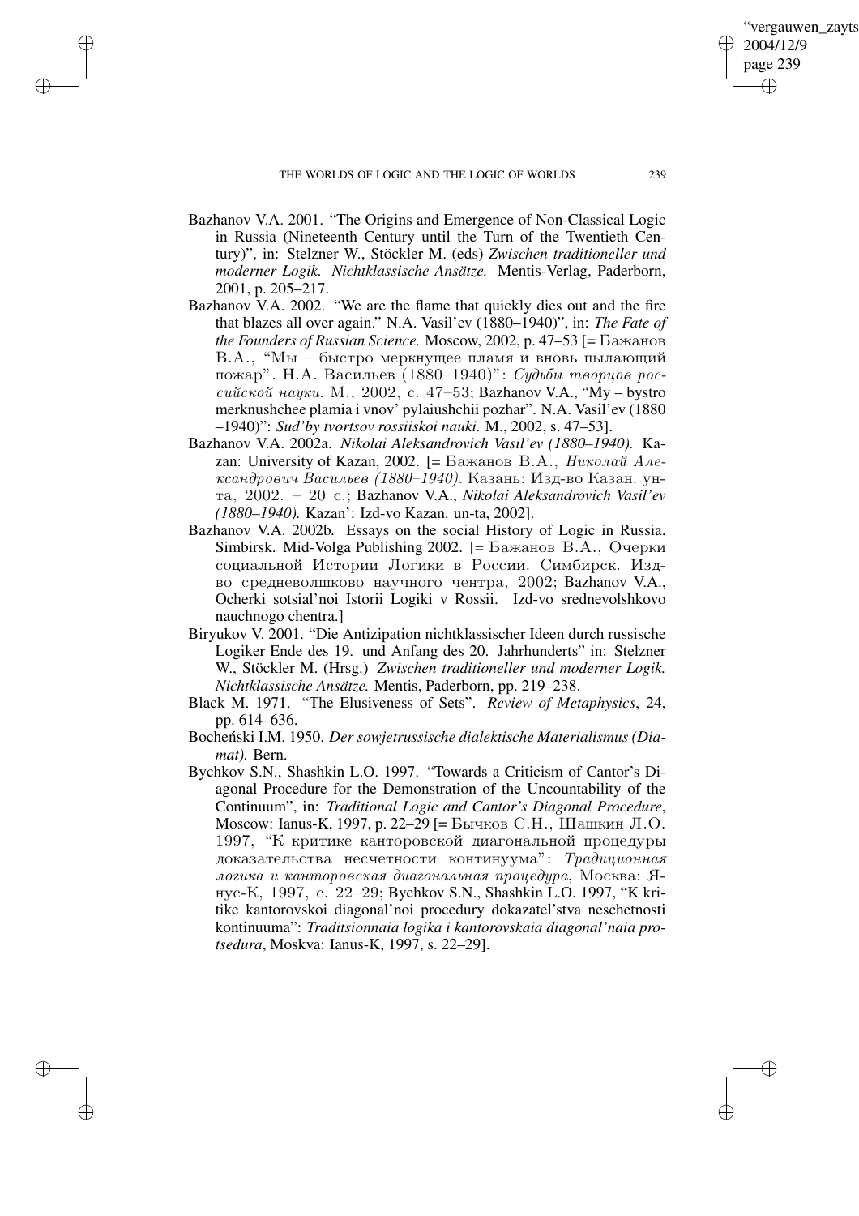Bazhanov V.A. 2001. "The Origins and Emergence of Non-Classical Logic in Russia (Nineteenth Century until the Turn of the Twentieth Century)", in: Stelzner W., Stöckler M. (eds) *Zwischen traditioneller und moderner Logik. Nichtklassische Ansätze.* Mentis-Verlag, Paderborn, 2001, p. 205–217.

Bazhanov V.A. 2002. "We are the flame that quickly dies out and the fire that blazes all over again." N.A. Vasil'ev (1880–1940)", in: *The Fate of the Founders of Russian Science.* Moscow, 2002, p. 47–53 [= Бажанов В.А., "Мы – быстро меркнущее пламя и вновь пылающий пожар". Н.А. Васильев (1880–1940)": *Судьбы творцов российской науки.* М., 2002, с. 47–53; Bazhanov V.A., "My – bystro merknushchee plamia i vnov' pylaiushchii pozhar". N.A. Vasil'ev (1880 –1940)": *Sud'by tvortsov rossiiskoi nauki.* M., 2002, s. 47–53].

Bazhanov V.A. 2002a. *Nikolai Aleksandrovich Vasil'ev (1880–1940).* Kazan: University of Kazan, 2002. [= Бажанов В.А., *Николай Александрович Васильев (1880–1940).* Казань: Изд-во Казан. ун-та, 2002. – 20 с.; Bazhanov V.A., *Nikolai Aleksandrovich Vasil'ev (1880–1940).* Kazan': Izd-vo Kazan. un-ta, 2002].

Bazhanov V.A. 2002b. Essays on the social History of Logic in Russia. Simbirsk. Mid-Volga Publishing 2002. [= Бажанов В.А., Очерки социальной Истории Логики в России. Симбирск. Изд-во средневолшково научного чентра, 2002; Bazhanov V.A., Ocherki sotsial'noi Istorii Logiki v Rossii. Izd-vo srednevolshkovo nauchnogo chentra.]

Biryukov V. 2001. "Die Antizipation nichtklassischer Ideen durch russische Logiker Ende des 19. und Anfang des 20. Jahrhunderts" in: Stelzner W., Stöckler M. (Hrsg.) *Zwischen traditioneller und moderner Logik. Nichtklassische Ansätze.* Mentis, Paderborn, pp. 219–238.

Black M. 1971. "The Elusiveness of Sets". *Review of Metaphysics*, 24, pp. 614–636.

Bocheński I.M. 1950. *Der sowjetrussische dialektische Materialismus (Diamat).* Bern.

Bychkov S.N., Shashkin L.O. 1997. "Towards a Criticism of Cantor's Diagonal Procedure for the Demonstration of the Uncountability of the Continuum", in: *Traditional Logic and Cantor's Diagonal Procedure*, Moscow: Ianus-K, 1997, p. 22–29 [= Бычков С.Н., Шашкин Л.О. 1997, "К критике канторовской диагональной процедуры доказательства несчетности континуума": *Традиционная логика и канторовская диагональная процедура*, Москва: Янус-К, 1997, с. 22–29; Bychkov S.N., Shashkin L.O. 1997, "K kritike kantorovskoi diagonal'noi procedury dokazatel'stva neschetnosti kontinuuma": *Traditsionnaia logika i kantorovskaia diagonal'naia protsedura*, Moskva: Ianus-K, 1997, s. 22–29].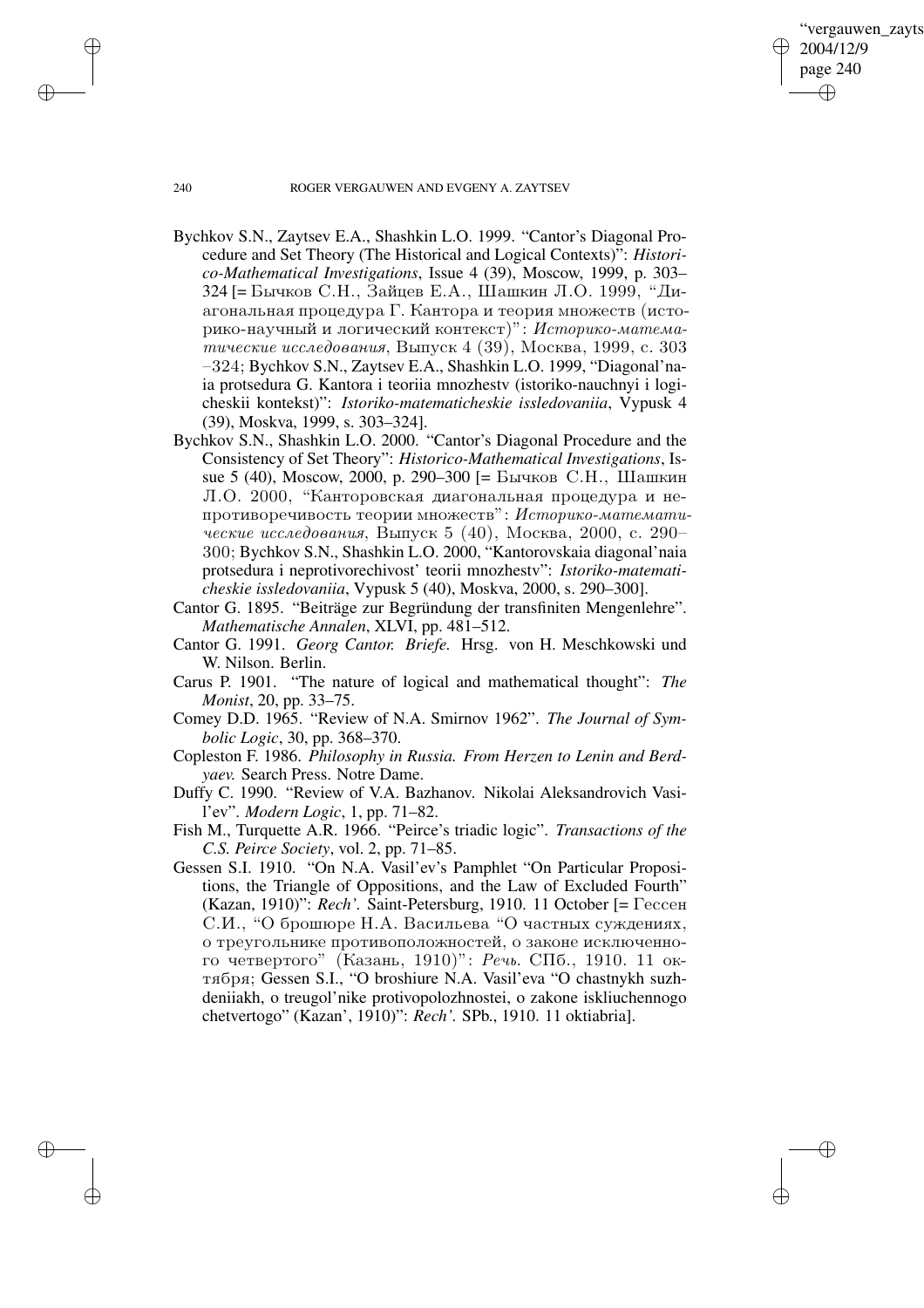Bychkov S.N., Zaytsev E.A., Shashkin L.O. 1999. "Cantor's Diagonal Procedure and Set Theory (The Historical and Logical Contexts)": *Historico-Mathematical Investigations*, Issue 4 (39), Moscow, 1999, p. 303–324 [= Бычков С.Н., Зайцев Е.А., Шашкин Л.О. 1999, "Диагональная процедура Г. Кантора и теория множеств (историко-научный и логический контекст)": *Историко-математические исследования*, Выпуск 4 (39), Москва, 1999, с. 303–324; Bychkov S.N., Zaytsev E.A., Shashkin L.O. 1999, "Diagonal'naia protsedura G. Kantora i teoriia mnozhestv (istoriko-nauchnyi i logicheskii kontekst)": *Istoriko-matematicheskie issledovaniia*, Vypusk 4 (39), Moskva, 1999, s. 303–324].

Bychkov S.N., Shashkin L.O. 2000. "Cantor's Diagonal Procedure and the Consistency of Set Theory": *Historico-Mathematical Investigations*, Issue 5 (40), Moscow, 2000, p. 290–300 [= Бычков С.Н., Шашкин Л.О. 2000, "Канторовская диагональная процедура и непротиворечивость теории множеств": *Историко-математические исследования*, Выпуск 5 (40), Москва, 2000, с. 290–300; Bychkov S.N., Shashkin L.O. 2000, "Kantorovskaia diagonal'naia protsedura i neprotivorechivost' teorii mnozhestv": *Istoriko-matematicheskie issledovaniia*, Vypusk 5 (40), Moskva, 2000, s. 290–300].

Cantor G. 1895. "Beiträge zur Begründung der transfiniten Mengenlehre". *Mathematische Annalen*, XLVI, pp. 481–512.

Cantor G. 1991. *Georg Cantor. Briefe.* Hrsg. von H. Meschkowski und W. Nilson. Berlin.

Carus P. 1901. "The nature of logical and mathematical thought": *The Monist*, 20, pp. 33–75.

Comey D.D. 1965. "Review of N.A. Smirnov 1962". *The Journal of Symbolic Logic*, 30, pp. 368–370.

Copleston F. 1986. *Philosophy in Russia. From Herzen to Lenin and Berdyaev.* Search Press. Notre Dame.

Duffy C. 1990. "Review of V.A. Bazhanov. Nikolai Aleksandrovich Vasil'ev". *Modern Logic*, 1, pp. 71–82.

Fish M., Turquette A.R. 1966. "Peirce's triadic logic". *Transactions of the C.S. Peirce Society*, vol. 2, pp. 71–85.

Gessen S.I. 1910. "On N.A. Vasil'ev's Pamphlet "On Particular Propositions, the Triangle of Oppositions, and the Law of Excluded Fourth" (Kazan, 1910)": *Rech'.* Saint-Petersburg, 1910. 11 October [= Гессен С.И., "О брошюре Н.А. Васильева "О частных суждениях, о треугольнике противоположностей, о законе исключенного четвертого" (Казань, 1910)": *Речь.* СПб., 1910. 11 октября; Gessen S.I., "O broshiure N.A. Vasil'eva "O chastnykh suzhdeniiakh, o treugol'nike protivopolozhnostei, o zakone iskliuchennogo chetvertogo" (Kazan', 1910)": *Rech'.* SPb., 1910. 11 oktiabria].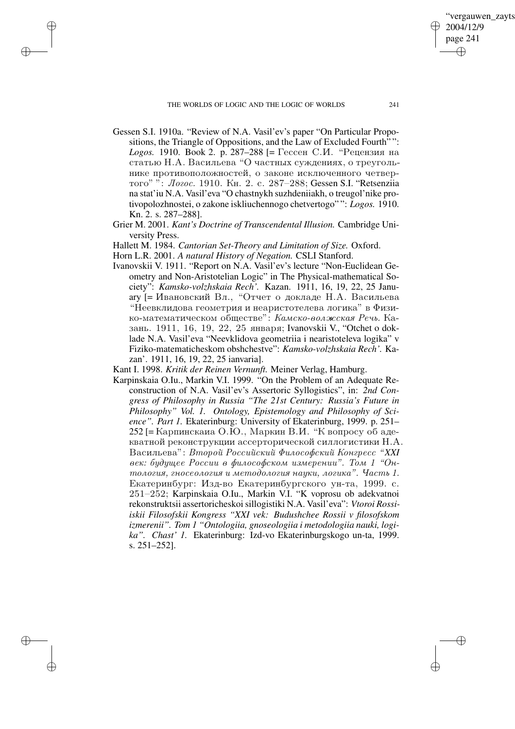Gessen S.I. 1910a. "Review of N.A. Vasil'ev's paper "On Particular Propositions, the Triangle of Oppositions, and the Law of Excluded Fourth" ": *Logos.* 1910. Book 2. p. 287–288 [= Гессен С.И. "Рецензия на статью Н.А. Васильева "О частных суждениях, о треугольнике противоположностей, о законе исключенного четвертого" ": *Логос.* 1910. Кн. 2. с. 287–288; Gessen S.I. "Retsenziia na stat'iu N.A. Vasil'eva "O chastnykh suzhdeniiakh, o treugol'nike protivopolozhnostei, o zakone iskliuchennogo chetvertogo" ": *Logos.* 1910. Kn. 2. s. 287–288].

Grier M. 2001. *Kant's Doctrine of Transcendental Illusion.* Cambridge University Press.

Hallett M. 1984. *Cantorian Set-Theory and Limitation of Size.* Oxford.

Horn L.R. 2001. *A natural History of Negation.* CSLI Stanford.

Ivanovskii V. 1911. "Report on N.A. Vasil'ev's lecture "Non-Euclidean Geometry and Non-Aristotelian Logic" in The Physical-mathematical Society": *Kamsko-volzhskaia Rech'.* Kazan. 1911, 16, 19, 22, 25 January [= Ивановский Вл., "Отчет о докладе Н.А. Васильева "Неевклидова геометрия и неаристотелева логика" в Физико-математическом обществе": *Камско-волжская Речь.* Казань. 1911, 16, 19, 22, 25 января; Ivanovskii V., "Otchet o doklade N.A. Vasil'eva "Neevklidova geometriia i nearistoteleva logika" v Fiziko-matematicheskom obshchestve": *Kamsko-volzhskaia Rech'.* Kazan'. 1911, 16, 19, 22, 25 ianvaria].

Kant I. 1998. *Kritik der Reinen Vernunft.* Meiner Verlag, Hamburg.

Karpinskaia O.Iu., Markin V.I. 1999. "On the Problem of an Adequate Reconstruction of N.A. Vasil'ev's Assertoric Syllogistics", in: *2nd Congress of Philosophy in Russia "The 21st Century: Russia's Future in Philosophy" Vol. 1. Ontology, Epistemology and Philosophy of Science". Part 1.* Ekaterinburg: University of Ekaterinburg, 1999. p. 251–252 [= Карпинскаиа О.Ю., Маркин В.И. "К вопросу об адекватной реконструкции ассерторической силлогистики Н.А. Васильева": *Второй Российский Философский Конгресс "XXI век: будущее России в философском измерении". Том 1 "Онтология, гносеология и методология науки, логика". Часть 1.* Екатеринбург: Изд-во Екатеринбургского ун-та, 1999. с. 251–252; Karpinskaia O.Iu., Markin V.I. "K voprosu ob adekvatnoi rekonstruktsii assertoricheskoi sillogistiki N.A. Vasil'eva": *Vtoroi Rossiiskii Filosofskii Kongress "XXI vek: Budushchee Rossii v filosofskom izmerenii". Tom 1 "Ontologiia, gnoseologiia i metodologiia nauki, logika". Chast' 1.* Ekaterinburg: Izd-vo Ekaterinburgskogo un-ta, 1999. s. 251–252].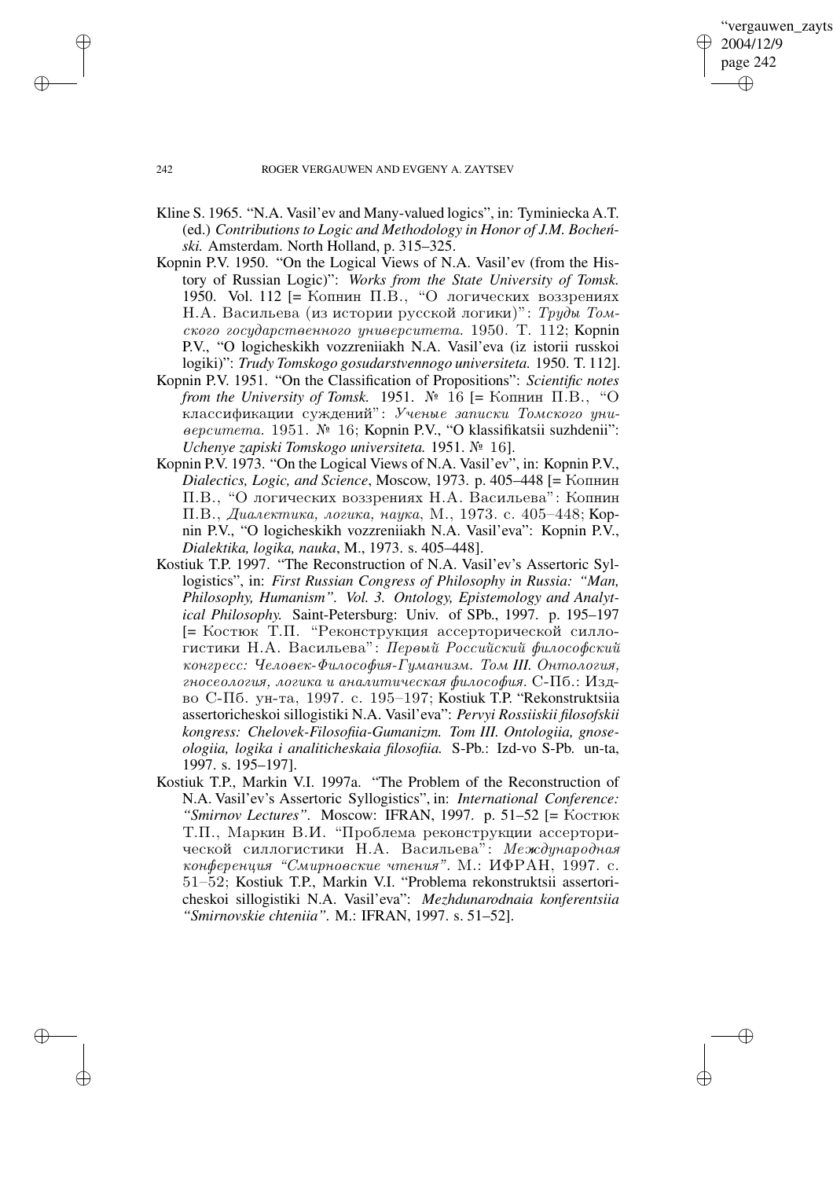Kline S. 1965. "N.A. Vasil'ev and Many-valued logics", in: Tyminiecka A.T. (ed.) *Contributions to Logic and Methodology in Honor of J.M. Bocheński.* Amsterdam. North Holland, p. 315–325.

Kopnin P.V. 1950. "On the Logical Views of N.A. Vasil'ev (from the History of Russian Logic)": *Works from the State University of Tomsk.* 1950. Vol. 112 [= Копнин П.В., "О логических воззрениях Н.А. Васильева (из истории русской логики)": *Труды Томского государственного университета.* 1950. Т. 112; Kopnin P.V., "O logicheskikh vozzreniiakh N.A. Vasil'eva (iz istorii russkoi logiki)": *Trudy Tomskogo gosudarstvennogo universiteta.* 1950. T. 112].

Kopnin P.V. 1951. "On the Classification of Propositions": *Scientific notes from the University of Tomsk.* 1951. № 16 [= Копнин П.В., "О классификации суждений": *Ученые записки Томского университета.* 1951. № 16; Kopnin P.V., "O klassifikatsii suzhdenii": *Uchenye zapiski Tomskogo universiteta.* 1951. № 16].

Kopnin P.V. 1973. "On the Logical Views of N.A. Vasil'ev", in: Kopnin P.V., *Dialectics, Logic, and Science*, Moscow, 1973. p. 405–448 [= Копнин П.В., "О логических воззрениях Н.А. Васильева": Копнин П.В., *Диалектика, логика, наука*, М., 1973. с. 405–448; Kopnin P.V., "O logicheskikh vozzreniiakh N.A. Vasil'eva": Kopnin P.V., *Dialektika, logika, nauka*, M., 1973. s. 405–448].

Kostiuk T.P. 1997. "The Reconstruction of N.A. Vasil'ev's Assertoric Syllogistics", in: *First Russian Congress of Philosophy in Russia: "Man, Philosophy, Humanism". Vol. 3. Ontology, Epistemology and Analytical Philosophy.* Saint-Petersburg: Univ. of SPb., 1997. p. 195–197 [= Костюк Т.П. "Реконструкция ассерторической силлогистики Н.А. Васильева": *Первый Российский философский конгресс: Человек-Философия-Гуманизм. Том III. Онтология, гносеология, логика и аналитическая философия.* С-Пб.: Изд-во С-Пб. ун-та, 1997. с. 195–197; Kostiuk T.P. "Rekonstruktsiia assertoricheskoi sillogistiki N.A. Vasil'eva": *Pervyi Rossiiskii filosofskii kongress: Chelovek-Filosofiia-Gumanizm. Tom III. Ontologiia, gnoseologiia, logika i analiticheskaia filosofiia.* S-Pb.: Izd-vo S-Pb. un-ta, 1997. s. 195–197].

Kostiuk T.P., Markin V.I. 1997a. "The Problem of the Reconstruction of N.A. Vasil'ev's Assertoric Syllogistics", in: *International Conference: "Smirnov Lectures".* Moscow: IFRAN, 1997. p. 51–52 [= Костюк Т.П., Маркин В.И. "Проблема реконструкции ассерторической силлогистики Н.А. Васильева": *Международная конференция "Смирновские чтения".* М.: ИФРАН, 1997. с. 51–52; Kostiuk T.P., Markin V.I. "Problema rekonstruktsii assertoricheskoi sillogistiki N.A. Vasil'eva": *Mezhdunarodnaia konferentsiia "Smirnovskie chteniia".* M.: IFRAN, 1997. s. 51–52].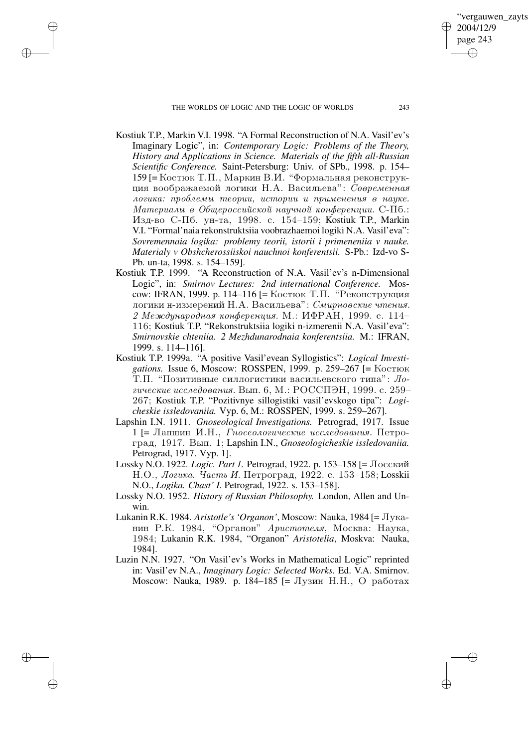Kostiuk T.P., Markin V.I. 1998. "A Formal Reconstruction of N.A. Vasil'ev's Imaginary Logic", in: *Contemporary Logic: Problems of the Theory, History and Applications in Science. Materials of the fifth all-Russian Scientific Conference.* Saint-Petersburg: Univ. of SPb., 1998. p. 154–159 [= Костюк Т.П., Маркин В.И. "Формальная реконструкция воображаемой логики Н.А. Васильева": *Современная логика: проблемы теории, истории и применения в науке. Материалы в Общероссийской научной конференции.* С-Пб.: Изд-во С-Пб. ун-та, 1998. с. 154–159; Kostiuk T.P., Markin V.I. "Formal'naia rekonstruktsiia voobrazhaemoi logiki N.A. Vasil'eva": *Sovremennaia logika: problemy teorii, istorii i primeneniia v nauke. Materialy v Obshcherossiiskoi nauchnoi konferentsii.* S-Pb.: Izd-vo S-Pb. un-ta, 1998. s. 154–159].

Kostiuk T.P. 1999. "A Reconstruction of N.A. Vasil'ev's n-Dimensional Logic", in: *Smirnov Lectures: 2nd international Conference.* Moscow: IFRAN, 1999. p. 114–116 [= Костюк Т.П. "Реконструкция логики н-измерений Н.А. Васильева": *Смирновские чтения. 2 Международная конференция.* М.: ИФРАН, 1999. с. 114–116; Kostiuk T.P. "Rekonstruktsiia logiki n-izmerenii N.A. Vasil'eva": *Smirnovskie chteniia. 2 Mezhdunarodnaia konferentsiia.* M.: IFRAN, 1999. s. 114–116].

Kostiuk T.P. 1999a. "A positive Vasil'evean Syllogistics": *Logical Investigations.* Issue 6, Moscow: ROSSPEN, 1999. p. 259–267 [= Костюк Т.П. "Позитивные силлогистики васильевского типа": *Логические исследования.* Вып. 6, М.: РОССПЭН, 1999. с. 259–267; Kostiuk T.P. "Pozitivnye sillogistiki vasil'evskogo tipa": *Logicheskie issledovaniia.* Vyp. 6, M.: ROSSPEN, 1999. s. 259–267].

Lapshin I.N. 1911. *Gnoseological Investigations.* Petrograd, 1917. Issue 1 [= Лапшин И.Н., *Гносеологические исследования.* Петроград, 1917. Вып. 1; Lapshin I.N., *Gnoseologicheskie issledovaniia.* Petrograd, 1917. Vyp. 1].

Lossky N.O. 1922. *Logic. Part 1.* Petrograd, 1922. p. 153–158 [= Лосский Н.О., *Логика. Часть И.* Петроград, 1922. с. 153–158; Losskii N.O., *Logika. Chast' I.* Petrograd, 1922. s. 153–158].

Lossky N.O. 1952. *History of Russian Philosophy.* London, Allen and Unwin.

Lukanin R.K. 1984. *Aristotle's 'Organon'*, Moscow: Nauka, 1984 [= Луканин Р.К. 1984, "Органон" *Аристотеля*, Москва: Наука, 1984; Lukanin R.K. 1984, "Organon" *Aristotelia*, Moskva: Nauka, 1984].

Luzin N.N. 1927. "On Vasil'ev's Works in Mathematical Logic" reprinted in: Vasil'ev N.A., *Imaginary Logic: Selected Works.* Ed. V.A. Smirnov. Moscow: Nauka, 1989. p. 184–185 [= Лузин Н.Н., О работах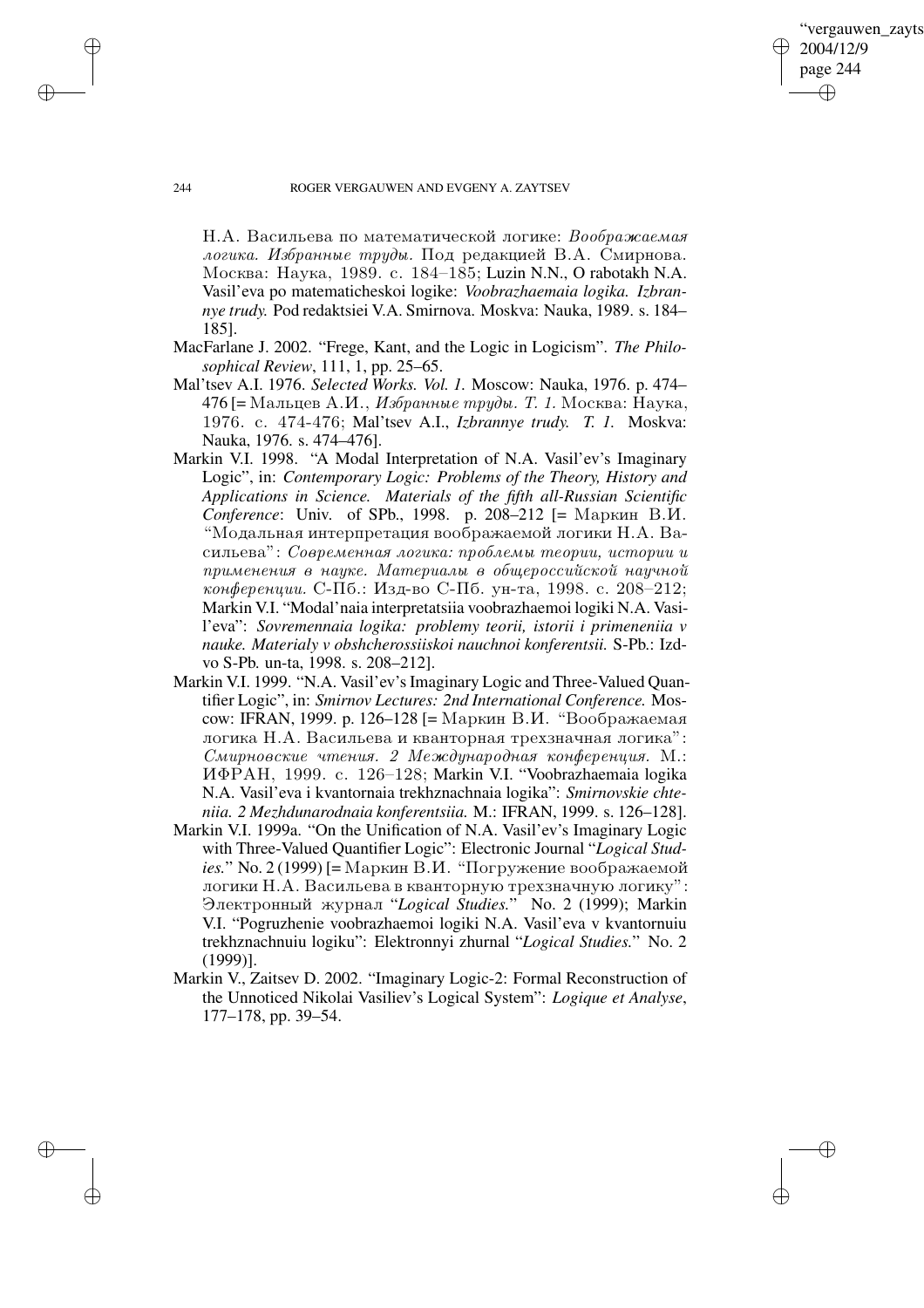Н.А. Васильева по математической логике: *Воображаемая логика. Избранные труды.* Под редакцией В.А. Смирнова. Москва: Наука, 1989. с. 184–185; Luzin N.N., O rabotakh N.A. Vasil'eva po matematicheskoi logike: *Voobrazhaemaia logika. Izbrannye trudy.* Pod redaktsiei V.A. Smirnova. Moskva: Nauka, 1989. s. 184–185].

MacFarlane J. 2002. "Frege, Kant, and the Logic in Logicism". *The Philosophical Review*, 111, 1, pp. 25–65.

Mal'tsev A.I. 1976. *Selected Works. Vol. 1.* Moscow: Nauka, 1976. p. 474–476 [= Мальцев А.И., *Избранные труды. Т. 1.* Москва: Наука, 1976. с. 474-476; Mal'tsev A.I., *Izbrannye trudy. T. 1.* Moskva: Nauka, 1976. s. 474–476].

Markin V.I. 1998. "A Modal Interpretation of N.A. Vasil'ev's Imaginary Logic", in: *Contemporary Logic: Problems of the Theory, History and Applications in Science. Materials of the fifth all-Russian Scientific Conference*: Univ. of SPb., 1998. p. 208–212 [= Маркин В.И. "Модальная интерпретация воображаемой логики Н.А. Васильева": *Современная логика: проблемы теории, истории и применения в науке. Материалы в общероссийской научной конференции.* С-Пб.: Изд-во С-Пб. ун-та, 1998. с. 208–212; Markin V.I. "Modal'naia interpretatsiia voobrazhaemoi logiki N.A. Vasil'eva": *Sovremennaia logika: problemy teorii, istorii i primeneniia v nauke. Materialy v obshcherossiiskoi nauchnoi konferentsii.* S-Pb.: Izd-vo S-Pb. un-ta, 1998. s. 208–212].

Markin V.I. 1999. "N.A. Vasil'ev's Imaginary Logic and Three-Valued Quantifier Logic", in: *Smirnov Lectures: 2nd International Conference.* Moscow: IFRAN, 1999. p. 126–128 [= Маркин В.И. "Воображаемая логика Н.А. Васильева и кванторная трехзначная логика": *Смирновские чтения. 2 Международная конференция.* М.: ИФРАН, 1999. с. 126–128; Markin V.I. "Voobrazhaemaia logika N.A. Vasil'eva i kvantornaia trekhznachnaia logika": *Smirnovskie chteniia. 2 Mezhdunarodnaia konferentsiia.* M.: IFRAN, 1999. s. 126–128].

Markin V.I. 1999a. "On the Unification of N.A. Vasil'ev's Imaginary Logic with Three-Valued Quantifier Logic": Electronic Journal "*Logical Studies.*" No. 2 (1999) [= Маркин В.И. "Погружение воображаемой логики Н.А. Васильева в кванторную трехзначную логику": Электронный журнал "*Logical Studies.*" No. 2 (1999); Markin V.I. "Pogruzhenie voobrazhaemoi logiki N.A. Vasil'eva v kvantornuiu trekhznachnuiu logiku": Elektronnyi zhurnal "*Logical Studies.*" No. 2 (1999)].

Markin V., Zaitsev D. 2002. "Imaginary Logic-2: Formal Reconstruction of the Unnoticed Nikolai Vasiliev's Logical System": *Logique et Analyse*, 177–178, pp. 39–54.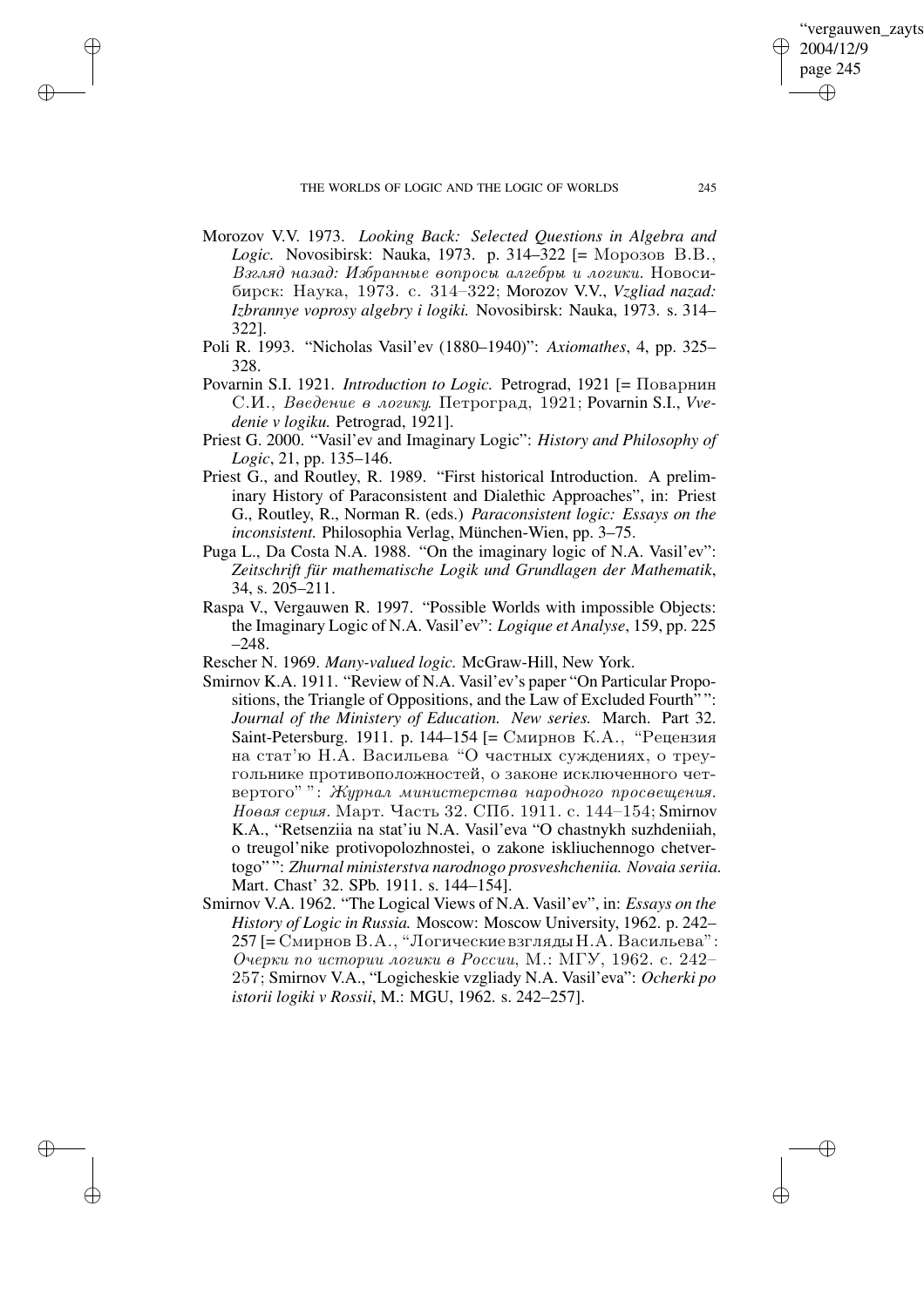Morozov V.V. 1973. *Looking Back: Selected Questions in Algebra and Logic.* Novosibirsk: Nauka, 1973. p. 314–322 [= Морозов В.В., *Взгляд назад: Избранные вопросы алгебры и логики.* Новосибирск: Наука, 1973. с. 314–322; Morozov V.V., *Vzgliad nazad: Izbrannye voprosy algebry i logiki.* Novosibirsk: Nauka, 1973. s. 314–322].

Poli R. 1993. "Nicholas Vasil'ev (1880–1940)": *Axiomathes*, 4, pp. 325–328.

Povarnin S.I. 1921. *Introduction to Logic.* Petrograd, 1921 [= Поварнин С.И., *Введение в логику.* Петроград, 1921; Povarnin S.I., *Vvedenie v logiku.* Petrograd, 1921].

Priest G. 2000. "Vasil'ev and Imaginary Logic": *History and Philosophy of Logic*, 21, pp. 135–146.

Priest G., and Routley, R. 1989. "First historical Introduction. A preliminary History of Paraconsistent and Dialethic Approaches", in: Priest G., Routley, R., Norman R. (eds.) *Paraconsistent logic: Essays on the inconsistent.* Philosophia Verlag, München-Wien, pp. 3–75.

Puga L., Da Costa N.A. 1988. "On the imaginary logic of N.A. Vasil'ev": *Zeitschrift für mathematische Logik und Grundlagen der Mathematik*, 34, s. 205–211.

Raspa V., Vergauwen R. 1997. "Possible Worlds with impossible Objects: the Imaginary Logic of N.A. Vasil'ev": *Logique et Analyse*, 159, pp. 225–248.

Rescher N. 1969. *Many-valued logic.* McGraw-Hill, New York.

Smirnov K.A. 1911. "Review of N.A. Vasil'ev's paper "On Particular Propositions, the Triangle of Oppositions, and the Law of Excluded Fourth"": *Journal of the Ministry of Education. New series.* March. Part 32. Saint-Petersburg. 1911. p. 144–154 [= Смирнов К.А., "Рецензия на стат'ю Н.А. Васильева "О частных суждениях, о треугольнике противоположностей, о законе исключенного четвертого"": *Журнал министерства народного просвещения. Новая серия.* Март. Часть 32. СПб. 1911. с. 144–154; Smirnov K.A., "Retsenziia na stat'iu N.A. Vasil'eva "O chastnykh suzhdeniiah, o treugol'nike protivopolozhnostei, o zakone iskliuchennogo chetvertogo"": *Zhurnal ministerstva narodnogo prosveshcheniia. Novaia seriia.* Mart. Chast' 32. SPb. 1911. s. 144–154].

Smirnov V.A. 1962. "The Logical Views of N.A. Vasil'ev", in: *Essays on the History of Logic in Russia.* Moscow: Moscow University, 1962. p. 242–257 [= Смирнов В.А., "Логические взгляды Н.А. Васильева": *Очерки по истории логики в России*, М.: МГУ, 1962. с. 242–257; Smirnov V.A., "Logicheskie vzgliady N.A. Vasil'eva": *Ocherki po istorii logiki v Rossii*, M.: MGU, 1962. s. 242–257].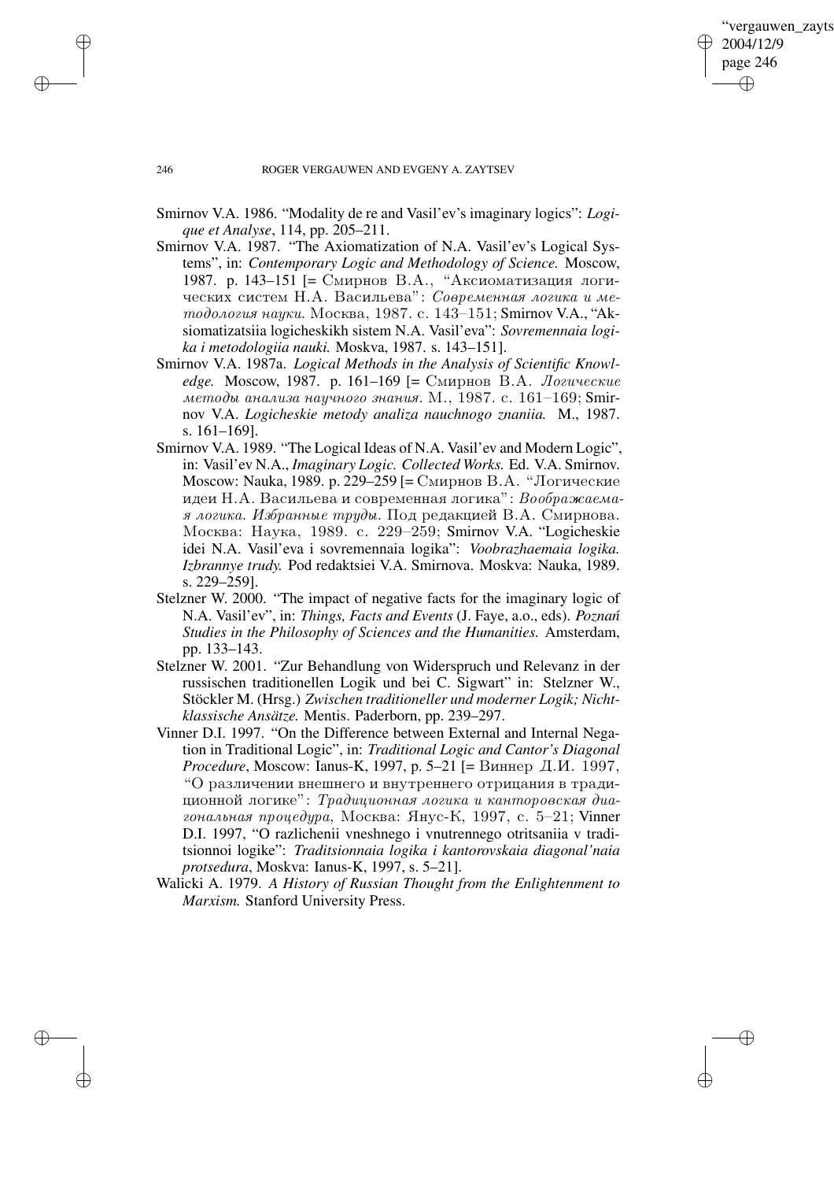Smirnov V.A. 1986. "Modality de re and Vasil'ev's imaginary logics": *Logique et Analyse*, 114, pp. 205–211.

Smirnov V.A. 1987. "The Axiomatization of N.A. Vasil'ev's Logical Systems", in: *Contemporary Logic and Methodology of Science.* Moscow, 1987. p. 143–151 [= Смирнов В.А., "Аксиоматизация логических систем Н.А. Васильева": *Современная логика и методология науки.* Москва, 1987. с. 143–151; Smirnov V.A., "Aksiomatizatsiia logicheskikh sistem N.A. Vasil'eva": *Sovremennaia logika i metodologiia nauki.* Moskva, 1987. s. 143–151].

Smirnov V.A. 1987a. *Logical Methods in the Analysis of Scientific Knowledge.* Moscow, 1987. p. 161–169 [= Смирнов В.А. *Логические методы анализа научного знания.* М., 1987. с. 161–169; Smirnov V.A. *Logicheskie metody analiza nauchnogo znaniia.* M., 1987. s. 161–169].

Smirnov V.A. 1989. "The Logical Ideas of N.A. Vasil'ev and Modern Logic", in: Vasil'ev N.A., *Imaginary Logic. Collected Works.* Ed. V.A. Smirnov. Moscow: Nauka, 1989. p. 229–259 [= Смирнов В.А. "Логические идеи Н.А. Васильева и современная логика": *Воображаемая логика. Избранные труды.* Под редакцией В.А. Смирнова. Москва: Наука, 1989. с. 229–259; Smirnov V.A. "Logicheskie idei N.A. Vasil'eva i sovremennaia logika": *Voobrazhaemaia logika. Izbrannye trudy.* Pod redaktsiei V.A. Smirnova. Moskva: Nauka, 1989. s. 229–259].

Stelzner W. 2000. "The impact of negative facts for the imaginary logic of N.A. Vasil'ev", in: *Things, Facts and Events* (J. Faye, a.o., eds). *Poznań Studies in the Philosophy of Sciences and the Humanities.* Amsterdam, pp. 133–143.

Stelzner W. 2001. "Zur Behandlung von Widerspruch und Relevanz in der russischen traditionellen Logik und bei C. Sigwart" in: Stelzner W., Stöckler M. (Hrsg.) *Zwischen traditioneller und moderner Logik; Nichtklassische Ansätze.* Mentis. Paderborn, pp. 239–297.

Vinner D.I. 1997. "On the Difference between External and Internal Negation in Traditional Logic", in: *Traditional Logic and Cantor's Diagonal Procedure*, Moscow: Ianus-K, 1997, p. 5–21 [= Виннер Д.И. 1997, "О различении внешнего и внутреннего отрицания в традиционной логике": *Традиционная логика и канторовская диагональная процедура*, Москва: Янус-К, 1997, с. 5–21; Vinner D.I. 1997, "O razlichenii vneshnego i vnutrennego otritsaniia v traditsionnoi logike": *Traditsionnaia logika i kantorovskaia diagonal'naia protsedura*, Moskva: Ianus-K, 1997, s. 5–21].

Walicki A. 1979. *A History of Russian Thought from the Enlightenment to Marxism.* Stanford University Press.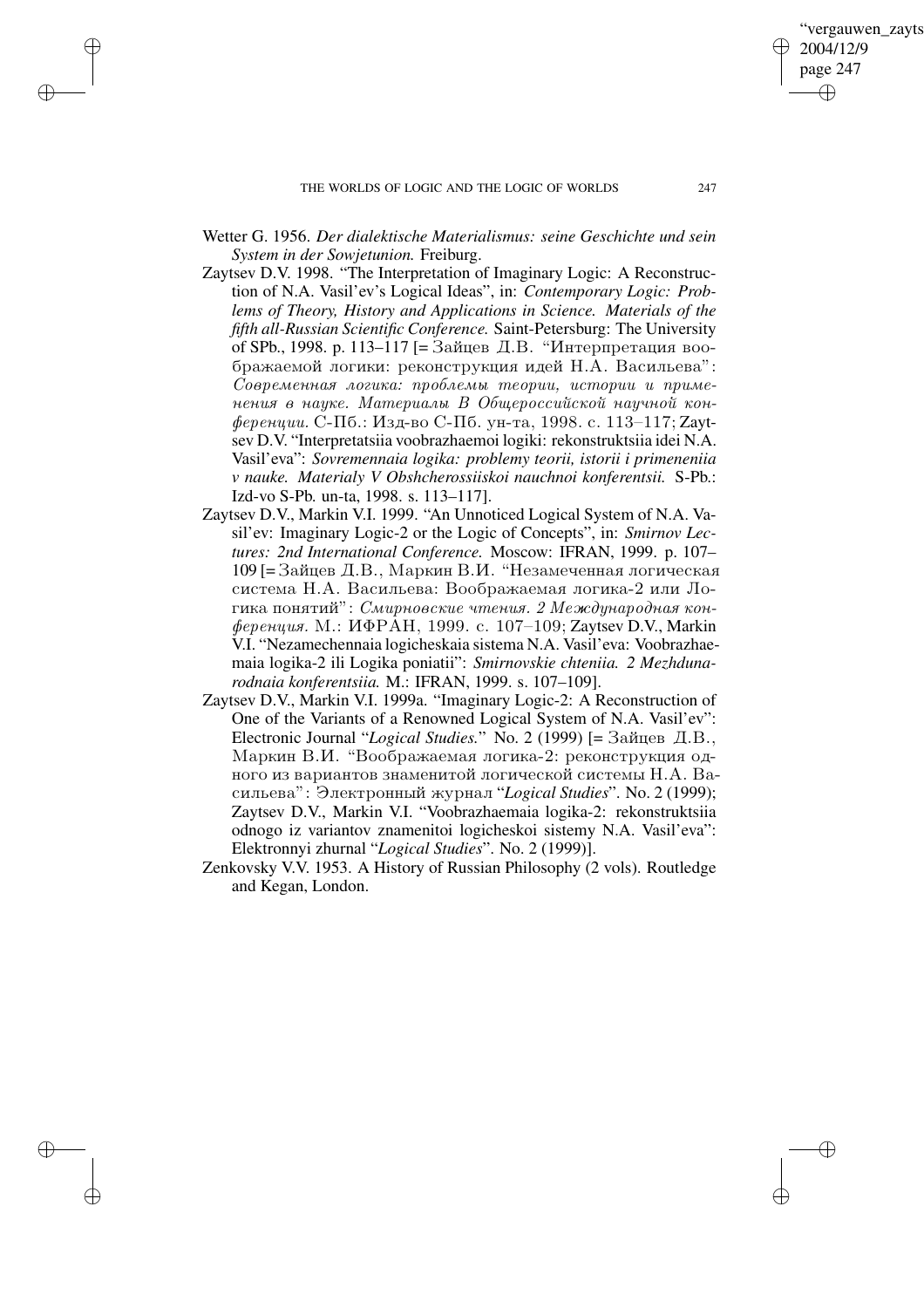Wetter G. 1956. *Der dialektische Materialismus: seine Geschichte und sein System in der Sowjetunion.* Freiburg.

Zaytsev D.V. 1998. "The Interpretation of Imaginary Logic: A Reconstruction of N.A. Vasil'ev's Logical Ideas", in: *Contemporary Logic: Problems of Theory, History and Applications in Science. Materials of the fifth all-Russian Scientific Conference.* Saint-Petersburg: The University of SPb., 1998. p. 113–117 [= Зайцев Д.В. "Интерпретация воображаемой логики: реконструкция идей Н.А. Васильева": *Современная логика: проблемы теории, истории и применения в науке. Материалы В Общероссийской научной конференции.* С-Пб.: Изд-во С-Пб. ун-та, 1998. с. 113–117; Zaytsev D.V. "Interpretatsiia voobrazhaemoi logiki: rekonstruktsiia idei N.A. Vasil'eva": *Sovremennaia logika: problemy teorii, istorii i primeneniia v nauke. Materialy V Obshcherossiiskoi nauchnoi konferentsii.* S-Pb.: Izd-vo S-Pb. un-ta, 1998. s. 113–117].

Zaytsev D.V., Markin V.I. 1999. "An Unnoticed Logical System of N.A. Vasil'ev: Imaginary Logic-2 or the Logic of Concepts", in: *Smirnov Lectures: 2nd International Conference.* Moscow: IFRAN, 1999. p. 107–109 [= Зайцев Д.В., Маркин В.И. "Незамеченная логическая система Н.А. Васильева: Воображаемая логика-2 или Логика понятий": *Смирновские чтения. 2 Международная конференция.* М.: ИФРАН, 1999. с. 107–109; Zaytsev D.V., Markin V.I. "Nezamechennaia logicheskaia sistema N.A. Vasil'eva: Voobrazhaemaia logika-2 ili Logika poniatii": *Smirnovskie chteniia. 2 Mezhdunarodnaia konferentsiia.* M.: IFRAN, 1999. s. 107–109].

Zaytsev D.V., Markin V.I. 1999a. "Imaginary Logic-2: A Reconstruction of One of the Variants of a Renowned Logical System of N.A. Vasil'ev": Electronic Journal "*Logical Studies.*" No. 2 (1999) [= Зайцев Д.В., Маркин В.И. "Воображаемая логика-2: реконструкция одного из вариантов знаменитой логической системы Н.А. Васильева": Электронный журнал "*Logical Studies*". No. 2 (1999); Zaytsev D.V., Markin V.I. "Voobrazhaemaia logika-2: rekonstruktsiia odnogo iz variantov znamenitoi logicheskoi sistemy N.A. Vasil'eva": Elektronnyi zhurnal "*Logical Studies*". No. 2 (1999)].

Zenkovsky V.V. 1953. A History of Russian Philosophy (2 vols). Routledge and Kegan, London.